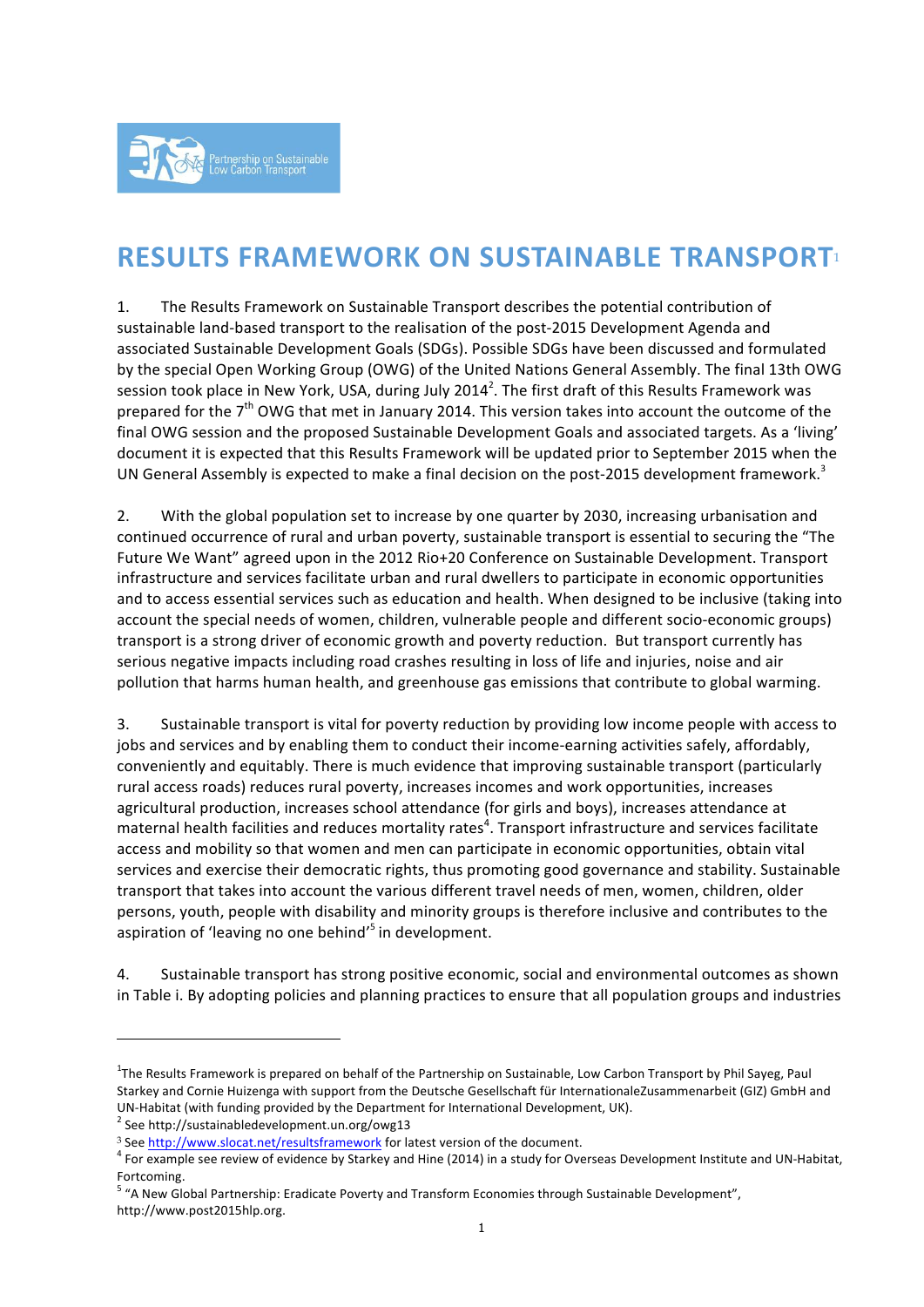Partnership on Sustainable Low Carbon Transport

# RESULTS FRAMEWORK ON SUSTAINABLE TRANSPORT[1]

1. The Results Framework on Sustainable Transport describes the potential contribution of sustainable land-based transport to the realisation of the post-2015 Development Agenda and associated Sustainable Development Goals (SDGs). Possible SDGs have been discussed and formulated by the special Open Working Group (OWG) of the United Nations General Assembly. The final 13th OWG session took place in New York, USA, during July 2014[2]. The first draft of this Results Framework was prepared for the 7th OWG that met in January 2014. This version takes into account the outcome of the final OWG session and the proposed Sustainable Development Goals and associated targets. As a 'living' document it is expected that this Results Framework will be updated prior to September 2015 when the UN General Assembly is expected to make a final decision on the post-2015 development framework.[3]

2. With the global population set to increase by one quarter by 2030, increasing urbanisation and continued occurrence of rural and urban poverty, sustainable transport is essential to securing the "The Future We Want" agreed upon in the 2012 Rio+20 Conference on Sustainable Development. Transport infrastructure and services facilitate urban and rural dwellers to participate in economic opportunities and to access essential services such as education and health. When designed to be inclusive (taking into account the special needs of women, children, vulnerable people and different socio-economic groups) transport is a strong driver of economic growth and poverty reduction. But transport currently has serious negative impacts including road crashes resulting in loss of life and injuries, noise and air pollution that harms human health, and greenhouse gas emissions that contribute to global warming.

3. Sustainable transport is vital for poverty reduction by providing low income people with access to jobs and services and by enabling them to conduct their income-earning activities safely, affordably, conveniently and equitably. There is much evidence that improving sustainable transport (particularly rural access roads) reduces rural poverty, increases incomes and work opportunities, increases agricultural production, increases school attendance (for girls and boys), increases attendance at maternal health facilities and reduces mortality rates[4]. Transport infrastructure and services facilitate access and mobility so that women and men can participate in economic opportunities, obtain vital services and exercise their democratic rights, thus promoting good governance and stability. Sustainable transport that takes into account the various different travel needs of men, women, children, older persons, youth, people with disability and minority groups is therefore inclusive and contributes to the aspiration of 'leaving no one behind'[5] in development.

4. Sustainable transport has strong positive economic, social and environmental outcomes as shown in Table i. By adopting policies and planning practices to ensure that all population groups and industries

---

[1] The Results Framework is prepared on behalf of the Partnership on Sustainable, Low Carbon Transport by Phil Sayeg, Paul Starkey and Cornie Huizenga with support from the Deutsche Gesellschaft für InternationaleZusammenarbeit (GIZ) GmbH and UN-Habitat (with funding provided by the Department for International Development, UK).

[2] See http://sustainabledevelopment.un.org/owg13

[3] See http://www.slocat.net/resultsframework for latest version of the document.

[4] For example see review of evidence by Starkey and Hine (2014) in a study for Overseas Development Institute and UN-Habitat, Fortcoming.

[5] "A New Global Partnership: Eradicate Poverty and Transform Economies through Sustainable Development", http://www.post2015hlp.org.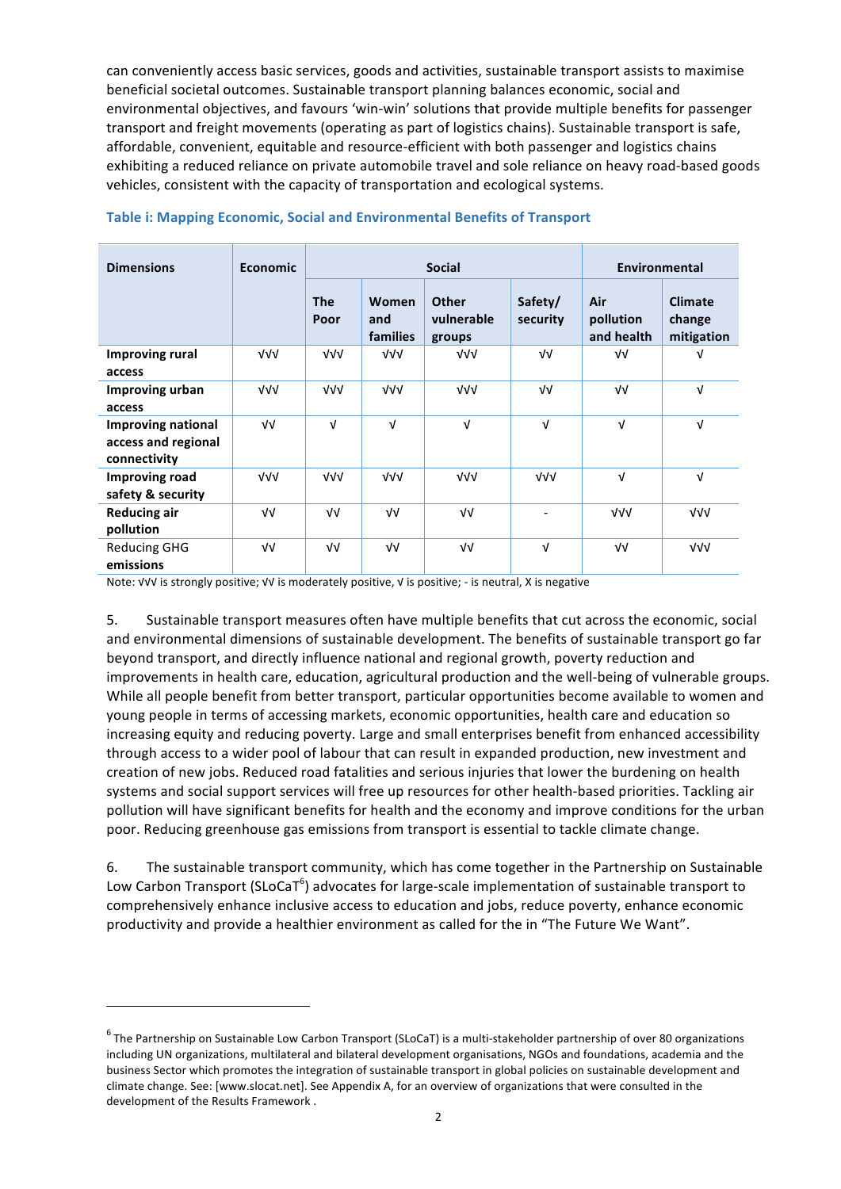can conveniently access basic services, goods and activities, sustainable transport assists to maximise beneficial societal outcomes. Sustainable transport planning balances economic, social and environmental objectives, and favours 'win-win' solutions that provide multiple benefits for passenger transport and freight movements (operating as part of logistics chains). Sustainable transport is safe, affordable, convenient, equitable and resource-efficient with both passenger and logistics chains exhibiting a reduced reliance on private automobile travel and sole reliance on heavy road-based goods vehicles, consistent with the capacity of transportation and ecological systems.

**Table i: Mapping Economic, Social and Environmental Benefits of Transport**

| Dimensions | Economic | Social | | | | Environmental | |
|---|---|---|---|---|---|---|---|
| | | The Poor | Women and families | Other vulnerable groups | Safety/ security | Air pollution and health | Climate change mitigation |
| **Improving rural access** | √√√ | √√√ | √√√ | √√√ | √√ | √√ | √ |
| **Improving urban access** | √√√ | √√√ | √√√ | √√√ | √√ | √√ | √ |
| **Improving national access and regional connectivity** | √√ | √ | √ | √ | √ | √ | √ |
| **Improving road safety & security** | √√√ | √√√ | √√√ | √√√ | √√√ | √ | √ |
| **Reducing air pollution** | √√ | √√ | √√ | √√ | - | √√√ | √√√ |
| Reducing GHG **emissions** | √√ | √√ | √√ | √√ | √ | √√ | √√√ |

Note: √√√ is strongly positive; √√ is moderately positive, √ is positive; - is neutral, X is negative

5. Sustainable transport measures often have multiple benefits that cut across the economic, social and environmental dimensions of sustainable development. The benefits of sustainable transport go far beyond transport, and directly influence national and regional growth, poverty reduction and improvements in health care, education, agricultural production and the well-being of vulnerable groups. While all people benefit from better transport, particular opportunities become available to women and young people in terms of accessing markets, economic opportunities, health care and education so increasing equity and reducing poverty. Large and small enterprises benefit from enhanced accessibility through access to a wider pool of labour that can result in expanded production, new investment and creation of new jobs. Reduced road fatalities and serious injuries that lower the burdening on health systems and social support services will free up resources for other health-based priorities. Tackling air pollution will have significant benefits for health and the economy and improve conditions for the urban poor. Reducing greenhouse gas emissions from transport is essential to tackle climate change.

6. The sustainable transport community, which has come together in the Partnership on Sustainable Low Carbon Transport (SLoCaT[6]) advocates for large-scale implementation of sustainable transport to comprehensively enhance inclusive access to education and jobs, reduce poverty, enhance economic productivity and provide a healthier environment as called for the in "The Future We Want".

---

[6] The Partnership on Sustainable Low Carbon Transport (SLoCaT) is a multi-stakeholder partnership of over 80 organizations including UN organizations, multilateral and bilateral development organisations, NGOs and foundations, academia and the business Sector which promotes the integration of sustainable transport in global policies on sustainable development and climate change. See: [www.slocat.net]. See Appendix A, for an overview of organizations that were consulted in the development of the Results Framework .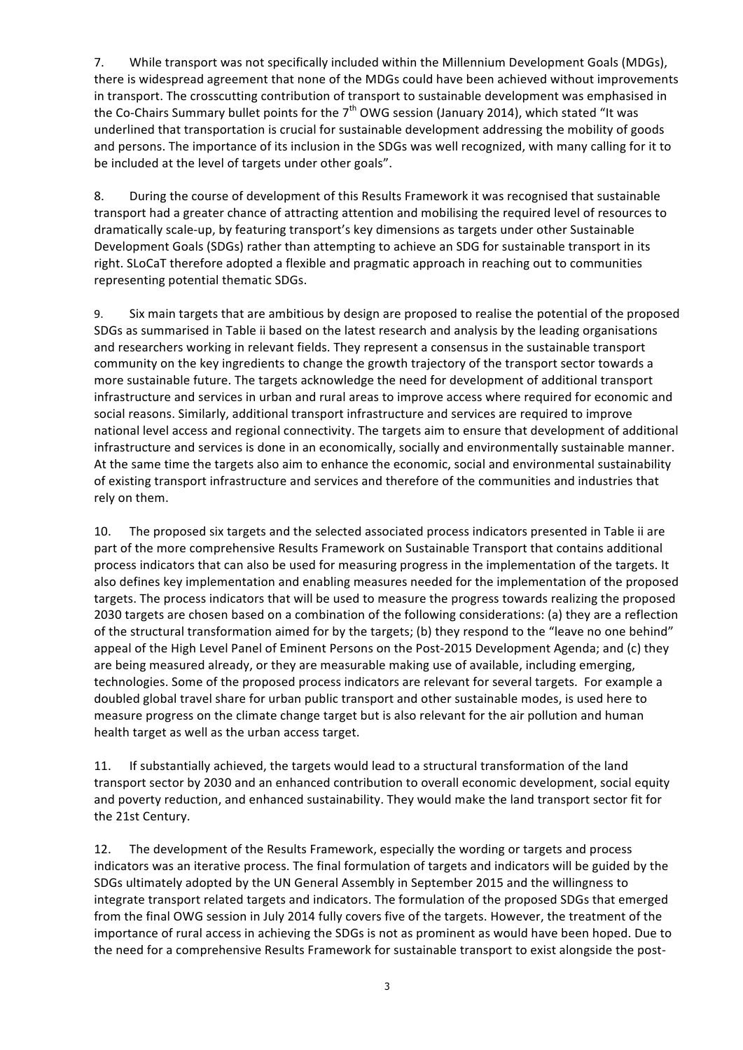7. While transport was not specifically included within the Millennium Development Goals (MDGs), there is widespread agreement that none of the MDGs could have been achieved without improvements in transport. The crosscutting contribution of transport to sustainable development was emphasised in the Co-Chairs Summary bullet points for the 7th OWG session (January 2014), which stated "It was underlined that transportation is crucial for sustainable development addressing the mobility of goods and persons. The importance of its inclusion in the SDGs was well recognized, with many calling for it to be included at the level of targets under other goals".

8. During the course of development of this Results Framework it was recognised that sustainable transport had a greater chance of attracting attention and mobilising the required level of resources to dramatically scale-up, by featuring transport's key dimensions as targets under other Sustainable Development Goals (SDGs) rather than attempting to achieve an SDG for sustainable transport in its right. SLoCaT therefore adopted a flexible and pragmatic approach in reaching out to communities representing potential thematic SDGs.

9. Six main targets that are ambitious by design are proposed to realise the potential of the proposed SDGs as summarised in Table ii based on the latest research and analysis by the leading organisations and researchers working in relevant fields. They represent a consensus in the sustainable transport community on the key ingredients to change the growth trajectory of the transport sector towards a more sustainable future. The targets acknowledge the need for development of additional transport infrastructure and services in urban and rural areas to improve access where required for economic and social reasons. Similarly, additional transport infrastructure and services are required to improve national level access and regional connectivity. The targets aim to ensure that development of additional infrastructure and services is done in an economically, socially and environmentally sustainable manner. At the same time the targets also aim to enhance the economic, social and environmental sustainability of existing transport infrastructure and services and therefore of the communities and industries that rely on them.

10. The proposed six targets and the selected associated process indicators presented in Table ii are part of the more comprehensive Results Framework on Sustainable Transport that contains additional process indicators that can also be used for measuring progress in the implementation of the targets. It also defines key implementation and enabling measures needed for the implementation of the proposed targets. The process indicators that will be used to measure the progress towards realizing the proposed 2030 targets are chosen based on a combination of the following considerations: (a) they are a reflection of the structural transformation aimed for by the targets; (b) they respond to the "leave no one behind" appeal of the High Level Panel of Eminent Persons on the Post-2015 Development Agenda; and (c) they are being measured already, or they are measurable making use of available, including emerging, technologies. Some of the proposed process indicators are relevant for several targets. For example a doubled global travel share for urban public transport and other sustainable modes, is used here to measure progress on the climate change target but is also relevant for the air pollution and human health target as well as the urban access target.

11. If substantially achieved, the targets would lead to a structural transformation of the land transport sector by 2030 and an enhanced contribution to overall economic development, social equity and poverty reduction, and enhanced sustainability. They would make the land transport sector fit for the 21st Century.

12. The development of the Results Framework, especially the wording or targets and process indicators was an iterative process. The final formulation of targets and indicators will be guided by the SDGs ultimately adopted by the UN General Assembly in September 2015 and the willingness to integrate transport related targets and indicators. The formulation of the proposed SDGs that emerged from the final OWG session in July 2014 fully covers five of the targets. However, the treatment of the importance of rural access in achieving the SDGs is not as prominent as would have been hoped. Due to the need for a comprehensive Results Framework for sustainable transport to exist alongside the post-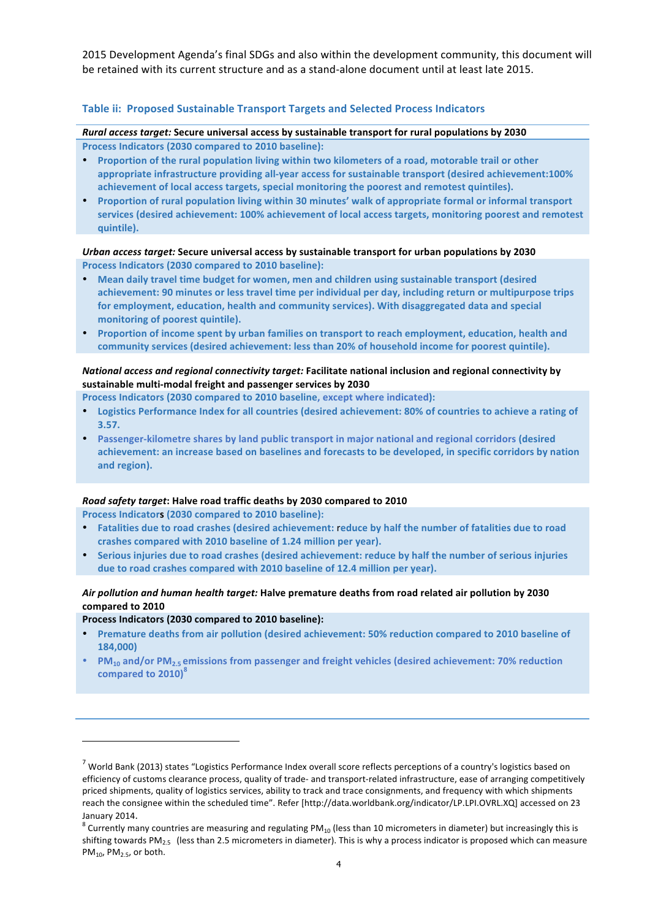2015 Development Agenda's final SDGs and also within the development community, this document will be retained with its current structure and as a stand-alone document until at least late 2015.

### Table ii: Proposed Sustainable Transport Targets and Selected Process Indicators

***Rural access target:*** **Secure universal access by sustainable transport for rural populations by 2030**

**Process Indicators (2030 compared to 2010 baseline):**

- **Proportion of the rural population living within two kilometers of a road, motorable trail or other appropriate infrastructure providing all-year access for sustainable transport (desired achievement:100% achievement of local access targets, special monitoring the poorest and remotest quintiles).**
- **Proportion of rural population living within 30 minutes' walk of appropriate formal or informal transport services (desired achievement: 100% achievement of local access targets, monitoring poorest and remotest quintile).**

***Urban access target:*** **Secure universal access by sustainable transport for urban populations by 2030**

**Process Indicators (2030 compared to 2010 baseline):**

- **Mean daily travel time budget for women, men and children using sustainable transport (desired achievement: 90 minutes or less travel time per individual per day, including return or multipurpose trips for employment, education, health and community services). With disaggregated data and special monitoring of poorest quintile).**
- **Proportion of income spent by urban families on transport to reach employment, education, health and community services (desired achievement: less than 20% of household income for poorest quintile).**

***National access and regional connectivity target:*** **Facilitate national inclusion and regional connectivity by sustainable multi-modal freight and passenger services by 2030**

**Process Indicators (2030 compared to 2010 baseline, except where indicated):**

- **Logistics Performance Index for all countries (desired achievement: 80% of countries to achieve a rating of 3.57.**
- **Passenger-kilometre shares by land public transport in major national and regional corridors (desired achievement: an increase based on baselines and forecasts to be developed, in specific corridors by nation and region).**

***Road safety target*****: Halve road traffic deaths by 2030 compared to 2010**

**Process Indicators (2030 compared to 2010 baseline):**

- **Fatalities due to road crashes (desired achievement: reduce by half the number of fatalities due to road crashes compared with 2010 baseline of 1.24 million per year).**
- **Serious injuries due to road crashes (desired achievement: reduce by half the number of serious injuries due to road crashes compared with 2010 baseline of 12.4 million per year).**

***Air pollution and human health target:*** **Halve premature deaths from road related air pollution by 2030 compared to 2010**

**Process Indicators (2030 compared to 2010 baseline):**

- **Premature deaths from air pollution (desired achievement: 50% reduction compared to 2010 baseline of 184,000)**
- **$PM_{10}$ and/or $PM_{2.5}$ emissions from passenger and freight vehicles (desired achievement: 70% reduction compared to 2010)[8]**

---

[7] World Bank (2013) states "Logistics Performance Index overall score reflects perceptions of a country's logistics based on efficiency of customs clearance process, quality of trade- and transport-related infrastructure, ease of arranging competitively priced shipments, quality of logistics services, ability to track and trace consignments, and frequency with which shipments reach the consignee within the scheduled time". Refer [http://data.worldbank.org/indicator/LP.LPI.OVRL.XQ] accessed on 23 January 2014.

[8] Currently many countries are measuring and regulating $PM_{10}$ (less than 10 micrometers in diameter) but increasingly this is shifting towards $PM_{2.5}$ (less than 2.5 micrometers in diameter). This is why a process indicator is proposed which can measure $PM_{10}$, $PM_{2.5}$, or both.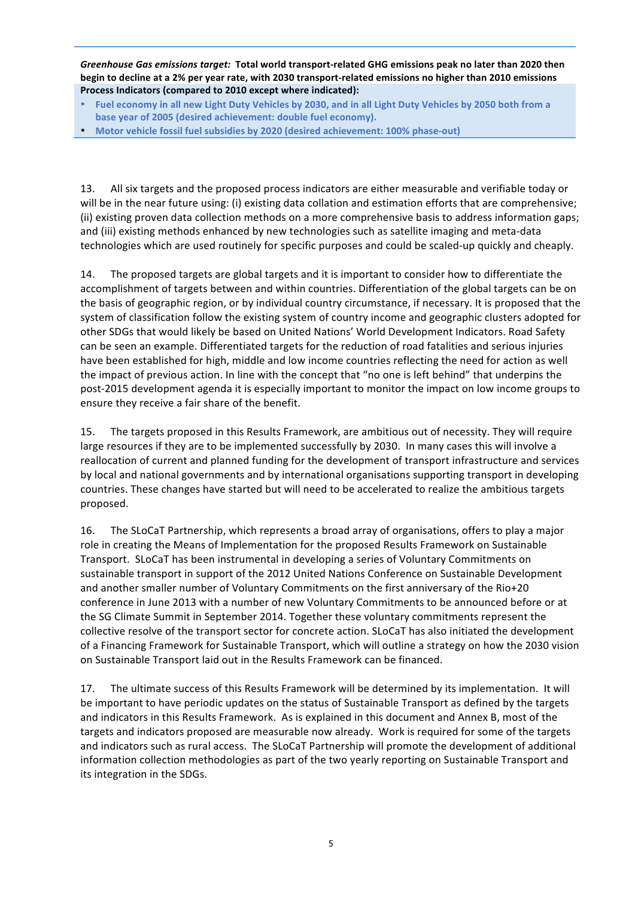***Greenhouse Gas emissions target:*** **Total world transport-related GHG emissions peak no later than 2020 then begin to decline at a 2% per year rate, with 2030 transport-related emissions no higher than 2010 emissions**

**Process Indicators (compared to 2010 except where indicated):**

- **Fuel economy in all new Light Duty Vehicles by 2030, and in all Light Duty Vehicles by 2050 both from a base year of 2005 (desired achievement: double fuel economy).**
- **Motor vehicle fossil fuel subsidies by 2020 (desired achievement: 100% phase-out)**

13. All six targets and the proposed process indicators are either measurable and verifiable today or will be in the near future using: (i) existing data collation and estimation efforts that are comprehensive; (ii) existing proven data collection methods on a more comprehensive basis to address information gaps; and (iii) existing methods enhanced by new technologies such as satellite imaging and meta-data technologies which are used routinely for specific purposes and could be scaled-up quickly and cheaply.

14. The proposed targets are global targets and it is important to consider how to differentiate the accomplishment of targets between and within countries. Differentiation of the global targets can be on the basis of geographic region, or by individual country circumstance, if necessary. It is proposed that the system of classification follow the existing system of country income and geographic clusters adopted for other SDGs that would likely be based on United Nations' World Development Indicators. Road Safety can be seen an example. Differentiated targets for the reduction of road fatalities and serious injuries have been established for high, middle and low income countries reflecting the need for action as well the impact of previous action. In line with the concept that "no one is left behind" that underpins the post-2015 development agenda it is especially important to monitor the impact on low income groups to ensure they receive a fair share of the benefit.

15. The targets proposed in this Results Framework, are ambitious out of necessity. They will require large resources if they are to be implemented successfully by 2030. In many cases this will involve a reallocation of current and planned funding for the development of transport infrastructure and services by local and national governments and by international organisations supporting transport in developing countries. These changes have started but will need to be accelerated to realize the ambitious targets proposed.

16. The SLoCaT Partnership, which represents a broad array of organisations, offers to play a major role in creating the Means of Implementation for the proposed Results Framework on Sustainable Transport. SLoCaT has been instrumental in developing a series of Voluntary Commitments on sustainable transport in support of the 2012 United Nations Conference on Sustainable Development and another smaller number of Voluntary Commitments on the first anniversary of the Rio+20 conference in June 2013 with a number of new Voluntary Commitments to be announced before or at the SG Climate Summit in September 2014. Together these voluntary commitments represent the collective resolve of the transport sector for concrete action. SLoCaT has also initiated the development of a Financing Framework for Sustainable Transport, which will outline a strategy on how the 2030 vision on Sustainable Transport laid out in the Results Framework can be financed.

17. The ultimate success of this Results Framework will be determined by its implementation. It will be important to have periodic updates on the status of Sustainable Transport as defined by the targets and indicators in this Results Framework. As is explained in this document and Annex B, most of the targets and indicators proposed are measurable now already. Work is required for some of the targets and indicators such as rural access. The SLoCaT Partnership will promote the development of additional information collection methodologies as part of the two yearly reporting on Sustainable Transport and its integration in the SDGs.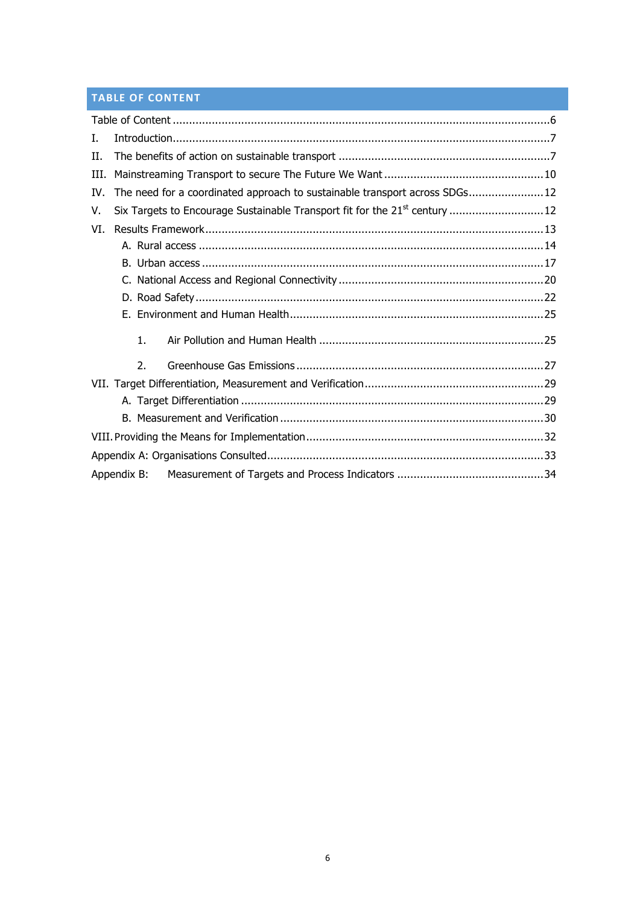## TABLE OF CONTENT

Table of Content ......6

I. Introduction ......7

II. The benefits of action on sustainable transport ......7

III. Mainstreaming Transport to secure The Future We Want ......10

IV. The need for a coordinated approach to sustainable transport across SDGs ......12

V. Six Targets to Encourage Sustainable Transport fit for the 21st century ......12

VI. Results Framework ......13

- A. Rural access ......14
- B. Urban access ......17
- C. National Access and Regional Connectivity ......20
- D. Road Safety ......22
- E. Environment and Human Health ......25
  - 1. Air Pollution and Human Health ......25
  - 2. Greenhouse Gas Emissions ......27

VII. Target Differentiation, Measurement and Verification ......29

- A. Target Differentiation ......29
- B. Measurement and Verification ......30

VIII. Providing the Means for Implementation ......32

Appendix A: Organisations Consulted ......33

Appendix B: Measurement of Targets and Process Indicators ......34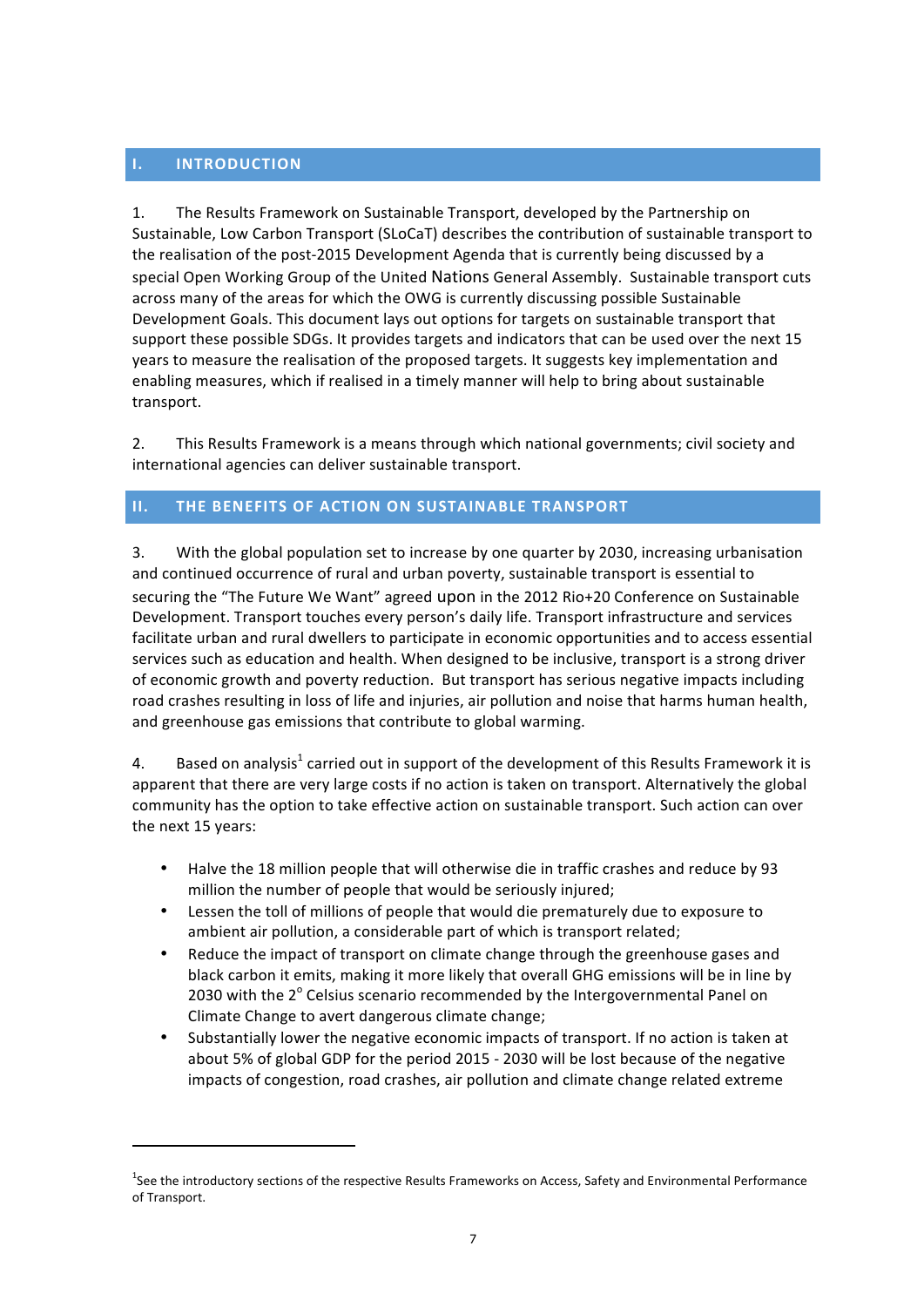## I. INTRODUCTION

1. The Results Framework on Sustainable Transport, developed by the Partnership on Sustainable, Low Carbon Transport (SLoCaT) describes the contribution of sustainable transport to the realisation of the post-2015 Development Agenda that is currently being discussed by a special Open Working Group of the United Nations General Assembly. Sustainable transport cuts across many of the areas for which the OWG is currently discussing possible Sustainable Development Goals. This document lays out options for targets on sustainable transport that support these possible SDGs. It provides targets and indicators that can be used over the next 15 years to measure the realisation of the proposed targets. It suggests key implementation and enabling measures, which if realised in a timely manner will help to bring about sustainable transport.

2. This Results Framework is a means through which national governments; civil society and international agencies can deliver sustainable transport.

## II. THE BENEFITS OF ACTION ON SUSTAINABLE TRANSPORT

3. With the global population set to increase by one quarter by 2030, increasing urbanisation and continued occurrence of rural and urban poverty, sustainable transport is essential to securing the "The Future We Want" agreed upon in the 2012 Rio+20 Conference on Sustainable Development. Transport touches every person's daily life. Transport infrastructure and services facilitate urban and rural dwellers to participate in economic opportunities and to access essential services such as education and health. When designed to be inclusive, transport is a strong driver of economic growth and poverty reduction. But transport has serious negative impacts including road crashes resulting in loss of life and injuries, air pollution and noise that harms human health, and greenhouse gas emissions that contribute to global warming.

4. Based on analysis[1] carried out in support of the development of this Results Framework it is apparent that there are very large costs if no action is taken on transport. Alternatively the global community has the option to take effective action on sustainable transport. Such action can over the next 15 years:

- Halve the 18 million people that will otherwise die in traffic crashes and reduce by 93 million the number of people that would be seriously injured;
- Lessen the toll of millions of people that would die prematurely due to exposure to ambient air pollution, a considerable part of which is transport related;
- Reduce the impact of transport on climate change through the greenhouse gases and black carbon it emits, making it more likely that overall GHG emissions will be in line by 2030 with the 2° Celsius scenario recommended by the Intergovernmental Panel on Climate Change to avert dangerous climate change;
- Substantially lower the negative economic impacts of transport. If no action is taken at about 5% of global GDP for the period 2015 - 2030 will be lost because of the negative impacts of congestion, road crashes, air pollution and climate change related extreme

[1] See the introductory sections of the respective Results Frameworks on Access, Safety and Environmental Performance of Transport.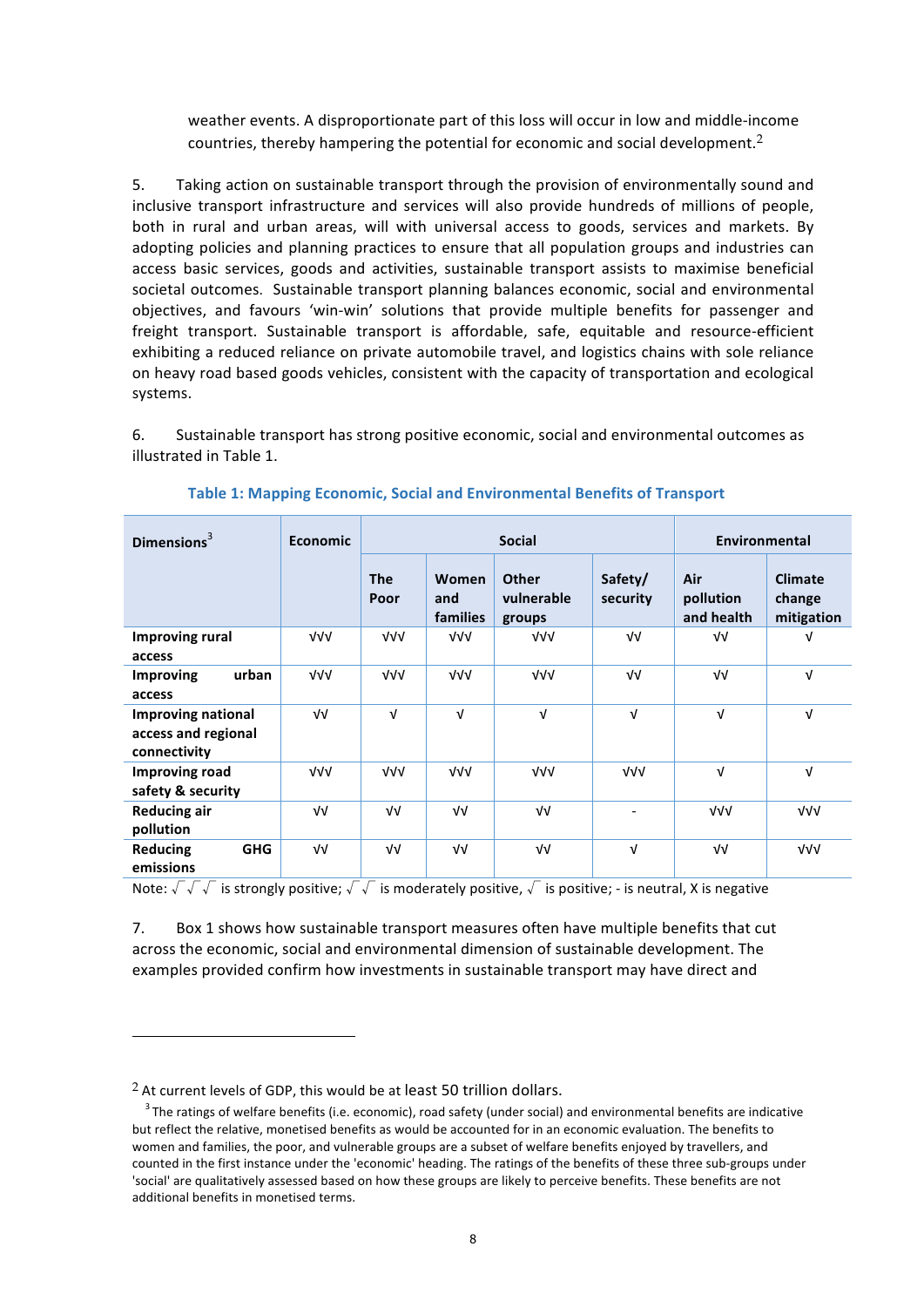weather events. A disproportionate part of this loss will occur in low and middle-income countries, thereby hampering the potential for economic and social development.[2]

5. Taking action on sustainable transport through the provision of environmentally sound and inclusive transport infrastructure and services will also provide hundreds of millions of people, both in rural and urban areas, will with universal access to goods, services and markets. By adopting policies and planning practices to ensure that all population groups and industries can access basic services, goods and activities, sustainable transport assists to maximise beneficial societal outcomes. Sustainable transport planning balances economic, social and environmental objectives, and favours 'win-win' solutions that provide multiple benefits for passenger and freight transport. Sustainable transport is affordable, safe, equitable and resource-efficient exhibiting a reduced reliance on private automobile travel, and logistics chains with sole reliance on heavy road based goods vehicles, consistent with the capacity of transportation and ecological systems.

6. Sustainable transport has strong positive economic, social and environmental outcomes as illustrated in Table 1.

**Table 1: Mapping Economic, Social and Environmental Benefits of Transport**

| Dimensions[3] | Economic | Social | | | | Environmental | |
|---|---|---|---|---|---|---|---|
| | | The Poor | Women and families | Other vulnerable groups | Safety/ security | Air pollution and health | Climate change mitigation |
| **Improving rural access** | √√√ | √√√ | √√√ | √√√ | √√ | √√ | √ |
| **Improving urban access** | √√√ | √√√ | √√√ | √√√ | √√ | √√ | √ |
| **Improving national access and regional connectivity** | √√ | √ | √ | √ | √ | √ | √ |
| **Improving road safety & security** | √√√ | √√√ | √√√ | √√√ | √√√ | √ | √ |
| **Reducing air pollution** | √√ | √√ | √√ | √√ | - | √√√ | √√√ |
| **Reducing GHG emissions** | √√ | √√ | √√ | √√ | √ | √√ | √√√ |

Note: √√√ is strongly positive; √√ is moderately positive, √ is positive; - is neutral, X is negative

7. Box 1 shows how sustainable transport measures often have multiple benefits that cut across the economic, social and environmental dimension of sustainable development. The examples provided confirm how investments in sustainable transport may have direct and

---

[2] At current levels of GDP, this would be at least 50 trillion dollars.

[3] The ratings of welfare benefits (i.e. economic), road safety (under social) and environmental benefits are indicative but reflect the relative, monetised benefits as would be accounted for in an economic evaluation. The benefits to women and families, the poor, and vulnerable groups are a subset of welfare benefits enjoyed by travellers, and counted in the first instance under the 'economic' heading. The ratings of the benefits of these three sub-groups under 'social' are qualitatively assessed based on how these groups are likely to perceive benefits. These benefits are not additional benefits in monetised terms.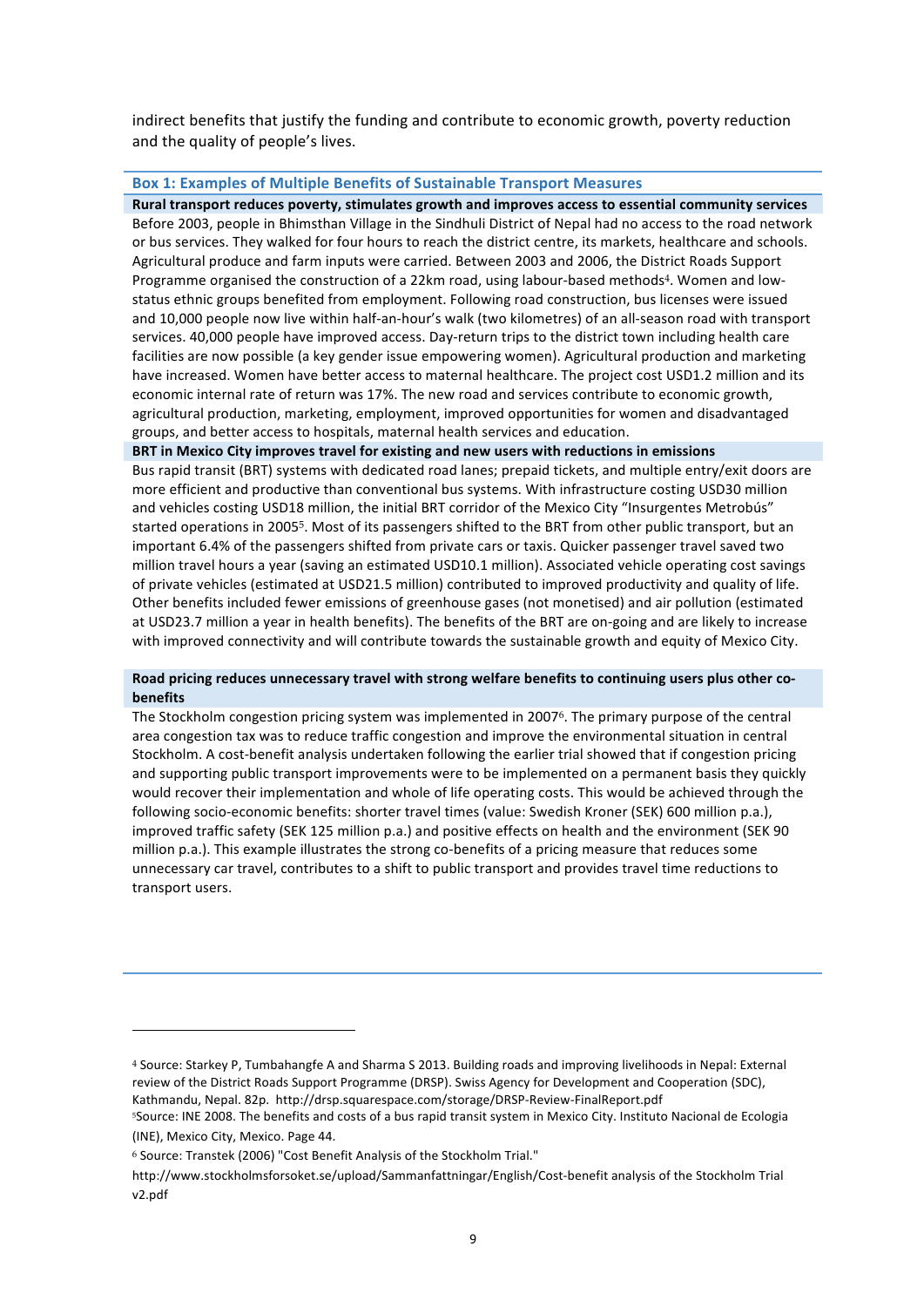indirect benefits that justify the funding and contribute to economic growth, poverty reduction and the quality of people's lives.

### Box 1: Examples of Multiple Benefits of Sustainable Transport Measures

**Rural transport reduces poverty, stimulates growth and improves access to essential community services**

Before 2003, people in Bhimsthan Village in the Sindhuli District of Nepal had no access to the road network or bus services. They walked for four hours to reach the district centre, its markets, healthcare and schools. Agricultural produce and farm inputs were carried. Between 2003 and 2006, the District Roads Support Programme organised the construction of a 22km road, using labour-based methods[4]. Women and low-status ethnic groups benefited from employment. Following road construction, bus licenses were issued and 10,000 people now live within half-an-hour's walk (two kilometres) of an all-season road with transport services. 40,000 people have improved access. Day-return trips to the district town including health care facilities are now possible (a key gender issue empowering women). Agricultural production and marketing have increased. Women have better access to maternal healthcare. The project cost USD1.2 million and its economic internal rate of return was 17%. The new road and services contribute to economic growth, agricultural production, marketing, employment, improved opportunities for women and disadvantaged groups, and better access to hospitals, maternal health services and education.

**BRT in Mexico City improves travel for existing and new users with reductions in emissions**

Bus rapid transit (BRT) systems with dedicated road lanes; prepaid tickets, and multiple entry/exit doors are more efficient and productive than conventional bus systems. With infrastructure costing USD30 million and vehicles costing USD18 million, the initial BRT corridor of the Mexico City "Insurgentes Metrobús" started operations in 2005[5]. Most of its passengers shifted to the BRT from other public transport, but an important 6.4% of the passengers shifted from private cars or taxis. Quicker passenger travel saved two million travel hours a year (saving an estimated USD10.1 million). Associated vehicle operating cost savings of private vehicles (estimated at USD21.5 million) contributed to improved productivity and quality of life. Other benefits included fewer emissions of greenhouse gases (not monetised) and air pollution (estimated at USD23.7 million a year in health benefits). The benefits of the BRT are on-going and are likely to increase with improved connectivity and will contribute towards the sustainable growth and equity of Mexico City.

**Road pricing reduces unnecessary travel with strong welfare benefits to continuing users plus other co-benefits**

The Stockholm congestion pricing system was implemented in 2007[6]. The primary purpose of the central area congestion tax was to reduce traffic congestion and improve the environmental situation in central Stockholm. A cost-benefit analysis undertaken following the earlier trial showed that if congestion pricing and supporting public transport improvements were to be implemented on a permanent basis they quickly would recover their implementation and whole of life operating costs. This would be achieved through the following socio-economic benefits: shorter travel times (value: Swedish Kroner (SEK) 600 million p.a.), improved traffic safety (SEK 125 million p.a.) and positive effects on health and the environment (SEK 90 million p.a.). This example illustrates the strong co-benefits of a pricing measure that reduces some unnecessary car travel, contributes to a shift to public transport and provides travel time reductions to transport users.

---

[4] Source: Starkey P, Tumbahangfe A and Sharma S 2013. Building roads and improving livelihoods in Nepal: External review of the District Roads Support Programme (DRSP). Swiss Agency for Development and Cooperation (SDC), Kathmandu, Nepal. 82p. http://drsp.squarespace.com/storage/DRSP-Review-FinalReport.pdf

[5] Source: INE 2008. The benefits and costs of a bus rapid transit system in Mexico City. Instituto Nacional de Ecologia (INE), Mexico City, Mexico. Page 44.

[6] Source: Transtek (2006) "Cost Benefit Analysis of the Stockholm Trial."

http://www.stockholmsforsoket.se/upload/Sammanfattningar/English/Cost-benefit analysis of the Stockholm Trial v2.pdf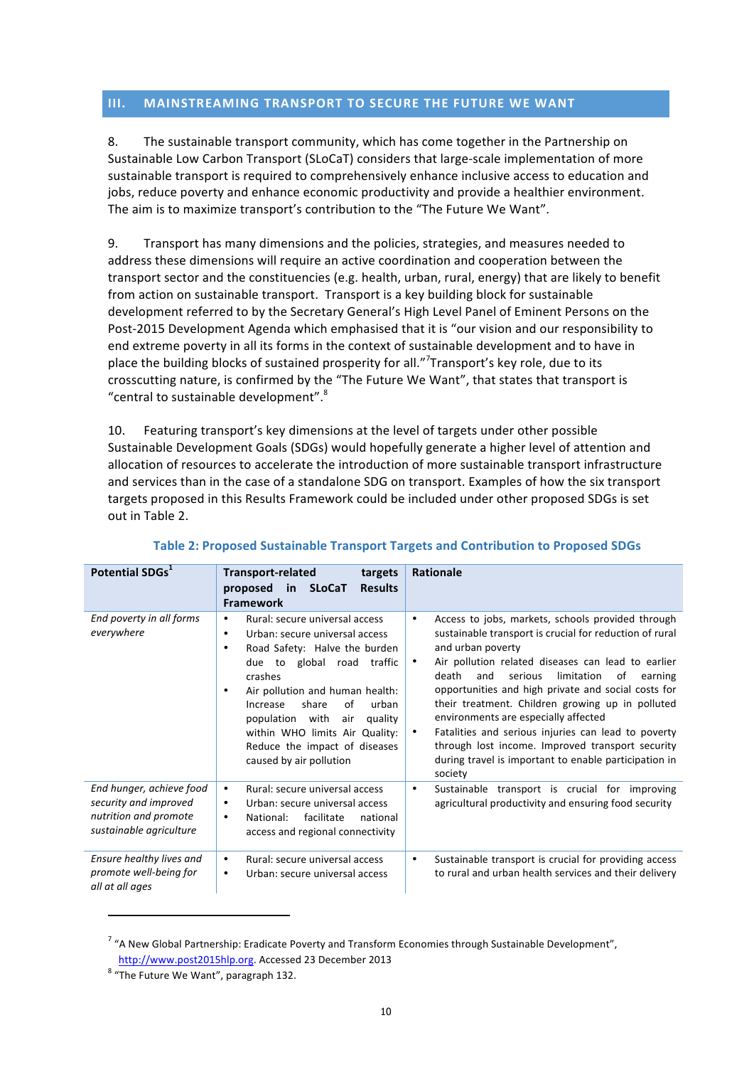## III. MAINSTREAMING TRANSPORT TO SECURE THE FUTURE WE WANT

8. The sustainable transport community, which has come together in the Partnership on Sustainable Low Carbon Transport (SLoCaT) considers that large-scale implementation of more sustainable transport is required to comprehensively enhance inclusive access to education and jobs, reduce poverty and enhance economic productivity and provide a healthier environment. The aim is to maximize transport's contribution to the "The Future We Want".

9. Transport has many dimensions and the policies, strategies, and measures needed to address these dimensions will require an active coordination and cooperation between the transport sector and the constituencies (e.g. health, urban, rural, energy) that are likely to benefit from action on sustainable transport. Transport is a key building block for sustainable development referred to by the Secretary General's High Level Panel of Eminent Persons on the Post-2015 Development Agenda which emphasised that it is "our vision and our responsibility to end extreme poverty in all its forms in the context of sustainable development and to have in place the building blocks of sustained prosperity for all."[7] Transport's key role, due to its crosscutting nature, is confirmed by the "The Future We Want", that states that transport is "central to sustainable development".[8]

10. Featuring transport's key dimensions at the level of targets under other possible Sustainable Development Goals (SDGs) would hopefully generate a higher level of attention and allocation of resources to accelerate the introduction of more sustainable transport infrastructure and services than in the case of a standalone SDG on transport. Examples of how the six transport targets proposed in this Results Framework could be included under other proposed SDGs is set out in Table 2.

**Table 2: Proposed Sustainable Transport Targets and Contribution to Proposed SDGs**

| Potential SDGs[1] | Transport-related targets proposed in SLoCaT Results Framework | Rationale |
|---|---|---|
| *End poverty in all forms everywhere* | • Rural: secure universal access<br>• Urban: secure universal access<br>• Road Safety: Halve the burden due to global road traffic crashes<br>• Air pollution and human health: Increase share of urban population with air quality within WHO limits Air Quality: Reduce the impact of diseases caused by air pollution | • Access to jobs, markets, schools provided through sustainable transport is crucial for reduction of rural and urban poverty<br>• Air pollution related diseases can lead to earlier death and serious limitation of earning opportunities and high private and social costs for their treatment. Children growing up in polluted environments are especially affected<br>• Fatalities and serious injuries can lead to poverty through lost income. Improved transport security during travel is important to enable participation in society |
| *End hunger, achieve food security and improved nutrition and promote sustainable agriculture* | • Rural: secure universal access<br>• Urban: secure universal access<br>• National: facilitate national access and regional connectivity | • Sustainable transport is crucial for improving agricultural productivity and ensuring food security |
| *Ensure healthy lives and promote well-being for all at all ages* | • Rural: secure universal access<br>• Urban: secure universal access | • Sustainable transport is crucial for providing access to rural and urban health services and their delivery |

[7] "A New Global Partnership: Eradicate Poverty and Transform Economies through Sustainable Development", http://www.post2015hlp.org. Accessed 23 December 2013

[8] "The Future We Want", paragraph 132.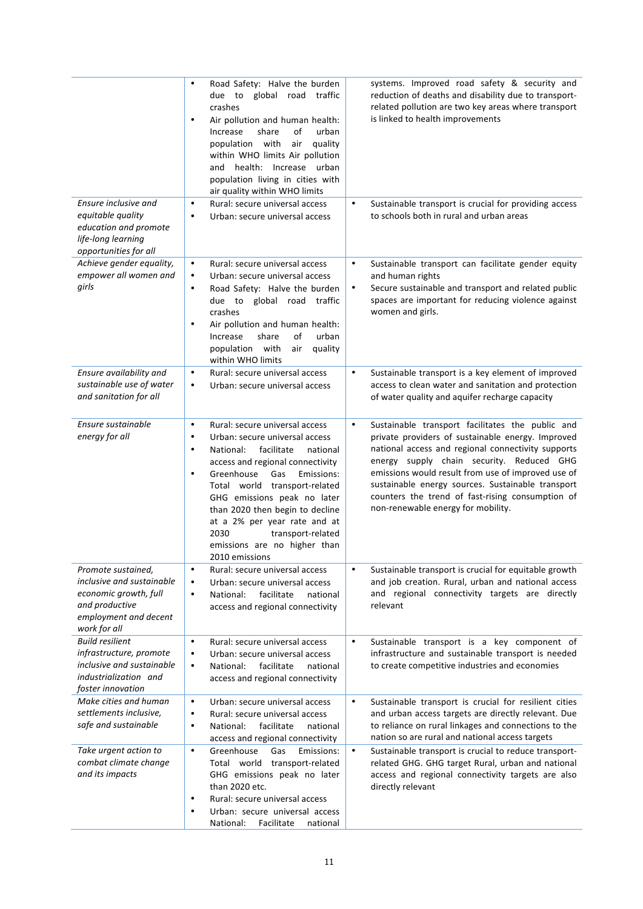| | | |
|---|---|---|
| | • Road Safety: Halve the burden due to global road traffic crashes<br>• Air pollution and human health: Increase share of urban population with air quality within WHO limits Air pollution and health: Increase urban population living in cities with air quality within WHO limits | systems. Improved road safety & security and reduction of deaths and disability due to transport-related pollution are two key areas where transport is linked to health improvements |
| *Ensure inclusive and equitable quality education and promote life-long learning opportunities for all* | • Rural: secure universal access<br>• Urban: secure universal access | • Sustainable transport is crucial for providing access to schools both in rural and urban areas |
| *Achieve gender equality, empower all women and girls* | • Rural: secure universal access<br>• Urban: secure universal access<br>• Road Safety: Halve the burden due to global road traffic crashes<br>• Air pollution and human health: Increase share of urban population with air quality within WHO limits | • Sustainable transport can facilitate gender equity and human rights<br>• Secure sustainable and transport and related public spaces are important for reducing violence against women and girls. |
| *Ensure availability and sustainable use of water and sanitation for all* | • Rural: secure universal access<br>• Urban: secure universal access | • Sustainable transport is a key element of improved access to clean water and sanitation and protection of water quality and aquifer recharge capacity |
| *Ensure sustainable energy for all* | • Rural: secure universal access<br>• Urban: secure universal access<br>• National: facilitate national access and regional connectivity<br>• Greenhouse Gas Emissions: Total world transport-related GHG emissions peak no later than 2020 then begin to decline at a 2% per year rate and at 2030 transport-related emissions are no higher than 2010 emissions | • Sustainable transport facilitates the public and private providers of sustainable energy. Improved national access and regional connectivity supports energy supply chain security. Reduced GHG emissions would result from use of improved use of sustainable energy sources. Sustainable transport counters the trend of fast-rising consumption of non-renewable energy for mobility. |
| *Promote sustained, inclusive and sustainable economic growth, full and productive employment and decent work for all* | • Rural: secure universal access<br>• Urban: secure universal access<br>• National: facilitate national access and regional connectivity | • Sustainable transport is crucial for equitable growth and job creation. Rural, urban and national access and regional connectivity targets are directly relevant |
| *Build resilient infrastructure, promote inclusive and sustainable industrialization and foster innovation* | • Rural: secure universal access<br>• Urban: secure universal access<br>• National: facilitate national access and regional connectivity | • Sustainable transport is a key component of infrastructure and sustainable transport is needed to create competitive industries and economies |
| *Make cities and human settlements inclusive, safe and sustainable* | • Urban: secure universal access<br>• Rural: secure universal access<br>• National: facilitate national access and regional connectivity | • Sustainable transport is crucial for resilient cities and urban access targets are directly relevant. Due to reliance on rural linkages and connections to the nation so are rural and national access targets |
| *Take urgent action to combat climate change and its impacts* | • Greenhouse Gas Emissions: Total world transport-related GHG emissions peak no later than 2020 etc.<br>• Rural: secure universal access<br>• Urban: secure universal access National: Facilitate national | • Sustainable transport is crucial to reduce transport-related GHG. GHG target Rural, urban and national access and regional connectivity targets are also directly relevant |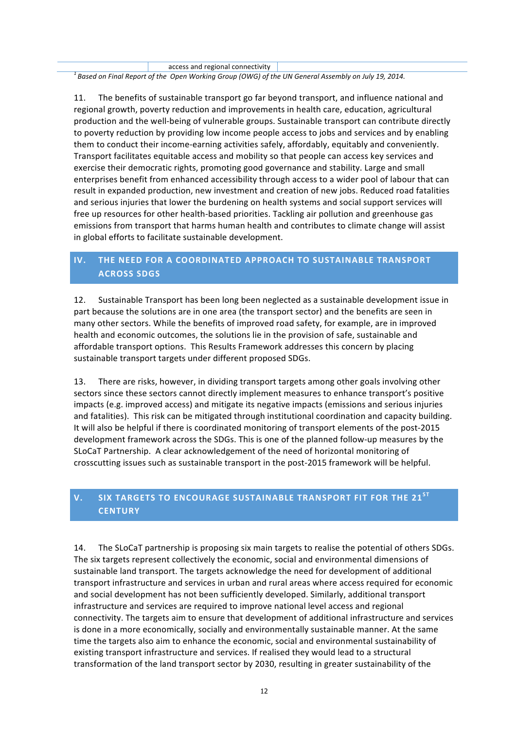| | access and regional connectivity | |
|---|---|---|

*[1] Based on Final Report of the Open Working Group (OWG) of the UN General Assembly on July 19, 2014.*

11. The benefits of sustainable transport go far beyond transport, and influence national and regional growth, poverty reduction and improvements in health care, education, agricultural production and the well-being of vulnerable groups. Sustainable transport can contribute directly to poverty reduction by providing low income people access to jobs and services and by enabling them to conduct their income-earning activities safely, affordably, equitably and conveniently. Transport facilitates equitable access and mobility so that people can access key services and exercise their democratic rights, promoting good governance and stability. Large and small enterprises benefit from enhanced accessibility through access to a wider pool of labour that can result in expanded production, new investment and creation of new jobs. Reduced road fatalities and serious injuries that lower the burdening on health systems and social support services will free up resources for other health-based priorities. Tackling air pollution and greenhouse gas emissions from transport that harms human health and contributes to climate change will assist in global efforts to facilitate sustainable development.

## IV. THE NEED FOR A COORDINATED APPROACH TO SUSTAINABLE TRANSPORT ACROSS SDGS

12. Sustainable Transport has been long been neglected as a sustainable development issue in part because the solutions are in one area (the transport sector) and the benefits are seen in many other sectors. While the benefits of improved road safety, for example, are in improved health and economic outcomes, the solutions lie in the provision of safe, sustainable and affordable transport options. This Results Framework addresses this concern by placing sustainable transport targets under different proposed SDGs.

13. There are risks, however, in dividing transport targets among other goals involving other sectors since these sectors cannot directly implement measures to enhance transport's positive impacts (e.g. improved access) and mitigate its negative impacts (emissions and serious injuries and fatalities). This risk can be mitigated through institutional coordination and capacity building. It will also be helpful if there is coordinated monitoring of transport elements of the post-2015 development framework across the SDGs. This is one of the planned follow-up measures by the SLoCaT Partnership. A clear acknowledgement of the need of horizontal monitoring of crosscutting issues such as sustainable transport in the post-2015 framework will be helpful.

## V. SIX TARGETS TO ENCOURAGE SUSTAINABLE TRANSPORT FIT FOR THE 21ST CENTURY

14. The SLoCaT partnership is proposing six main targets to realise the potential of others SDGs. The six targets represent collectively the economic, social and environmental dimensions of sustainable land transport. The targets acknowledge the need for development of additional transport infrastructure and services in urban and rural areas where access required for economic and social development has not been sufficiently developed. Similarly, additional transport infrastructure and services are required to improve national level access and regional connectivity. The targets aim to ensure that development of additional infrastructure and services is done in a more economically, socially and environmentally sustainable manner. At the same time the targets also aim to enhance the economic, social and environmental sustainability of existing transport infrastructure and services. If realised they would lead to a structural transformation of the land transport sector by 2030, resulting in greater sustainability of the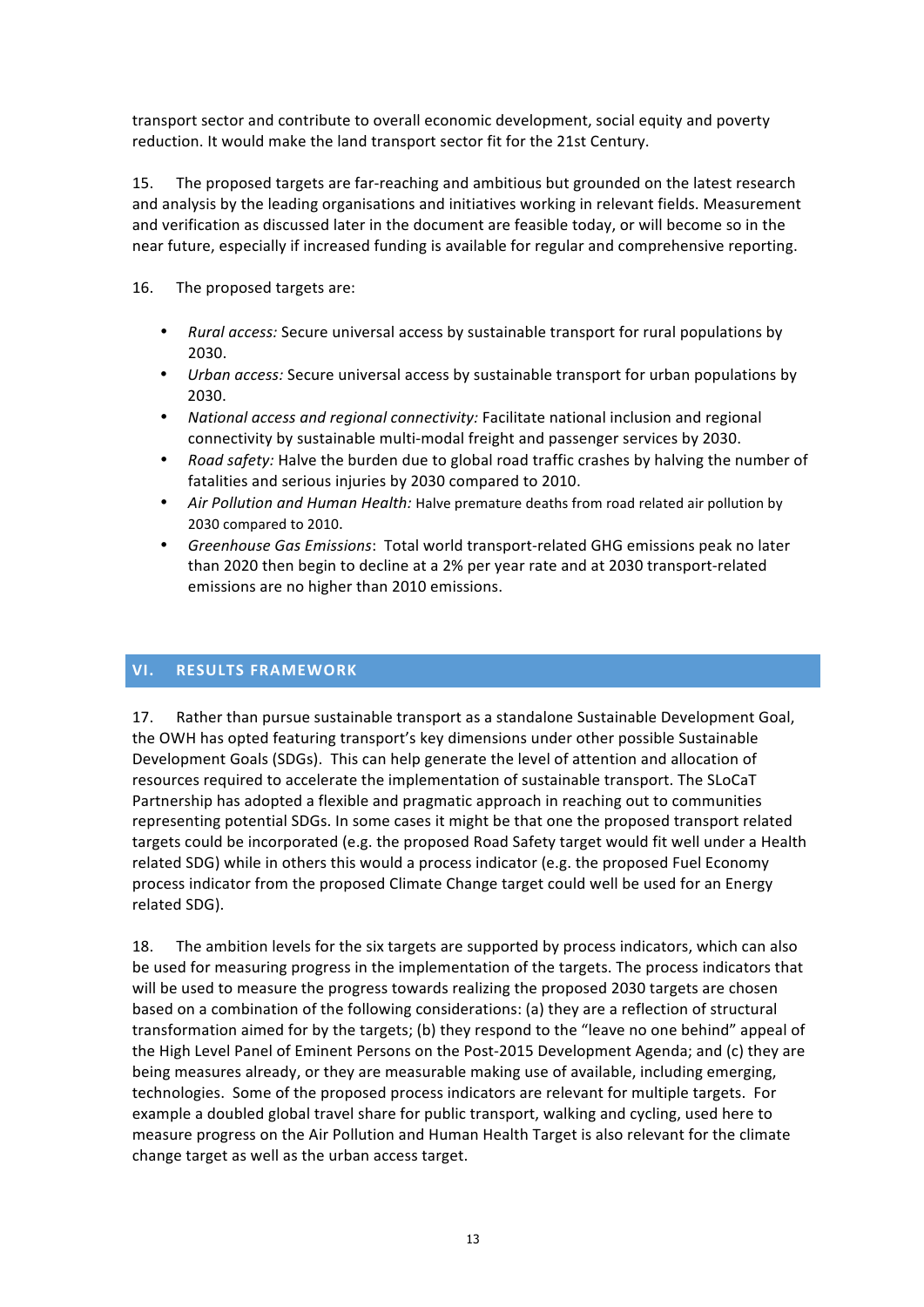transport sector and contribute to overall economic development, social equity and poverty reduction. It would make the land transport sector fit for the 21st Century.

15. The proposed targets are far-reaching and ambitious but grounded on the latest research and analysis by the leading organisations and initiatives working in relevant fields. Measurement and verification as discussed later in the document are feasible today, or will become so in the near future, especially if increased funding is available for regular and comprehensive reporting.

16. The proposed targets are:

- *Rural access:* Secure universal access by sustainable transport for rural populations by 2030.
- *Urban access:* Secure universal access by sustainable transport for urban populations by 2030.
- *National access and regional connectivity:* Facilitate national inclusion and regional connectivity by sustainable multi-modal freight and passenger services by 2030.
- *Road safety:* Halve the burden due to global road traffic crashes by halving the number of fatalities and serious injuries by 2030 compared to 2010.
- *Air Pollution and Human Health:* Halve premature deaths from road related air pollution by 2030 compared to 2010.
- *Greenhouse Gas Emissions*: Total world transport-related GHG emissions peak no later than 2020 then begin to decline at a 2% per year rate and at 2030 transport-related emissions are no higher than 2010 emissions.

## VI. RESULTS FRAMEWORK

17. Rather than pursue sustainable transport as a standalone Sustainable Development Goal, the OWH has opted featuring transport's key dimensions under other possible Sustainable Development Goals (SDGs). This can help generate the level of attention and allocation of resources required to accelerate the implementation of sustainable transport. The SLoCaT Partnership has adopted a flexible and pragmatic approach in reaching out to communities representing potential SDGs. In some cases it might be that one the proposed transport related targets could be incorporated (e.g. the proposed Road Safety target would fit well under a Health related SDG) while in others this would a process indicator (e.g. the proposed Fuel Economy process indicator from the proposed Climate Change target could well be used for an Energy related SDG).

18. The ambition levels for the six targets are supported by process indicators, which can also be used for measuring progress in the implementation of the targets. The process indicators that will be used to measure the progress towards realizing the proposed 2030 targets are chosen based on a combination of the following considerations: (a) they are a reflection of structural transformation aimed for by the targets; (b) they respond to the "leave no one behind" appeal of the High Level Panel of Eminent Persons on the Post-2015 Development Agenda; and (c) they are being measures already, or they are measurable making use of available, including emerging, technologies. Some of the proposed process indicators are relevant for multiple targets. For example a doubled global travel share for public transport, walking and cycling, used here to measure progress on the Air Pollution and Human Health Target is also relevant for the climate change target as well as the urban access target.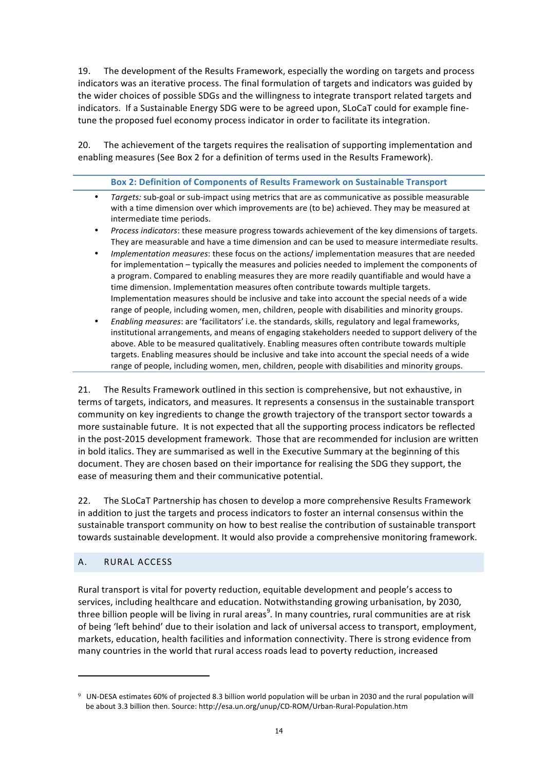19. The development of the Results Framework, especially the wording on targets and process indicators was an iterative process. The final formulation of targets and indicators was guided by the wider choices of possible SDGs and the willingness to integrate transport related targets and indicators. If a Sustainable Energy SDG were to be agreed upon, SLoCaT could for example fine-tune the proposed fuel economy process indicator in order to facilitate its integration.

20. The achievement of the targets requires the realisation of supporting implementation and enabling measures (See Box 2 for a definition of terms used in the Results Framework).

**Box 2: Definition of Components of Results Framework on Sustainable Transport**

- *Targets:* sub-goal or sub-impact using metrics that are as communicative as possible measurable with a time dimension over which improvements are (to be) achieved. They may be measured at intermediate time periods.
- *Process indicators*: these measure progress towards achievement of the key dimensions of targets. They are measurable and have a time dimension and can be used to measure intermediate results.
- *Implementation measures*: these focus on the actions/ implementation measures that are needed for implementation – typically the measures and policies needed to implement the components of a program. Compared to enabling measures they are more readily quantifiable and would have a time dimension. Implementation measures often contribute towards multiple targets. Implementation measures should be inclusive and take into account the special needs of a wide range of people, including women, men, children, people with disabilities and minority groups.
- *Enabling measures*: are 'facilitators' i.e. the standards, skills, regulatory and legal frameworks, institutional arrangements, and means of engaging stakeholders needed to support delivery of the above. Able to be measured qualitatively. Enabling measures often contribute towards multiple targets. Enabling measures should be inclusive and take into account the special needs of a wide range of people, including women, men, children, people with disabilities and minority groups.

21. The Results Framework outlined in this section is comprehensive, but not exhaustive, in terms of targets, indicators, and measures. It represents a consensus in the sustainable transport community on key ingredients to change the growth trajectory of the transport sector towards a more sustainable future. It is not expected that all the supporting process indicators be reflected in the post-2015 development framework. Those that are recommended for inclusion are written in bold italics. They are summarised as well in the Executive Summary at the beginning of this document. They are chosen based on their importance for realising the SDG they support, the ease of measuring them and their communicative potential.

22. The SLoCaT Partnership has chosen to develop a more comprehensive Results Framework in addition to just the targets and process indicators to foster an internal consensus within the sustainable transport community on how to best realise the contribution of sustainable transport towards sustainable development. It would also provide a comprehensive monitoring framework.

## A. RURAL ACCESS

Rural transport is vital for poverty reduction, equitable development and people's access to services, including healthcare and education. Notwithstanding growing urbanisation, by 2030, three billion people will be living in rural areas[9]. In many countries, rural communities are at risk of being 'left behind' due to their isolation and lack of universal access to transport, employment, markets, education, health facilities and information connectivity. There is strong evidence from many countries in the world that rural access roads lead to poverty reduction, increased

[9] UN-DESA estimates 60% of projected 8.3 billion world population will be urban in 2030 and the rural population will be about 3.3 billion then. Source: http://esa.un.org/unup/CD-ROM/Urban-Rural-Population.htm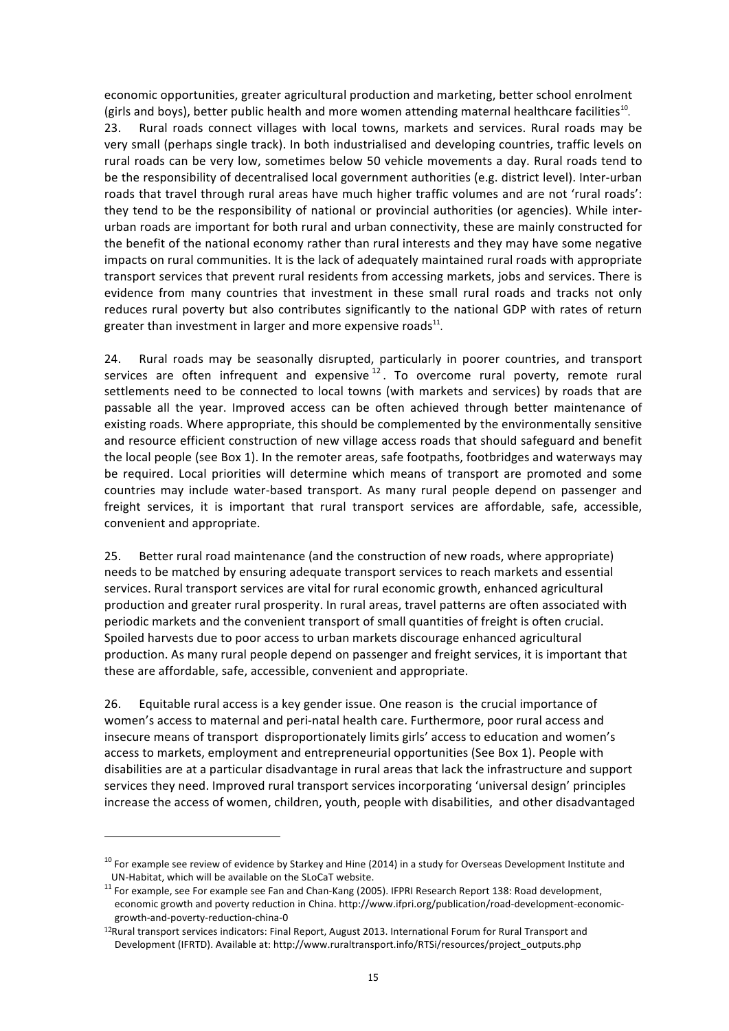economic opportunities, greater agricultural production and marketing, better school enrolment (girls and boys), better public health and more women attending maternal healthcare facilities[10].

23. Rural roads connect villages with local towns, markets and services. Rural roads may be very small (perhaps single track). In both industrialised and developing countries, traffic levels on rural roads can be very low, sometimes below 50 vehicle movements a day. Rural roads tend to be the responsibility of decentralised local government authorities (e.g. district level). Inter-urban roads that travel through rural areas have much higher traffic volumes and are not 'rural roads': they tend to be the responsibility of national or provincial authorities (or agencies). While inter-urban roads are important for both rural and urban connectivity, these are mainly constructed for the benefit of the national economy rather than rural interests and they may have some negative impacts on rural communities. It is the lack of adequately maintained rural roads with appropriate transport services that prevent rural residents from accessing markets, jobs and services. There is evidence from many countries that investment in these small rural roads and tracks not only reduces rural poverty but also contributes significantly to the national GDP with rates of return greater than investment in larger and more expensive roads[11].

24. Rural roads may be seasonally disrupted, particularly in poorer countries, and transport services are often infrequent and expensive[12]. To overcome rural poverty, remote rural settlements need to be connected to local towns (with markets and services) by roads that are passable all the year. Improved access can be often achieved through better maintenance of existing roads. Where appropriate, this should be complemented by the environmentally sensitive and resource efficient construction of new village access roads that should safeguard and benefit the local people (see Box 1). In the remoter areas, safe footpaths, footbridges and waterways may be required. Local priorities will determine which means of transport are promoted and some countries may include water-based transport. As many rural people depend on passenger and freight services, it is important that rural transport services are affordable, safe, accessible, convenient and appropriate.

25. Better rural road maintenance (and the construction of new roads, where appropriate) needs to be matched by ensuring adequate transport services to reach markets and essential services. Rural transport services are vital for rural economic growth, enhanced agricultural production and greater rural prosperity. In rural areas, travel patterns are often associated with periodic markets and the convenient transport of small quantities of freight is often crucial. Spoiled harvests due to poor access to urban markets discourage enhanced agricultural production. As many rural people depend on passenger and freight services, it is important that these are affordable, safe, accessible, convenient and appropriate.

26. Equitable rural access is a key gender issue. One reason is the crucial importance of women's access to maternal and peri-natal health care. Furthermore, poor rural access and insecure means of transport disproportionately limits girls' access to education and women's access to markets, employment and entrepreneurial opportunities (See Box 1). People with disabilities are at a particular disadvantage in rural areas that lack the infrastructure and support services they need. Improved rural transport services incorporating 'universal design' principles increase the access of women, children, youth, people with disabilities, and other disadvantaged

---

[10] For example see review of evidence by Starkey and Hine (2014) in a study for Overseas Development Institute and UN-Habitat, which will be available on the SLoCaT website.

[11] For example, see For example see Fan and Chan-Kang (2005). IFPRI Research Report 138: Road development, economic growth and poverty reduction in China. http://www.ifpri.org/publication/road-development-economic-growth-and-poverty-reduction-china-0

[12] Rural transport services indicators: Final Report, August 2013. International Forum for Rural Transport and Development (IFRTD). Available at: http://www.ruraltransport.info/RTSi/resources/project_outputs.php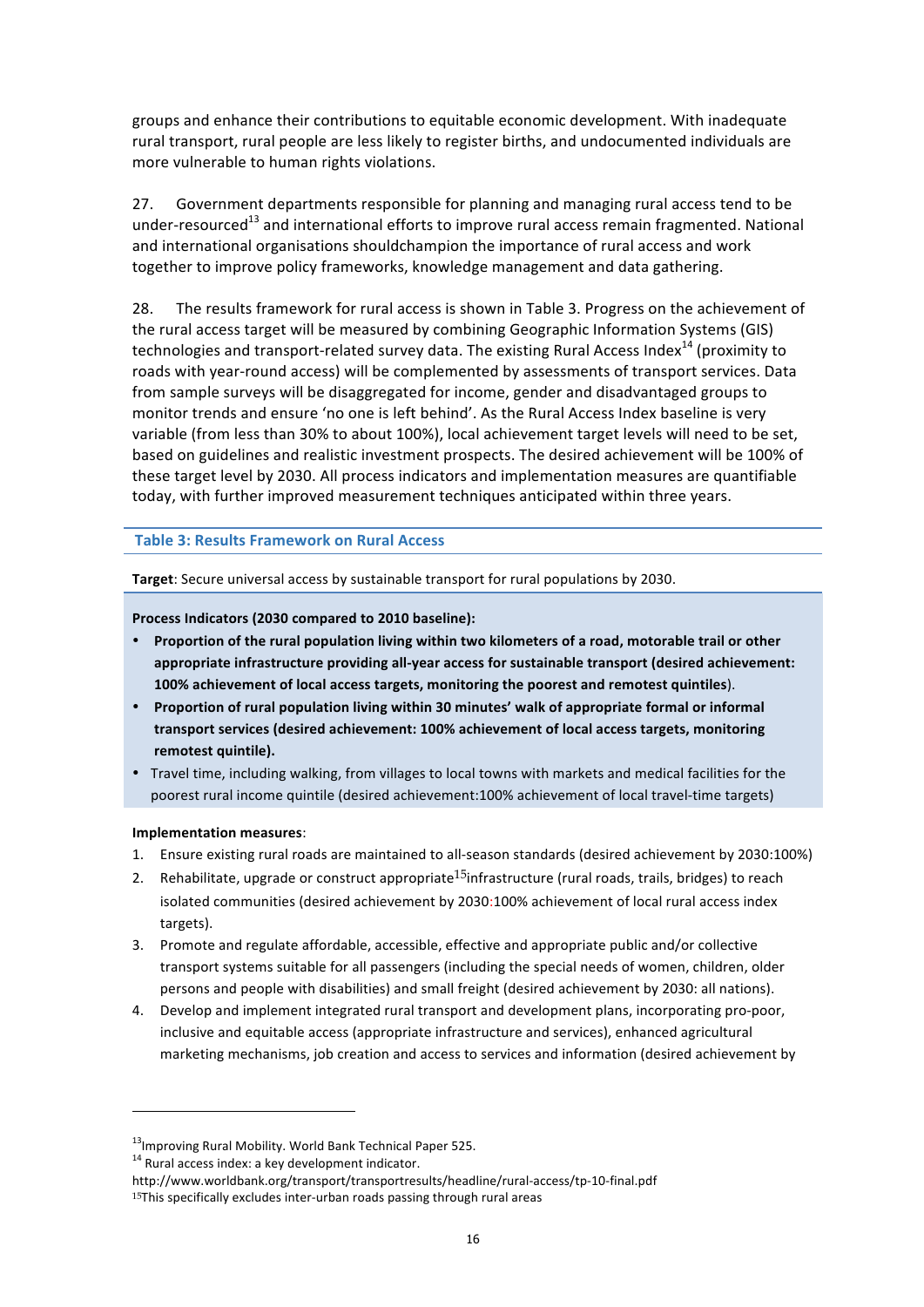groups and enhance their contributions to equitable economic development. With inadequate rural transport, rural people are less likely to register births, and undocumented individuals are more vulnerable to human rights violations.

27. Government departments responsible for planning and managing rural access tend to be under-resourced[13] and international efforts to improve rural access remain fragmented. National and international organisations shouldchampion the importance of rural access and work together to improve policy frameworks, knowledge management and data gathering.

28. The results framework for rural access is shown in Table 3. Progress on the achievement of the rural access target will be measured by combining Geographic Information Systems (GIS) technologies and transport-related survey data. The existing Rural Access Index[14] (proximity to roads with year-round access) will be complemented by assessments of transport services. Data from sample surveys will be disaggregated for income, gender and disadvantaged groups to monitor trends and ensure 'no one is left behind'. As the Rural Access Index baseline is very variable (from less than 30% to about 100%), local achievement target levels will need to be set, based on guidelines and realistic investment prospects. The desired achievement will be 100% of these target level by 2030. All process indicators and implementation measures are quantifiable today, with further improved measurement techniques anticipated within three years.

### Table 3: Results Framework on Rural Access

**Target**: Secure universal access by sustainable transport for rural populations by 2030.

**Process Indicators (2030 compared to 2010 baseline):**

- **Proportion of the rural population living within two kilometers of a road, motorable trail or other appropriate infrastructure providing all-year access for sustainable transport (desired achievement: 100% achievement of local access targets, monitoring the poorest and remotest quintiles**).
- **Proportion of rural population living within 30 minutes' walk of appropriate formal or informal transport services (desired achievement: 100% achievement of local access targets, monitoring remotest quintile).**
- Travel time, including walking, from villages to local towns with markets and medical facilities for the poorest rural income quintile (desired achievement:100% achievement of local travel-time targets)

**Implementation measures**:

1. Ensure existing rural roads are maintained to all-season standards (desired achievement by 2030:100%)
2. Rehabilitate, upgrade or construct appropriate[15]infrastructure (rural roads, trails, bridges) to reach isolated communities (desired achievement by 2030:100% achievement of local rural access index targets).
3. Promote and regulate affordable, accessible, effective and appropriate public and/or collective transport systems suitable for all passengers (including the special needs of women, children, older persons and people with disabilities) and small freight (desired achievement by 2030: all nations).
4. Develop and implement integrated rural transport and development plans, incorporating pro-poor, inclusive and equitable access (appropriate infrastructure and services), enhanced agricultural marketing mechanisms, job creation and access to services and information (desired achievement by

---

[13] Improving Rural Mobility. World Bank Technical Paper 525.

[14] Rural access index: a key development indicator. http://www.worldbank.org/transport/transportresults/headline/rural-access/tp-10-final.pdf

[15] This specifically excludes inter-urban roads passing through rural areas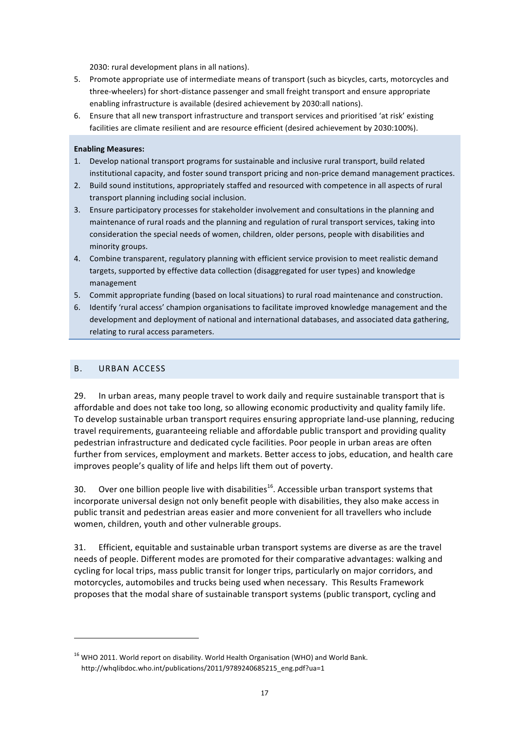2030: rural development plans in all nations).

5. Promote appropriate use of intermediate means of transport (such as bicycles, carts, motorcycles and three-wheelers) for short-distance passenger and small freight transport and ensure appropriate enabling infrastructure is available (desired achievement by 2030:all nations).
6. Ensure that all new transport infrastructure and transport services and prioritised 'at risk' existing facilities are climate resilient and are resource efficient (desired achievement by 2030:100%).

**Enabling Measures:**

1. Develop national transport programs for sustainable and inclusive rural transport, build related institutional capacity, and foster sound transport pricing and non-price demand management practices.
2. Build sound institutions, appropriately staffed and resourced with competence in all aspects of rural transport planning including social inclusion.
3. Ensure participatory processes for stakeholder involvement and consultations in the planning and maintenance of rural roads and the planning and regulation of rural transport services, taking into consideration the special needs of women, children, older persons, people with disabilities and minority groups.
4. Combine transparent, regulatory planning with efficient service provision to meet realistic demand targets, supported by effective data collection (disaggregated for user types) and knowledge management
5. Commit appropriate funding (based on local situations) to rural road maintenance and construction.
6. Identify 'rural access' champion organisations to facilitate improved knowledge management and the development and deployment of national and international databases, and associated data gathering, relating to rural access parameters.

## B. URBAN ACCESS

29. In urban areas, many people travel to work daily and require sustainable transport that is affordable and does not take too long, so allowing economic productivity and quality family life. To develop sustainable urban transport requires ensuring appropriate land-use planning, reducing travel requirements, guaranteeing reliable and affordable public transport and providing quality pedestrian infrastructure and dedicated cycle facilities. Poor people in urban areas are often further from services, employment and markets. Better access to jobs, education, and health care improves people's quality of life and helps lift them out of poverty.

30. Over one billion people live with disabilities[16]. Accessible urban transport systems that incorporate universal design not only benefit people with disabilities, they also make access in public transit and pedestrian areas easier and more convenient for all travellers who include women, children, youth and other vulnerable groups.

31. Efficient, equitable and sustainable urban transport systems are diverse as are the travel needs of people. Different modes are promoted for their comparative advantages: walking and cycling for local trips, mass public transit for longer trips, particularly on major corridors, and motorcycles, automobiles and trucks being used when necessary. This Results Framework proposes that the modal share of sustainable transport systems (public transport, cycling and

---

[16] WHO 2011. World report on disability. World Health Organisation (WHO) and World Bank. http://whqlibdoc.who.int/publications/2011/9789240685215_eng.pdf?ua=1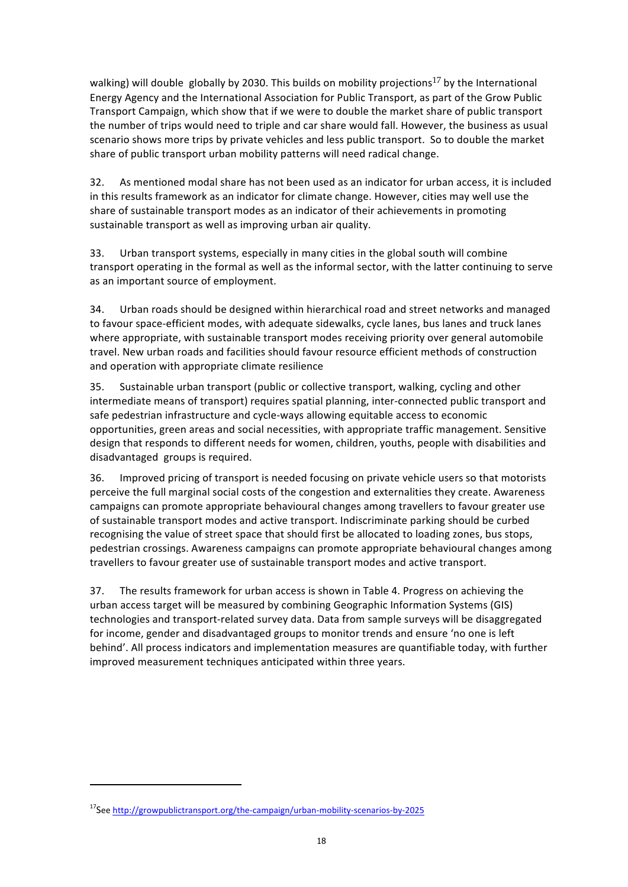walking) will double globally by 2030. This builds on mobility projections[17] by the International Energy Agency and the International Association for Public Transport, as part of the Grow Public Transport Campaign, which show that if we were to double the market share of public transport the number of trips would need to triple and car share would fall. However, the business as usual scenario shows more trips by private vehicles and less public transport. So to double the market share of public transport urban mobility patterns will need radical change.

32. As mentioned modal share has not been used as an indicator for urban access, it is included in this results framework as an indicator for climate change. However, cities may well use the share of sustainable transport modes as an indicator of their achievements in promoting sustainable transport as well as improving urban air quality.

33. Urban transport systems, especially in many cities in the global south will combine transport operating in the formal as well as the informal sector, with the latter continuing to serve as an important source of employment.

34. Urban roads should be designed within hierarchical road and street networks and managed to favour space-efficient modes, with adequate sidewalks, cycle lanes, bus lanes and truck lanes where appropriate, with sustainable transport modes receiving priority over general automobile travel. New urban roads and facilities should favour resource efficient methods of construction and operation with appropriate climate resilience

35. Sustainable urban transport (public or collective transport, walking, cycling and other intermediate means of transport) requires spatial planning, inter-connected public transport and safe pedestrian infrastructure and cycle-ways allowing equitable access to economic opportunities, green areas and social necessities, with appropriate traffic management. Sensitive design that responds to different needs for women, children, youths, people with disabilities and disadvantaged groups is required.

36. Improved pricing of transport is needed focusing on private vehicle users so that motorists perceive the full marginal social costs of the congestion and externalities they create. Awareness campaigns can promote appropriate behavioural changes among travellers to favour greater use of sustainable transport modes and active transport. Indiscriminate parking should be curbed recognising the value of street space that should first be allocated to loading zones, bus stops, pedestrian crossings. Awareness campaigns can promote appropriate behavioural changes among travellers to favour greater use of sustainable transport modes and active transport.

37. The results framework for urban access is shown in Table 4. Progress on achieving the urban access target will be measured by combining Geographic Information Systems (GIS) technologies and transport-related survey data. Data from sample surveys will be disaggregated for income, gender and disadvantaged groups to monitor trends and ensure 'no one is left behind'. All process indicators and implementation measures are quantifiable today, with further improved measurement techniques anticipated within three years.

---

[17] See http://growpublictransport.org/the-campaign/urban-mobility-scenarios-by-2025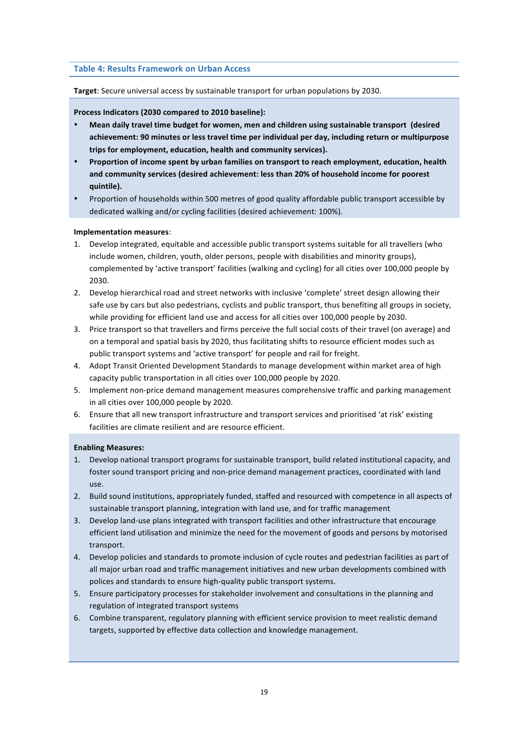### Table 4: Results Framework on Urban Access

**Target**: Secure universal access by sustainable transport for urban populations by 2030.

**Process Indicators (2030 compared to 2010 baseline):**

- **Mean daily travel time budget for women, men and children using sustainable transport (desired achievement: 90 minutes or less travel time per individual per day, including return or multipurpose trips for employment, education, health and community services).**
- **Proportion of income spent by urban families on transport to reach employment, education, health and community services (desired achievement: less than 20% of household income for poorest quintile).**
- Proportion of households within 500 metres of good quality affordable public transport accessible by dedicated walking and/or cycling facilities (desired achievement: 100%).

**Implementation measures**:

1. Develop integrated, equitable and accessible public transport systems suitable for all travellers (who include women, children, youth, older persons, people with disabilities and minority groups), complemented by 'active transport' facilities (walking and cycling) for all cities over 100,000 people by 2030.
2. Develop hierarchical road and street networks with inclusive 'complete' street design allowing their safe use by cars but also pedestrians, cyclists and public transport, thus benefiting all groups in society, while providing for efficient land use and access for all cities over 100,000 people by 2030.
3. Price transport so that travellers and firms perceive the full social costs of their travel (on average) and on a temporal and spatial basis by 2020, thus facilitating shifts to resource efficient modes such as public transport systems and 'active transport' for people and rail for freight.
4. Adopt Transit Oriented Development Standards to manage development within market area of high capacity public transportation in all cities over 100,000 people by 2020.
5. Implement non-price demand management measures comprehensive traffic and parking management in all cities over 100,000 people by 2020.
6. Ensure that all new transport infrastructure and transport services and prioritised 'at risk' existing facilities are climate resilient and are resource efficient.

**Enabling Measures:**

1. Develop national transport programs for sustainable transport, build related institutional capacity, and foster sound transport pricing and non-price demand management practices, coordinated with land use.
2. Build sound institutions, appropriately funded, staffed and resourced with competence in all aspects of sustainable transport planning, integration with land use, and for traffic management
3. Develop land-use plans integrated with transport facilities and other infrastructure that encourage efficient land utilisation and minimize the need for the movement of goods and persons by motorised transport.
4. Develop policies and standards to promote inclusion of cycle routes and pedestrian facilities as part of all major urban road and traffic management initiatives and new urban developments combined with polices and standards to ensure high-quality public transport systems.
5. Ensure participatory processes for stakeholder involvement and consultations in the planning and regulation of integrated transport systems
6. Combine transparent, regulatory planning with efficient service provision to meet realistic demand targets, supported by effective data collection and knowledge management.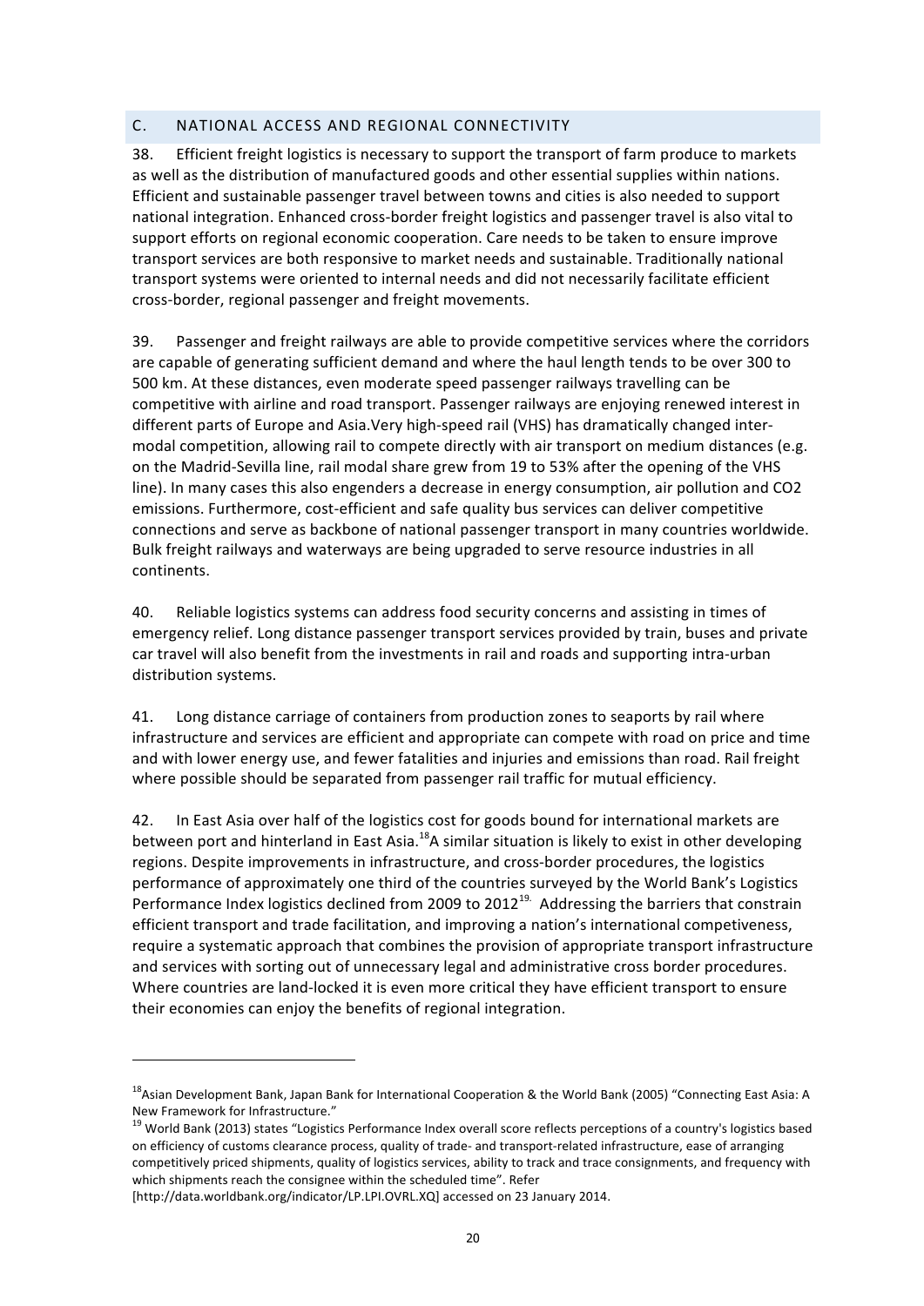## C. NATIONAL ACCESS AND REGIONAL CONNECTIVITY

38. Efficient freight logistics is necessary to support the transport of farm produce to markets as well as the distribution of manufactured goods and other essential supplies within nations. Efficient and sustainable passenger travel between towns and cities is also needed to support national integration. Enhanced cross-border freight logistics and passenger travel is also vital to support efforts on regional economic cooperation. Care needs to be taken to ensure improve transport services are both responsive to market needs and sustainable. Traditionally national transport systems were oriented to internal needs and did not necessarily facilitate efficient cross-border, regional passenger and freight movements.

39. Passenger and freight railways are able to provide competitive services where the corridors are capable of generating sufficient demand and where the haul length tends to be over 300 to 500 km. At these distances, even moderate speed passenger railways travelling can be competitive with airline and road transport. Passenger railways are enjoying renewed interest in different parts of Europe and Asia.Very high-speed rail (VHS) has dramatically changed inter-modal competition, allowing rail to compete directly with air transport on medium distances (e.g. on the Madrid-Sevilla line, rail modal share grew from 19 to 53% after the opening of the VHS line). In many cases this also engenders a decrease in energy consumption, air pollution and CO2 emissions. Furthermore, cost-efficient and safe quality bus services can deliver competitive connections and serve as backbone of national passenger transport in many countries worldwide. Bulk freight railways and waterways are being upgraded to serve resource industries in all continents.

40. Reliable logistics systems can address food security concerns and assisting in times of emergency relief. Long distance passenger transport services provided by train, buses and private car travel will also benefit from the investments in rail and roads and supporting intra-urban distribution systems.

41. Long distance carriage of containers from production zones to seaports by rail where infrastructure and services are efficient and appropriate can compete with road on price and time and with lower energy use, and fewer fatalities and injuries and emissions than road. Rail freight where possible should be separated from passenger rail traffic for mutual efficiency.

42. In East Asia over half of the logistics cost for goods bound for international markets are between port and hinterland in East Asia.[18]A similar situation is likely to exist in other developing regions. Despite improvements in infrastructure, and cross-border procedures, the logistics performance of approximately one third of the countries surveyed by the World Bank's Logistics Performance Index logistics declined from 2009 to 2012[19]. Addressing the barriers that constrain efficient transport and trade facilitation, and improving a nation's international competiveness, require a systematic approach that combines the provision of appropriate transport infrastructure and services with sorting out of unnecessary legal and administrative cross border procedures. Where countries are land-locked it is even more critical they have efficient transport to ensure their economies can enjoy the benefits of regional integration.

---

[18] Asian Development Bank, Japan Bank for International Cooperation & the World Bank (2005) "Connecting East Asia: A New Framework for Infrastructure."

[19] World Bank (2013) states "Logistics Performance Index overall score reflects perceptions of a country's logistics based on efficiency of customs clearance process, quality of trade- and transport-related infrastructure, ease of arranging competitively priced shipments, quality of logistics services, ability to track and trace consignments, and frequency with which shipments reach the consignee within the scheduled time". Refer [http://data.worldbank.org/indicator/LP.LPI.OVRL.XQ] accessed on 23 January 2014.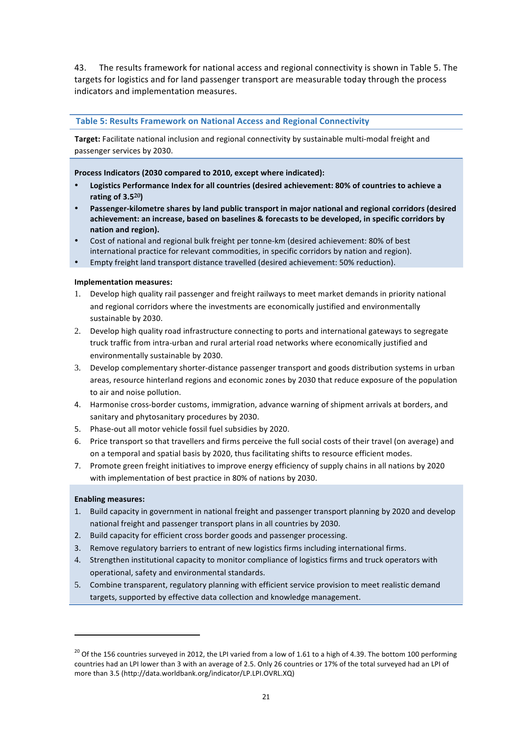43. The results framework for national access and regional connectivity is shown in Table 5. The targets for logistics and for land passenger transport are measurable today through the process indicators and implementation measures.

**Table 5: Results Framework on National Access and Regional Connectivity**

**Target:** Facilitate national inclusion and regional connectivity by sustainable multi-modal freight and passenger services by 2030.

**Process Indicators (2030 compared to 2010, except where indicated):**

- **Logistics Performance Index for all countries (desired achievement: 80% of countries to achieve a rating of 3.5[20])**
- **Passenger-kilometre shares by land public transport in major national and regional corridors (desired achievement: an increase, based on baselines & forecasts to be developed, in specific corridors by nation and region).**
- Cost of national and regional bulk freight per tonne-km (desired achievement: 80% of best international practice for relevant commodities, in specific corridors by nation and region).
- Empty freight land transport distance travelled (desired achievement: 50% reduction).

**Implementation measures:**

1. Develop high quality rail passenger and freight railways to meet market demands in priority national and regional corridors where the investments are economically justified and environmentally sustainable by 2030.
2. Develop high quality road infrastructure connecting to ports and international gateways to segregate truck traffic from intra-urban and rural arterial road networks where economically justified and environmentally sustainable by 2030.
3. Develop complementary shorter-distance passenger transport and goods distribution systems in urban areas, resource hinterland regions and economic zones by 2030 that reduce exposure of the population to air and noise pollution.
4. Harmonise cross-border customs, immigration, advance warning of shipment arrivals at borders, and sanitary and phytosanitary procedures by 2030.
5. Phase-out all motor vehicle fossil fuel subsidies by 2020.
6. Price transport so that travellers and firms perceive the full social costs of their travel (on average) and on a temporal and spatial basis by 2020, thus facilitating shifts to resource efficient modes.
7. Promote green freight initiatives to improve energy efficiency of supply chains in all nations by 2020 with implementation of best practice in 80% of nations by 2030.

**Enabling measures:**

1. Build capacity in government in national freight and passenger transport planning by 2020 and develop national freight and passenger transport plans in all countries by 2030.
2. Build capacity for efficient cross border goods and passenger processing.
3. Remove regulatory barriers to entrant of new logistics firms including international firms.
4. Strengthen institutional capacity to monitor compliance of logistics firms and truck operators with operational, safety and environmental standards.
5. Combine transparent, regulatory planning with efficient service provision to meet realistic demand targets, supported by effective data collection and knowledge management.

---

[20] Of the 156 countries surveyed in 2012, the LPI varied from a low of 1.61 to a high of 4.39. The bottom 100 performing countries had an LPI lower than 3 with an average of 2.5. Only 26 countries or 17% of the total surveyed had an LPI of more than 3.5 (http://data.worldbank.org/indicator/LP.LPI.OVRL.XQ)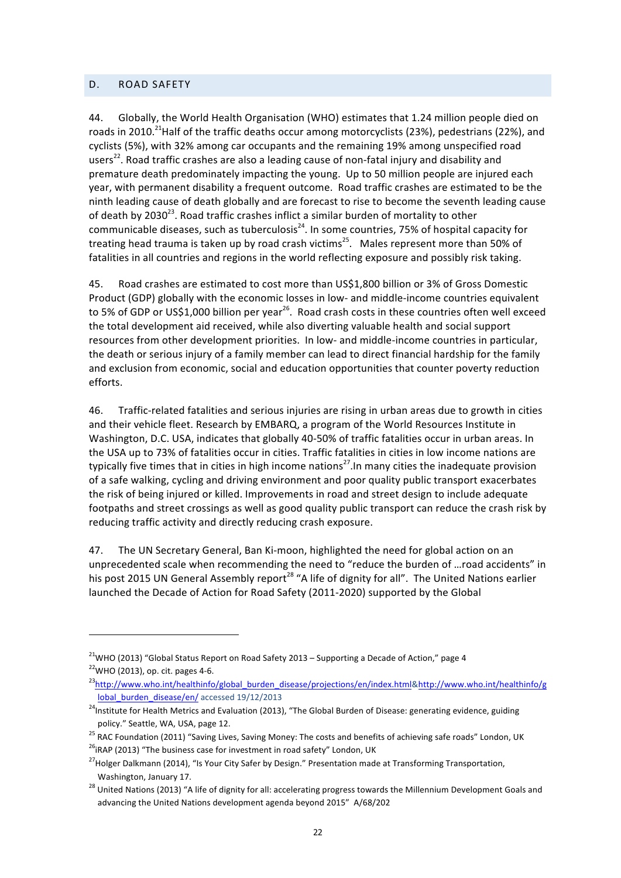## D. ROAD SAFETY

44. Globally, the World Health Organisation (WHO) estimates that 1.24 million people died on roads in 2010.[21]Half of the traffic deaths occur among motorcyclists (23%), pedestrians (22%), and cyclists (5%), with 32% among car occupants and the remaining 19% among unspecified road users[22]. Road traffic crashes are also a leading cause of non-fatal injury and disability and premature death predominately impacting the young. Up to 50 million people are injured each year, with permanent disability a frequent outcome. Road traffic crashes are estimated to be the ninth leading cause of death globally and are forecast to rise to become the seventh leading cause of death by 2030[23]. Road traffic crashes inflict a similar burden of mortality to other communicable diseases, such as tuberculosis[24]. In some countries, 75% of hospital capacity for treating head trauma is taken up by road crash victims[25]. Males represent more than 50% of fatalities in all countries and regions in the world reflecting exposure and possibly risk taking.

45. Road crashes are estimated to cost more than US$1,800 billion or 3% of Gross Domestic Product (GDP) globally with the economic losses in low- and middle-income countries equivalent to 5% of GDP or US$1,000 billion per year[26]. Road crash costs in these countries often well exceed the total development aid received, while also diverting valuable health and social support resources from other development priorities. In low- and middle-income countries in particular, the death or serious injury of a family member can lead to direct financial hardship for the family and exclusion from economic, social and education opportunities that counter poverty reduction efforts.

46. Traffic-related fatalities and serious injuries are rising in urban areas due to growth in cities and their vehicle fleet. Research by EMBARQ, a program of the World Resources Institute in Washington, D.C. USA, indicates that globally 40-50% of traffic fatalities occur in urban areas. In the USA up to 73% of fatalities occur in cities. Traffic fatalities in cities in low income nations are typically five times that in cities in high income nations[27].In many cities the inadequate provision of a safe walking, cycling and driving environment and poor quality public transport exacerbates the risk of being injured or killed. Improvements in road and street design to include adequate footpaths and street crossings as well as good quality public transport can reduce the crash risk by reducing traffic activity and directly reducing crash exposure.

47. The UN Secretary General, Ban Ki-moon, highlighted the need for global action on an unprecedented scale when recommending the need to "reduce the burden of …road accidents" in his post 2015 UN General Assembly report[28] "A life of dignity for all". The United Nations earlier launched the Decade of Action for Road Safety (2011-2020) supported by the Global

---

[21] WHO (2013) "Global Status Report on Road Safety 2013 – Supporting a Decade of Action," page 4

[22] WHO (2013), op. cit. pages 4-6.

[23] http://www.who.int/healthinfo/global_burden_disease/projections/en/index.html&http://www.who.int/healthinfo/global_burden_disease/en/ accessed 19/12/2013

[24] Institute for Health Metrics and Evaluation (2013), "The Global Burden of Disease: generating evidence, guiding policy." Seattle, WA, USA, page 12.

[25] RAC Foundation (2011) "Saving Lives, Saving Money: The costs and benefits of achieving safe roads" London, UK

[26] iRAP (2013) "The business case for investment in road safety" London, UK

[27] Holger Dalkmann (2014), "Is Your City Safer by Design." Presentation made at Transforming Transportation, Washington, January 17.

[28] United Nations (2013) "A life of dignity for all: accelerating progress towards the Millennium Development Goals and advancing the United Nations development agenda beyond 2015" A/68/202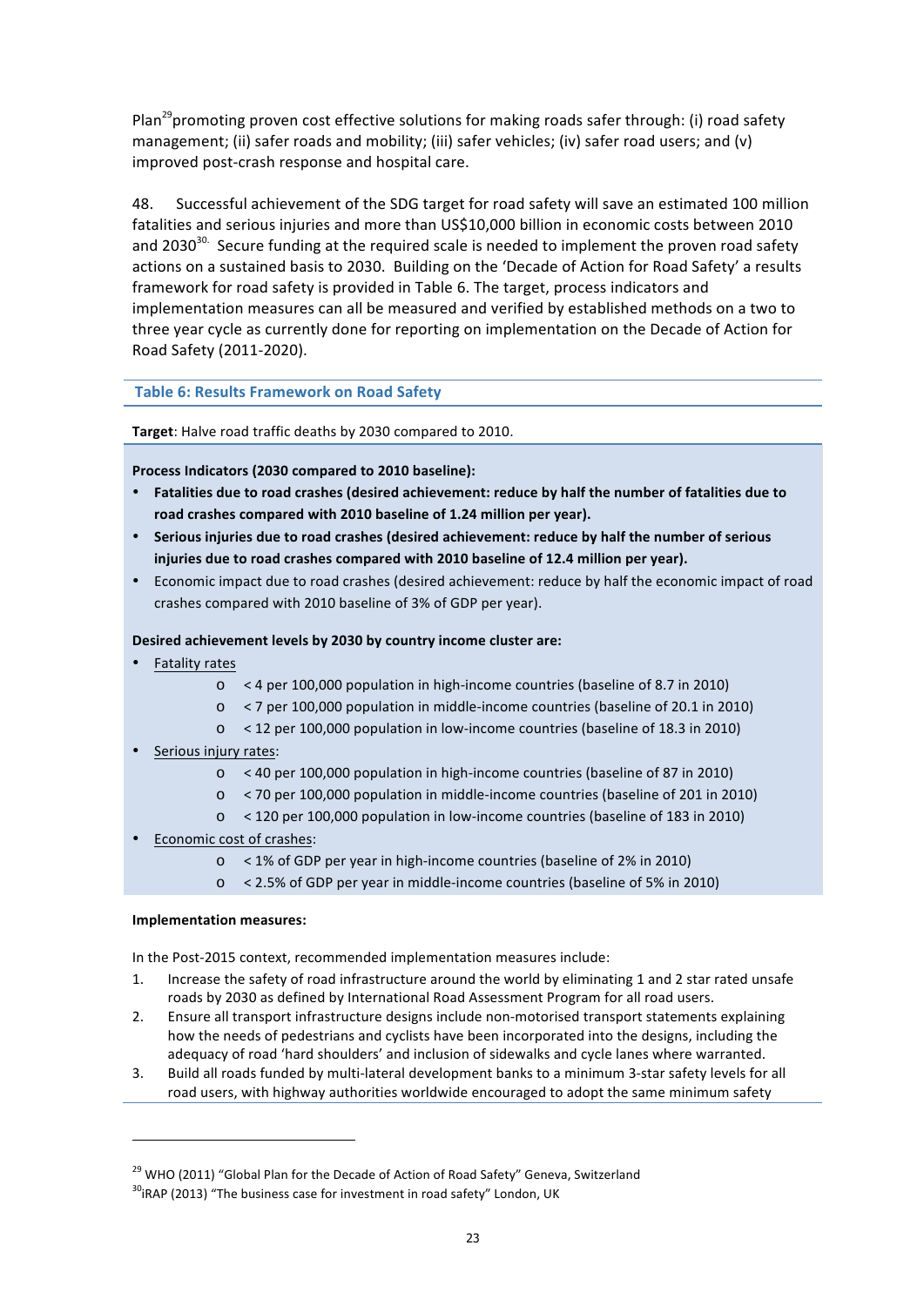Plan[29] promoting proven cost effective solutions for making roads safer through: (i) road safety management; (ii) safer roads and mobility; (iii) safer vehicles; (iv) safer road users; and (v) improved post-crash response and hospital care.

48. Successful achievement of the SDG target for road safety will save an estimated 100 million fatalities and serious injuries and more than US$10,000 billion in economic costs between 2010 and 2030[30]. Secure funding at the required scale is needed to implement the proven road safety actions on a sustained basis to 2030. Building on the 'Decade of Action for Road Safety' a results framework for road safety is provided in Table 6. The target, process indicators and implementation measures can all be measured and verified by established methods on a two to three year cycle as currently done for reporting on implementation on the Decade of Action for Road Safety (2011-2020).

**Table 6: Results Framework on Road Safety**

**Target**: Halve road traffic deaths by 2030 compared to 2010.

**Process Indicators (2030 compared to 2010 baseline):**

- **Fatalities due to road crashes (desired achievement: reduce by half the number of fatalities due to road crashes compared with 2010 baseline of 1.24 million per year).**
- **Serious injuries due to road crashes (desired achievement: reduce by half the number of serious injuries due to road crashes compared with 2010 baseline of 12.4 million per year).**
- Economic impact due to road crashes (desired achievement: reduce by half the economic impact of road crashes compared with 2010 baseline of 3% of GDP per year).

**Desired achievement levels by 2030 by country income cluster are:**

- Fatality rates
    - < 4 per 100,000 population in high-income countries (baseline of 8.7 in 2010)
    - < 7 per 100,000 population in middle-income countries (baseline of 20.1 in 2010)
    - < 12 per 100,000 population in low-income countries (baseline of 18.3 in 2010)
- Serious injury rates:
    - < 40 per 100,000 population in high-income countries (baseline of 87 in 2010)
    - < 70 per 100,000 population in middle-income countries (baseline of 201 in 2010)
    - < 120 per 100,000 population in low-income countries (baseline of 183 in 2010)
- Economic cost of crashes:
    - < 1% of GDP per year in high-income countries (baseline of 2% in 2010)
    - < 2.5% of GDP per year in middle-income countries (baseline of 5% in 2010)

**Implementation measures:**

In the Post-2015 context, recommended implementation measures include:

1. Increase the safety of road infrastructure around the world by eliminating 1 and 2 star rated unsafe roads by 2030 as defined by International Road Assessment Program for all road users.
2. Ensure all transport infrastructure designs include non-motorised transport statements explaining how the needs of pedestrians and cyclists have been incorporated into the designs, including the adequacy of road 'hard shoulders' and inclusion of sidewalks and cycle lanes where warranted.
3. Build all roads funded by multi-lateral development banks to a minimum 3-star safety levels for all road users, with highway authorities worldwide encouraged to adopt the same minimum safety

[29] WHO (2011) "Global Plan for the Decade of Action of Road Safety" Geneva, Switzerland

[30] iRAP (2013) "The business case for investment in road safety" London, UK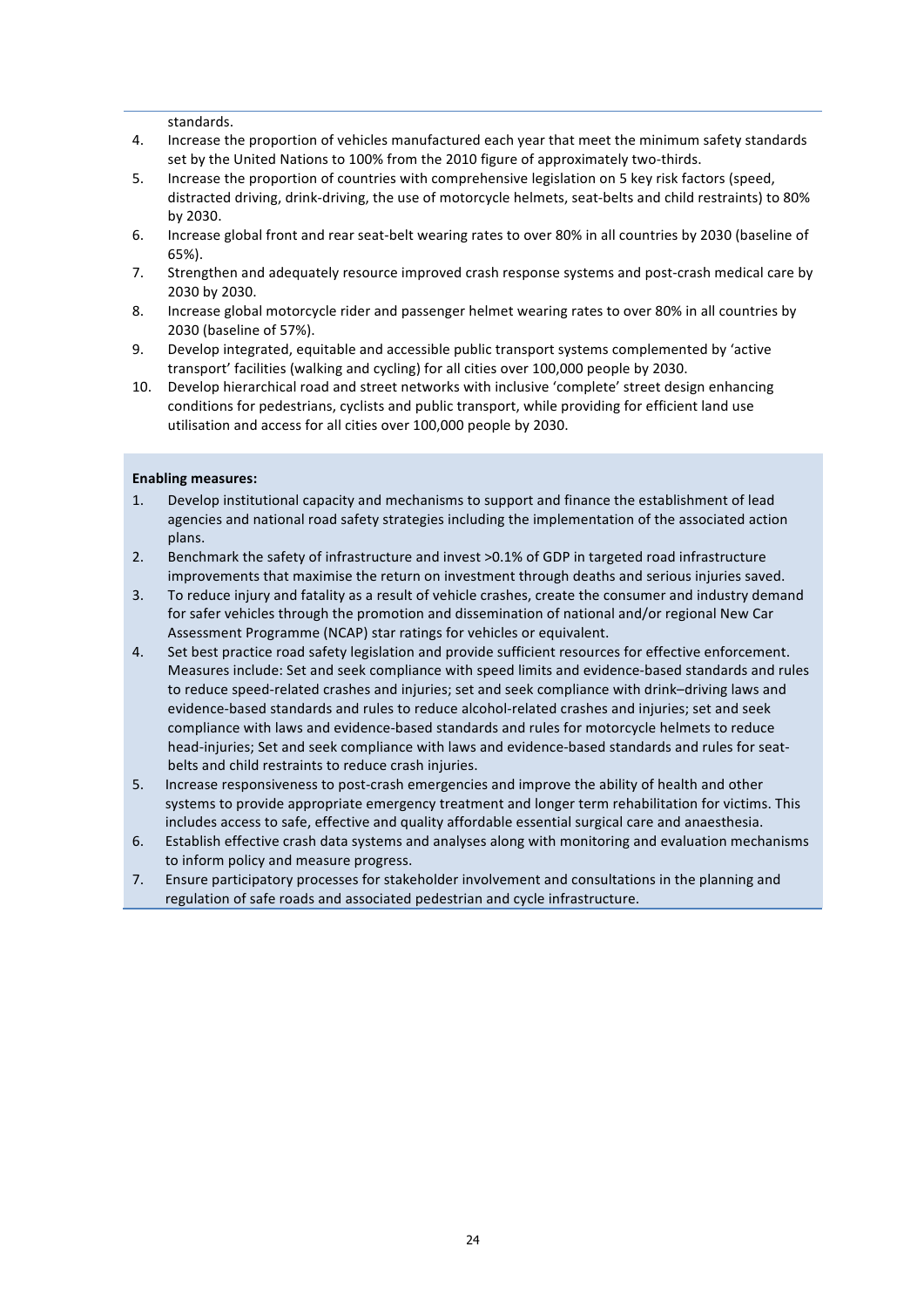standards.

4. Increase the proportion of vehicles manufactured each year that meet the minimum safety standards set by the United Nations to 100% from the 2010 figure of approximately two-thirds.
5. Increase the proportion of countries with comprehensive legislation on 5 key risk factors (speed, distracted driving, drink-driving, the use of motorcycle helmets, seat-belts and child restraints) to 80% by 2030.
6. Increase global front and rear seat-belt wearing rates to over 80% in all countries by 2030 (baseline of 65%).
7. Strengthen and adequately resource improved crash response systems and post-crash medical care by 2030 by 2030.
8. Increase global motorcycle rider and passenger helmet wearing rates to over 80% in all countries by 2030 (baseline of 57%).
9. Develop integrated, equitable and accessible public transport systems complemented by 'active transport' facilities (walking and cycling) for all cities over 100,000 people by 2030.
10. Develop hierarchical road and street networks with inclusive 'complete' street design enhancing conditions for pedestrians, cyclists and public transport, while providing for efficient land use utilisation and access for all cities over 100,000 people by 2030.

**Enabling measures:**

1. Develop institutional capacity and mechanisms to support and finance the establishment of lead agencies and national road safety strategies including the implementation of the associated action plans.
2. Benchmark the safety of infrastructure and invest >0.1% of GDP in targeted road infrastructure improvements that maximise the return on investment through deaths and serious injuries saved.
3. To reduce injury and fatality as a result of vehicle crashes, create the consumer and industry demand for safer vehicles through the promotion and dissemination of national and/or regional New Car Assessment Programme (NCAP) star ratings for vehicles or equivalent.
4. Set best practice road safety legislation and provide sufficient resources for effective enforcement. Measures include: Set and seek compliance with speed limits and evidence-based standards and rules to reduce speed-related crashes and injuries; set and seek compliance with drink–driving laws and evidence-based standards and rules to reduce alcohol-related crashes and injuries; set and seek compliance with laws and evidence-based standards and rules for motorcycle helmets to reduce head-injuries; Set and seek compliance with laws and evidence-based standards and rules for seat-belts and child restraints to reduce crash injuries.
5. Increase responsiveness to post-crash emergencies and improve the ability of health and other systems to provide appropriate emergency treatment and longer term rehabilitation for victims. This includes access to safe, effective and quality affordable essential surgical care and anaesthesia.
6. Establish effective crash data systems and analyses along with monitoring and evaluation mechanisms to inform policy and measure progress.
7. Ensure participatory processes for stakeholder involvement and consultations in the planning and regulation of safe roads and associated pedestrian and cycle infrastructure.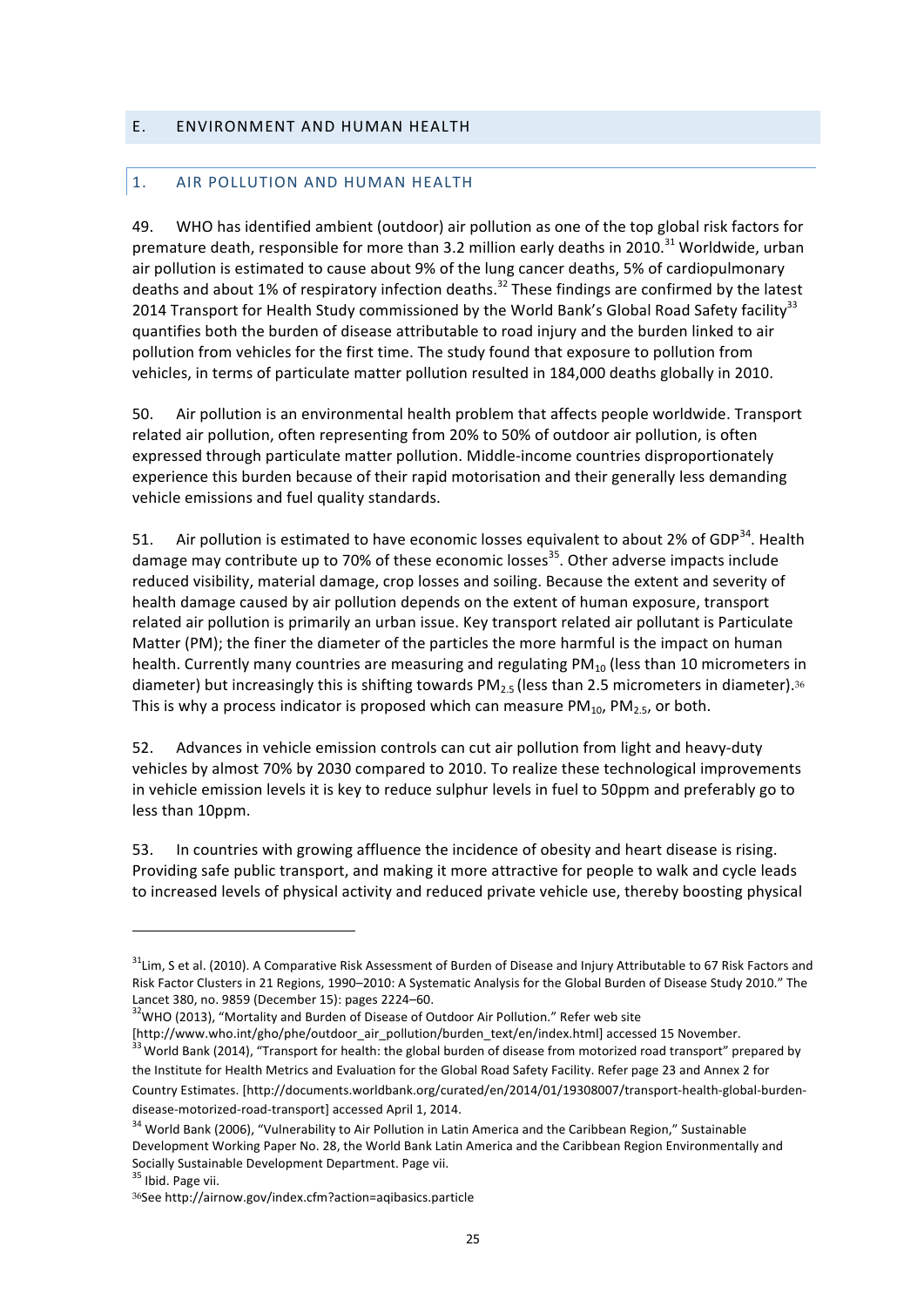## E. ENVIRONMENT AND HUMAN HEALTH

### 1. AIR POLLUTION AND HUMAN HEALTH

49. WHO has identified ambient (outdoor) air pollution as one of the top global risk factors for premature death, responsible for more than 3.2 million early deaths in 2010.[31] Worldwide, urban air pollution is estimated to cause about 9% of the lung cancer deaths, 5% of cardiopulmonary deaths and about 1% of respiratory infection deaths.[32] These findings are confirmed by the latest 2014 Transport for Health Study commissioned by the World Bank's Global Road Safety facility[33] quantifies both the burden of disease attributable to road injury and the burden linked to air pollution from vehicles for the first time. The study found that exposure to pollution from vehicles, in terms of particulate matter pollution resulted in 184,000 deaths globally in 2010.

50. Air pollution is an environmental health problem that affects people worldwide. Transport related air pollution, often representing from 20% to 50% of outdoor air pollution, is often expressed through particulate matter pollution. Middle-income countries disproportionately experience this burden because of their rapid motorisation and their generally less demanding vehicle emissions and fuel quality standards.

51. Air pollution is estimated to have economic losses equivalent to about 2% of GDP[34]. Health damage may contribute up to 70% of these economic losses[35]. Other adverse impacts include reduced visibility, material damage, crop losses and soiling. Because the extent and severity of health damage caused by air pollution depends on the extent of human exposure, transport related air pollution is primarily an urban issue. Key transport related air pollutant is Particulate Matter (PM); the finer the diameter of the particles the more harmful is the impact on human health. Currently many countries are measuring and regulating $PM_{10}$ (less than 10 micrometers in diameter) but increasingly this is shifting towards $PM_{2.5}$ (less than 2.5 micrometers in diameter).[36] This is why a process indicator is proposed which can measure $PM_{10}$, $PM_{2.5}$, or both.

52. Advances in vehicle emission controls can cut air pollution from light and heavy-duty vehicles by almost 70% by 2030 compared to 2010. To realize these technological improvements in vehicle emission levels it is key to reduce sulphur levels in fuel to 50ppm and preferably go to less than 10ppm.

53. In countries with growing affluence the incidence of obesity and heart disease is rising. Providing safe public transport, and making it more attractive for people to walk and cycle leads to increased levels of physical activity and reduced private vehicle use, thereby boosting physical

---

[31] Lim, S et al. (2010). A Comparative Risk Assessment of Burden of Disease and Injury Attributable to 67 Risk Factors and Risk Factor Clusters in 21 Regions, 1990–2010: A Systematic Analysis for the Global Burden of Disease Study 2010." The Lancet 380, no. 9859 (December 15): pages 2224–60.

[32] WHO (2013), "Mortality and Burden of Disease of Outdoor Air Pollution." Refer web site [http://www.who.int/gho/phe/outdoor_air_pollution/burden_text/en/index.html] accessed 15 November.

[33] World Bank (2014), "Transport for health: the global burden of disease from motorized road transport" prepared by the Institute for Health Metrics and Evaluation for the Global Road Safety Facility. Refer page 23 and Annex 2 for Country Estimates. [http://documents.worldbank.org/curated/en/2014/01/19308007/transport-health-global-burden-disease-motorized-road-transport] accessed April 1, 2014.

[34] World Bank (2006), "Vulnerability to Air Pollution in Latin America and the Caribbean Region," Sustainable Development Working Paper No. 28, the World Bank Latin America and the Caribbean Region Environmentally and Socially Sustainable Development Department. Page vii.

[35] Ibid. Page vii.

[36] See http://airnow.gov/index.cfm?action=aqibasics.particle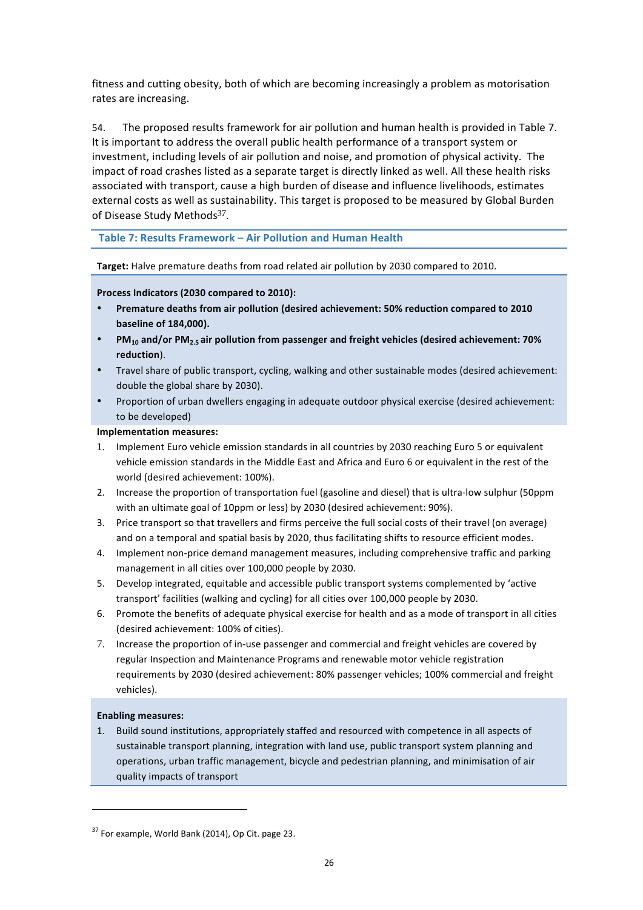fitness and cutting obesity, both of which are becoming increasingly a problem as motorisation rates are increasing.

54. The proposed results framework for air pollution and human health is provided in Table 7. It is important to address the overall public health performance of a transport system or investment, including levels of air pollution and noise, and promotion of physical activity. The impact of road crashes listed as a separate target is directly linked as well. All these health risks associated with transport, cause a high burden of disease and influence livelihoods, estimates external costs as well as sustainability. This target is proposed to be measured by Global Burden of Disease Study Methods[37].

**Table 7: Results Framework – Air Pollution and Human Health**

**Target:** Halve premature deaths from road related air pollution by 2030 compared to 2010.

**Process Indicators (2030 compared to 2010):**

- **Premature deaths from air pollution (desired achievement: 50% reduction compared to 2010 baseline of 184,000).**
- **$PM_{10}$ and/or $PM_{2.5}$ air pollution from passenger and freight vehicles (desired achievement: 70% reduction**).
- Travel share of public transport, cycling, walking and other sustainable modes (desired achievement: double the global share by 2030).
- Proportion of urban dwellers engaging in adequate outdoor physical exercise (desired achievement: to be developed)

**Implementation measures:**

1. Implement Euro vehicle emission standards in all countries by 2030 reaching Euro 5 or equivalent vehicle emission standards in the Middle East and Africa and Euro 6 or equivalent in the rest of the world (desired achievement: 100%).
2. Increase the proportion of transportation fuel (gasoline and diesel) that is ultra-low sulphur (50ppm with an ultimate goal of 10ppm or less) by 2030 (desired achievement: 90%).
3. Price transport so that travellers and firms perceive the full social costs of their travel (on average) and on a temporal and spatial basis by 2020, thus facilitating shifts to resource efficient modes.
4. Implement non-price demand management measures, including comprehensive traffic and parking management in all cities over 100,000 people by 2030.
5. Develop integrated, equitable and accessible public transport systems complemented by 'active transport' facilities (walking and cycling) for all cities over 100,000 people by 2030.
6. Promote the benefits of adequate physical exercise for health and as a mode of transport in all cities (desired achievement: 100% of cities).
7. Increase the proportion of in-use passenger and commercial and freight vehicles are covered by regular Inspection and Maintenance Programs and renewable motor vehicle registration requirements by 2030 (desired achievement: 80% passenger vehicles; 100% commercial and freight vehicles).

**Enabling measures:**

1. Build sound institutions, appropriately staffed and resourced with competence in all aspects of sustainable transport planning, integration with land use, public transport system planning and operations, urban traffic management, bicycle and pedestrian planning, and minimisation of air quality impacts of transport

---

[37] For example, World Bank (2014), Op Cit. page 23.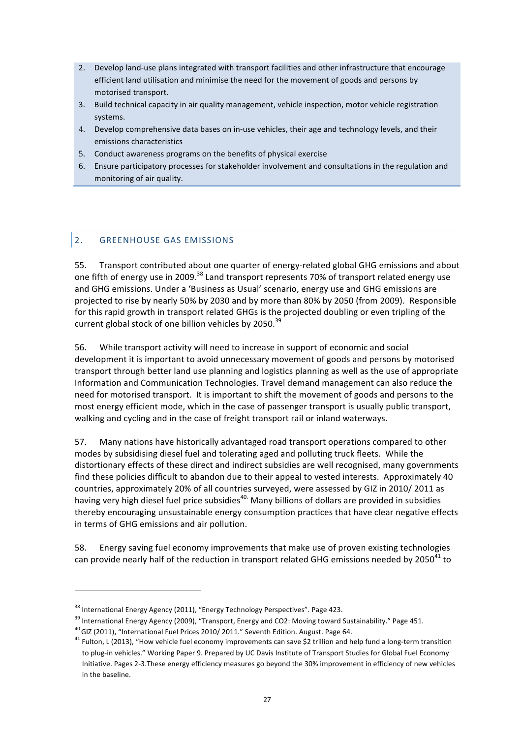2. Develop land-use plans integrated with transport facilities and other infrastructure that encourage efficient land utilisation and minimise the need for the movement of goods and persons by motorised transport.
3. Build technical capacity in air quality management, vehicle inspection, motor vehicle registration systems.
4. Develop comprehensive data bases on in-use vehicles, their age and technology levels, and their emissions characteristics
5. Conduct awareness programs on the benefits of physical exercise
6. Ensure participatory processes for stakeholder involvement and consultations in the regulation and monitoring of air quality.

## 2. GREENHOUSE GAS EMISSIONS

55. Transport contributed about one quarter of energy-related global GHG emissions and about one fifth of energy use in 2009.[38] Land transport represents 70% of transport related energy use and GHG emissions. Under a 'Business as Usual' scenario, energy use and GHG emissions are projected to rise by nearly 50% by 2030 and by more than 80% by 2050 (from 2009). Responsible for this rapid growth in transport related GHGs is the projected doubling or even tripling of the current global stock of one billion vehicles by 2050.[39]

56. While transport activity will need to increase in support of economic and social development it is important to avoid unnecessary movement of goods and persons by motorised transport through better land use planning and logistics planning as well as the use of appropriate Information and Communication Technologies. Travel demand management can also reduce the need for motorised transport. It is important to shift the movement of goods and persons to the most energy efficient mode, which in the case of passenger transport is usually public transport, walking and cycling and in the case of freight transport rail or inland waterways.

57. Many nations have historically advantaged road transport operations compared to other modes by subsidising diesel fuel and tolerating aged and polluting truck fleets. While the distortionary effects of these direct and indirect subsidies are well recognised, many governments find these policies difficult to abandon due to their appeal to vested interests. Approximately 40 countries, approximately 20% of all countries surveyed, were assessed by GIZ in 2010/ 2011 as having very high diesel fuel price subsidies[40]. Many billions of dollars are provided in subsidies thereby encouraging unsustainable energy consumption practices that have clear negative effects in terms of GHG emissions and air pollution.

58. Energy saving fuel economy improvements that make use of proven existing technologies can provide nearly half of the reduction in transport related GHG emissions needed by 2050[41] to

---

[38] International Energy Agency (2011), "Energy Technology Perspectives". Page 423.

[39] International Energy Agency (2009), "Transport, Energy and CO2: Moving toward Sustainability." Page 451.

[40] GIZ (2011), "International Fuel Prices 2010/ 2011." Seventh Edition. August. Page 64.

[41] Fulton, L (2013), "How vehicle fuel economy improvements can save $2 trillion and help fund a long-term transition to plug-in vehicles." Working Paper 9. Prepared by UC Davis Institute of Transport Studies for Global Fuel Economy Initiative. Pages 2-3.These energy efficiency measures go beyond the 30% improvement in efficiency of new vehicles in the baseline.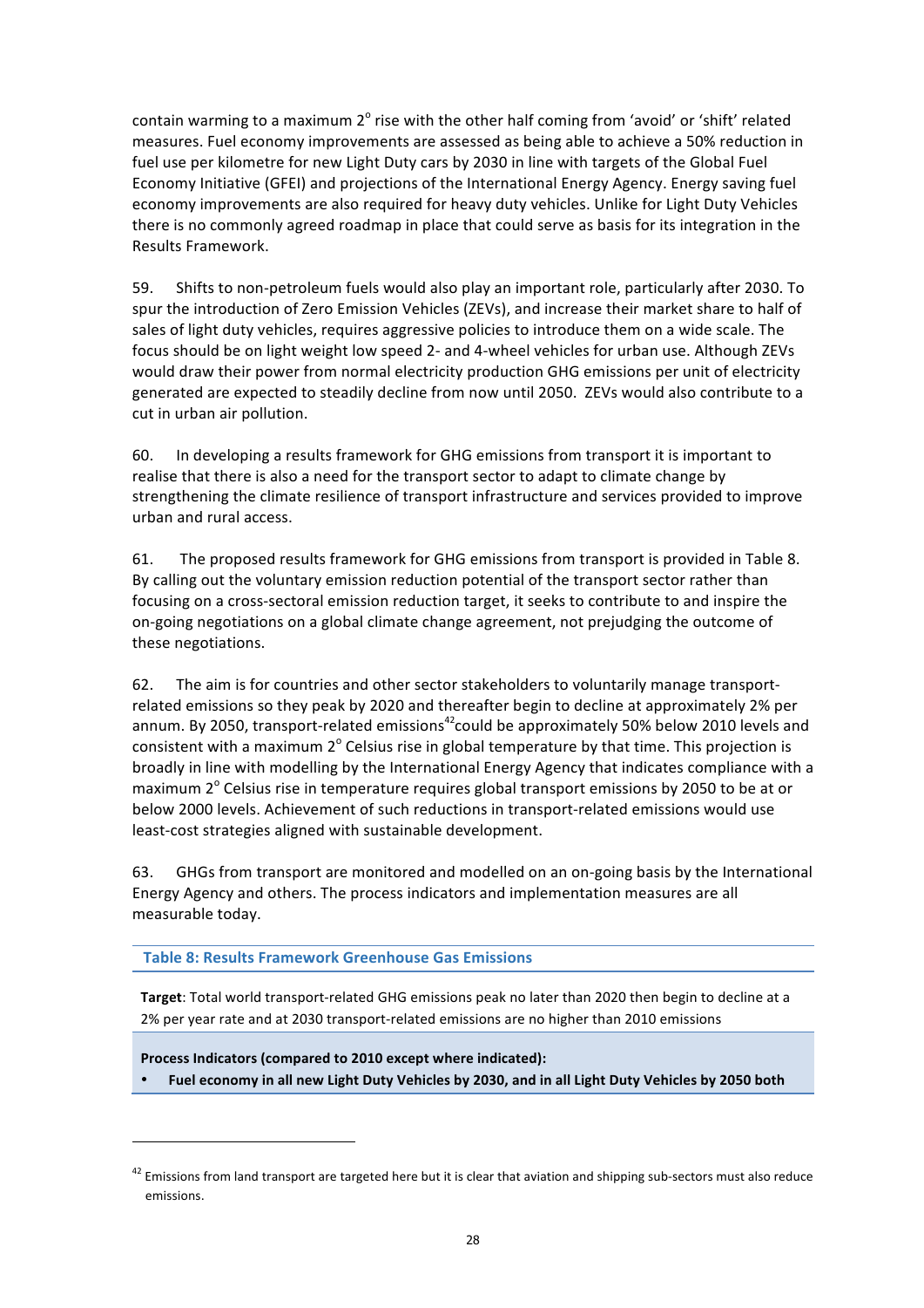contain warming to a maximum 2° rise with the other half coming from 'avoid' or 'shift' related measures. Fuel economy improvements are assessed as being able to achieve a 50% reduction in fuel use per kilometre for new Light Duty cars by 2030 in line with targets of the Global Fuel Economy Initiative (GFEI) and projections of the International Energy Agency. Energy saving fuel economy improvements are also required for heavy duty vehicles. Unlike for Light Duty Vehicles there is no commonly agreed roadmap in place that could serve as basis for its integration in the Results Framework.

59. Shifts to non-petroleum fuels would also play an important role, particularly after 2030. To spur the introduction of Zero Emission Vehicles (ZEVs), and increase their market share to half of sales of light duty vehicles, requires aggressive policies to introduce them on a wide scale. The focus should be on light weight low speed 2- and 4-wheel vehicles for urban use. Although ZEVs would draw their power from normal electricity production GHG emissions per unit of electricity generated are expected to steadily decline from now until 2050. ZEVs would also contribute to a cut in urban air pollution.

60. In developing a results framework for GHG emissions from transport it is important to realise that there is also a need for the transport sector to adapt to climate change by strengthening the climate resilience of transport infrastructure and services provided to improve urban and rural access.

61. The proposed results framework for GHG emissions from transport is provided in Table 8. By calling out the voluntary emission reduction potential of the transport sector rather than focusing on a cross-sectoral emission reduction target, it seeks to contribute to and inspire the on-going negotiations on a global climate change agreement, not prejudging the outcome of these negotiations.

62. The aim is for countries and other sector stakeholders to voluntarily manage transport-related emissions so they peak by 2020 and thereafter begin to decline at approximately 2% per annum. By 2050, transport-related emissions[42] could be approximately 50% below 2010 levels and consistent with a maximum 2° Celsius rise in global temperature by that time. This projection is broadly in line with modelling by the International Energy Agency that indicates compliance with a maximum 2° Celsius rise in temperature requires global transport emissions by 2050 to be at or below 2000 levels. Achievement of such reductions in transport-related emissions would use least-cost strategies aligned with sustainable development.

63. GHGs from transport are monitored and modelled on an on-going basis by the International Energy Agency and others. The process indicators and implementation measures are all measurable today.

**Table 8: Results Framework Greenhouse Gas Emissions**

| |
|---|
| **Target**: Total world transport-related GHG emissions peak no later than 2020 then begin to decline at a 2% per year rate and at 2030 transport-related emissions are no higher than 2010 emissions |
| **Process Indicators (compared to 2010 except where indicated):**<br>• **Fuel economy in all new Light Duty Vehicles by 2030, and in all Light Duty Vehicles by 2050 both** |

[42] Emissions from land transport are targeted here but it is clear that aviation and shipping sub-sectors must also reduce emissions.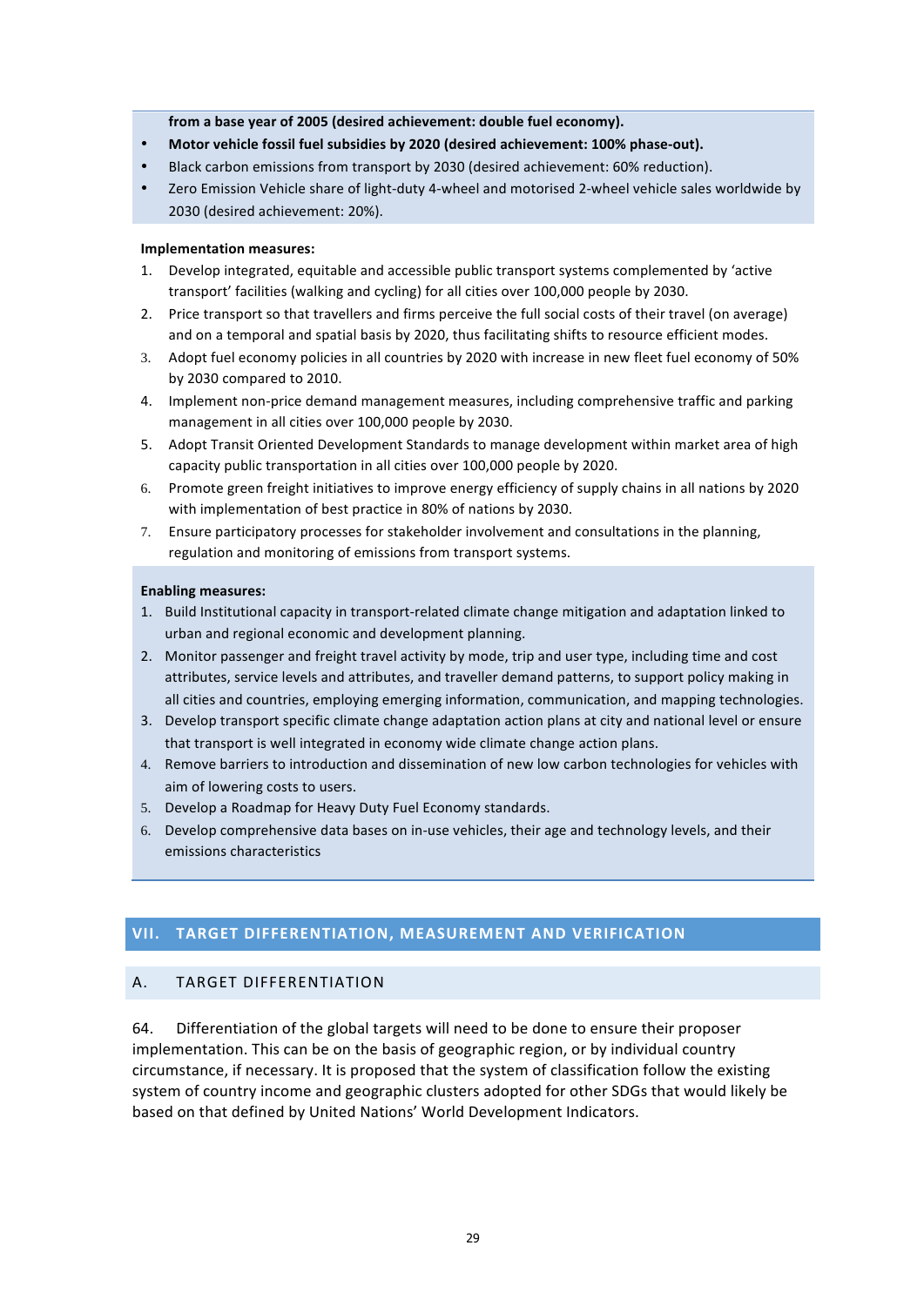**from a base year of 2005 (desired achievement: double fuel economy).**

- **Motor vehicle fossil fuel subsidies by 2020 (desired achievement: 100% phase-out).**
- Black carbon emissions from transport by 2030 (desired achievement: 60% reduction).
- Zero Emission Vehicle share of light-duty 4-wheel and motorised 2-wheel vehicle sales worldwide by 2030 (desired achievement: 20%).

**Implementation measures:**

1. Develop integrated, equitable and accessible public transport systems complemented by 'active transport' facilities (walking and cycling) for all cities over 100,000 people by 2030.
2. Price transport so that travellers and firms perceive the full social costs of their travel (on average) and on a temporal and spatial basis by 2020, thus facilitating shifts to resource efficient modes.
3. Adopt fuel economy policies in all countries by 2020 with increase in new fleet fuel economy of 50% by 2030 compared to 2010.
4. Implement non-price demand management measures, including comprehensive traffic and parking management in all cities over 100,000 people by 2030.
5. Adopt Transit Oriented Development Standards to manage development within market area of high capacity public transportation in all cities over 100,000 people by 2020.
6. Promote green freight initiatives to improve energy efficiency of supply chains in all nations by 2020 with implementation of best practice in 80% of nations by 2030.
7. Ensure participatory processes for stakeholder involvement and consultations in the planning, regulation and monitoring of emissions from transport systems.

**Enabling measures:**

1. Build Institutional capacity in transport-related climate change mitigation and adaptation linked to urban and regional economic and development planning.
2. Monitor passenger and freight travel activity by mode, trip and user type, including time and cost attributes, service levels and attributes, and traveller demand patterns, to support policy making in all cities and countries, employing emerging information, communication, and mapping technologies.
3. Develop transport specific climate change adaptation action plans at city and national level or ensure that transport is well integrated in economy wide climate change action plans.
4. Remove barriers to introduction and dissemination of new low carbon technologies for vehicles with aim of lowering costs to users.
5. Develop a Roadmap for Heavy Duty Fuel Economy standards.
6. Develop comprehensive data bases on in-use vehicles, their age and technology levels, and their emissions characteristics

## VII. TARGET DIFFERENTIATION, MEASUREMENT AND VERIFICATION

### A. TARGET DIFFERENTIATION

64. Differentiation of the global targets will need to be done to ensure their proposer implementation. This can be on the basis of geographic region, or by individual country circumstance, if necessary. It is proposed that the system of classification follow the existing system of country income and geographic clusters adopted for other SDGs that would likely be based on that defined by United Nations' World Development Indicators.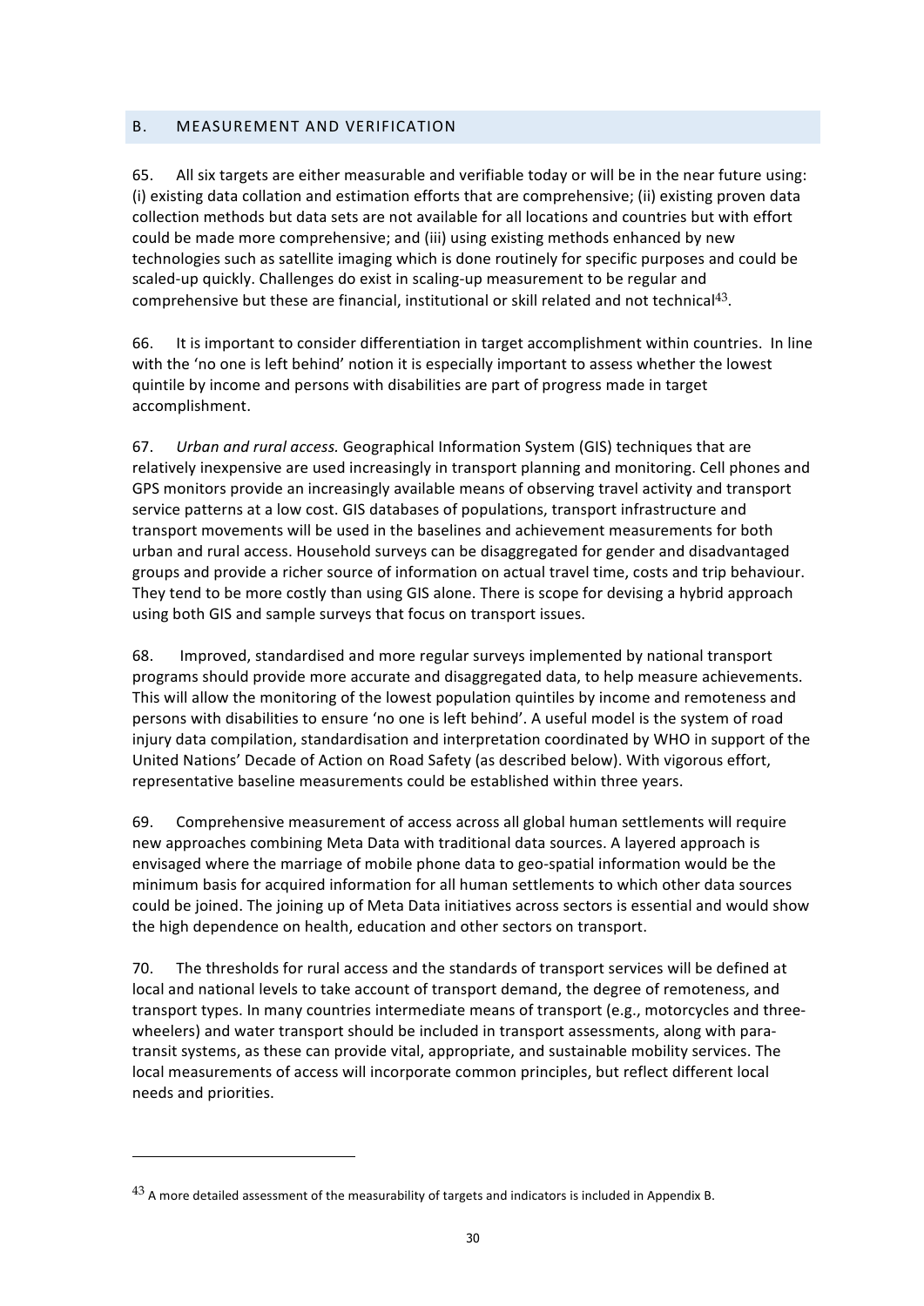## B. MEASUREMENT AND VERIFICATION

65. All six targets are either measurable and verifiable today or will be in the near future using: (i) existing data collation and estimation efforts that are comprehensive; (ii) existing proven data collection methods but data sets are not available for all locations and countries but with effort could be made more comprehensive; and (iii) using existing methods enhanced by new technologies such as satellite imaging which is done routinely for specific purposes and could be scaled-up quickly. Challenges do exist in scaling-up measurement to be regular and comprehensive but these are financial, institutional or skill related and not technical[43].

66. It is important to consider differentiation in target accomplishment within countries. In line with the 'no one is left behind' notion it is especially important to assess whether the lowest quintile by income and persons with disabilities are part of progress made in target accomplishment.

67. *Urban and rural access.* Geographical Information System (GIS) techniques that are relatively inexpensive are used increasingly in transport planning and monitoring. Cell phones and GPS monitors provide an increasingly available means of observing travel activity and transport service patterns at a low cost. GIS databases of populations, transport infrastructure and transport movements will be used in the baselines and achievement measurements for both urban and rural access. Household surveys can be disaggregated for gender and disadvantaged groups and provide a richer source of information on actual travel time, costs and trip behaviour. They tend to be more costly than using GIS alone. There is scope for devising a hybrid approach using both GIS and sample surveys that focus on transport issues.

68. Improved, standardised and more regular surveys implemented by national transport programs should provide more accurate and disaggregated data, to help measure achievements. This will allow the monitoring of the lowest population quintiles by income and remoteness and persons with disabilities to ensure 'no one is left behind'. A useful model is the system of road injury data compilation, standardisation and interpretation coordinated by WHO in support of the United Nations' Decade of Action on Road Safety (as described below). With vigorous effort, representative baseline measurements could be established within three years.

69. Comprehensive measurement of access across all global human settlements will require new approaches combining Meta Data with traditional data sources. A layered approach is envisaged where the marriage of mobile phone data to geo-spatial information would be the minimum basis for acquired information for all human settlements to which other data sources could be joined. The joining up of Meta Data initiatives across sectors is essential and would show the high dependence on health, education and other sectors on transport.

70. The thresholds for rural access and the standards of transport services will be defined at local and national levels to take account of transport demand, the degree of remoteness, and transport types. In many countries intermediate means of transport (e.g., motorcycles and three-wheelers) and water transport should be included in transport assessments, along with para-transit systems, as these can provide vital, appropriate, and sustainable mobility services. The local measurements of access will incorporate common principles, but reflect different local needs and priorities.

---

[43] A more detailed assessment of the measurability of targets and indicators is included in Appendix B.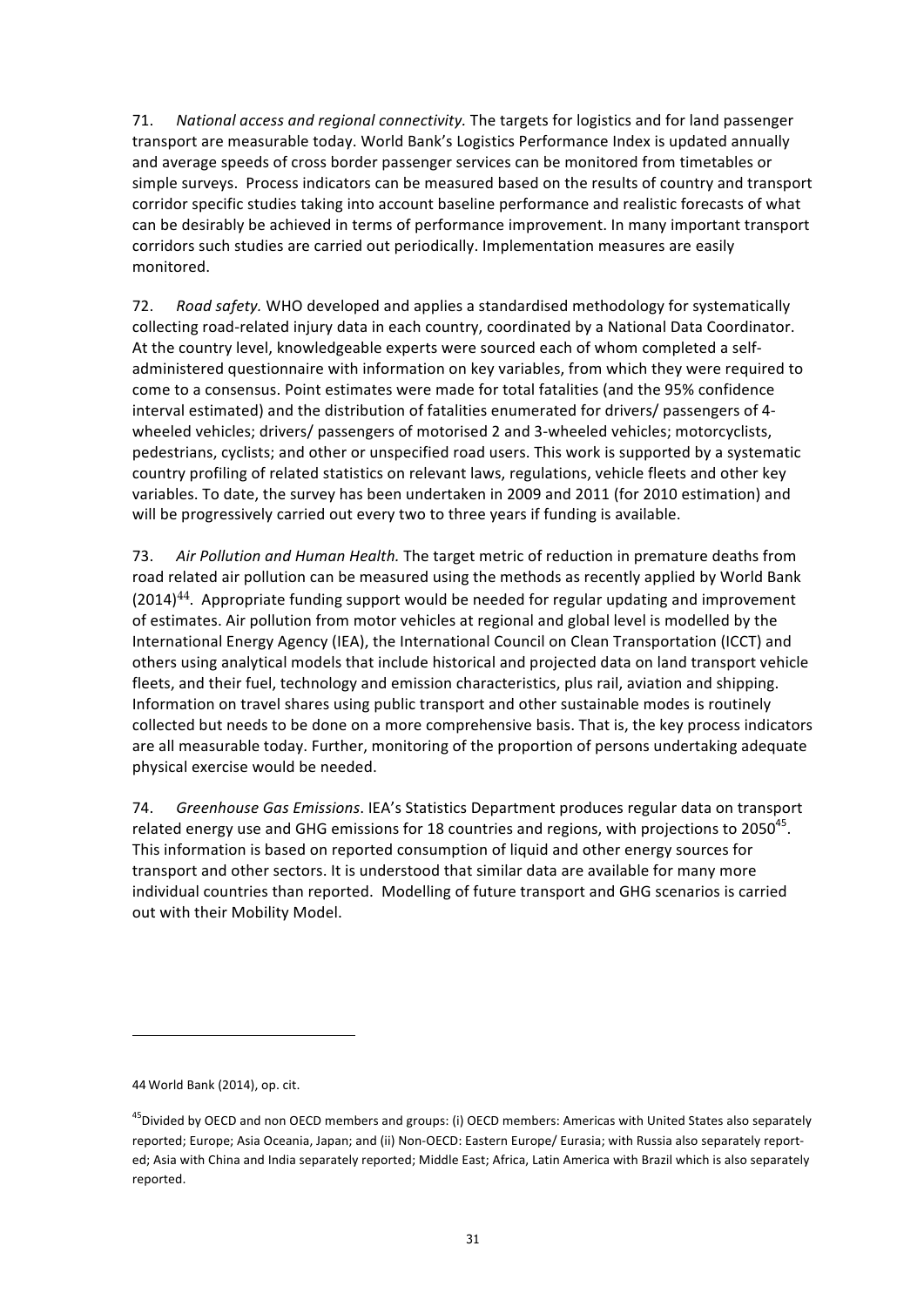71. *National access and regional connectivity.* The targets for logistics and for land passenger transport are measurable today. World Bank's Logistics Performance Index is updated annually and average speeds of cross border passenger services can be monitored from timetables or simple surveys. Process indicators can be measured based on the results of country and transport corridor specific studies taking into account baseline performance and realistic forecasts of what can be desirably be achieved in terms of performance improvement. In many important transport corridors such studies are carried out periodically. Implementation measures are easily monitored.

72. *Road safety.* WHO developed and applies a standardised methodology for systematically collecting road-related injury data in each country, coordinated by a National Data Coordinator. At the country level, knowledgeable experts were sourced each of whom completed a self-administered questionnaire with information on key variables, from which they were required to come to a consensus. Point estimates were made for total fatalities (and the 95% confidence interval estimated) and the distribution of fatalities enumerated for drivers/ passengers of 4-wheeled vehicles; drivers/ passengers of motorised 2 and 3-wheeled vehicles; motorcyclists, pedestrians, cyclists; and other or unspecified road users. This work is supported by a systematic country profiling of related statistics on relevant laws, regulations, vehicle fleets and other key variables. To date, the survey has been undertaken in 2009 and 2011 (for 2010 estimation) and will be progressively carried out every two to three years if funding is available.

73. *Air Pollution and Human Health.* The target metric of reduction in premature deaths from road related air pollution can be measured using the methods as recently applied by World Bank (2014)[44]. Appropriate funding support would be needed for regular updating and improvement of estimates. Air pollution from motor vehicles at regional and global level is modelled by the International Energy Agency (IEA), the International Council on Clean Transportation (ICCT) and others using analytical models that include historical and projected data on land transport vehicle fleets, and their fuel, technology and emission characteristics, plus rail, aviation and shipping. Information on travel shares using public transport and other sustainable modes is routinely collected but needs to be done on a more comprehensive basis. That is, the key process indicators are all measurable today. Further, monitoring of the proportion of persons undertaking adequate physical exercise would be needed.

74. *Greenhouse Gas Emissions*. IEA's Statistics Department produces regular data on transport related energy use and GHG emissions for 18 countries and regions, with projections to 2050[45]. This information is based on reported consumption of liquid and other energy sources for transport and other sectors. It is understood that similar data are available for many more individual countries than reported. Modelling of future transport and GHG scenarios is carried out with their Mobility Model.

---

44 World Bank (2014), op. cit.

45 Divided by OECD and non OECD members and groups: (i) OECD members: Americas with United States also separately reported; Europe; Asia Oceania, Japan; and (ii) Non-OECD: Eastern Europe/ Eurasia; with Russia also separately reported; Asia with China and India separately reported; Middle East; Africa, Latin America with Brazil which is also separately reported.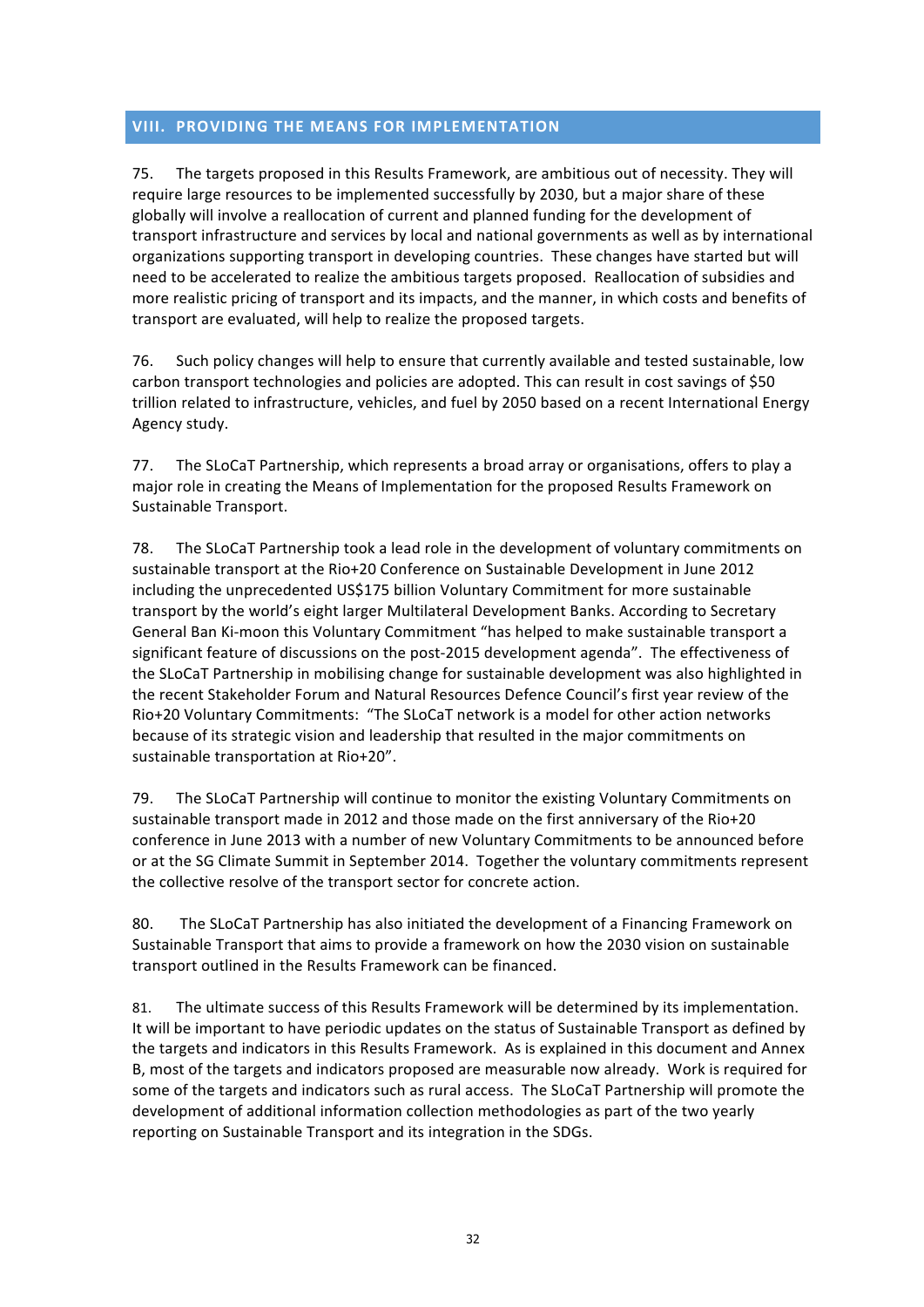## VIII. PROVIDING THE MEANS FOR IMPLEMENTATION

75. The targets proposed in this Results Framework, are ambitious out of necessity. They will require large resources to be implemented successfully by 2030, but a major share of these globally will involve a reallocation of current and planned funding for the development of transport infrastructure and services by local and national governments as well as by international organizations supporting transport in developing countries. These changes have started but will need to be accelerated to realize the ambitious targets proposed. Reallocation of subsidies and more realistic pricing of transport and its impacts, and the manner, in which costs and benefits of transport are evaluated, will help to realize the proposed targets.

76. Such policy changes will help to ensure that currently available and tested sustainable, low carbon transport technologies and policies are adopted. This can result in cost savings of $50 trillion related to infrastructure, vehicles, and fuel by 2050 based on a recent International Energy Agency study.

77. The SLoCaT Partnership, which represents a broad array or organisations, offers to play a major role in creating the Means of Implementation for the proposed Results Framework on Sustainable Transport.

78. The SLoCaT Partnership took a lead role in the development of voluntary commitments on sustainable transport at the Rio+20 Conference on Sustainable Development in June 2012 including the unprecedented US$175 billion Voluntary Commitment for more sustainable transport by the world's eight larger Multilateral Development Banks. According to Secretary General Ban Ki-moon this Voluntary Commitment "has helped to make sustainable transport a significant feature of discussions on the post-2015 development agenda". The effectiveness of the SLoCaT Partnership in mobilising change for sustainable development was also highlighted in the recent Stakeholder Forum and Natural Resources Defence Council's first year review of the Rio+20 Voluntary Commitments: "The SLoCaT network is a model for other action networks because of its strategic vision and leadership that resulted in the major commitments on sustainable transportation at Rio+20".

79. The SLoCaT Partnership will continue to monitor the existing Voluntary Commitments on sustainable transport made in 2012 and those made on the first anniversary of the Rio+20 conference in June 2013 with a number of new Voluntary Commitments to be announced before or at the SG Climate Summit in September 2014. Together the voluntary commitments represent the collective resolve of the transport sector for concrete action.

80. The SLoCaT Partnership has also initiated the development of a Financing Framework on Sustainable Transport that aims to provide a framework on how the 2030 vision on sustainable transport outlined in the Results Framework can be financed.

81. The ultimate success of this Results Framework will be determined by its implementation. It will be important to have periodic updates on the status of Sustainable Transport as defined by the targets and indicators in this Results Framework. As is explained in this document and Annex B, most of the targets and indicators proposed are measurable now already. Work is required for some of the targets and indicators such as rural access. The SLoCaT Partnership will promote the development of additional information collection methodologies as part of the two yearly reporting on Sustainable Transport and its integration in the SDGs.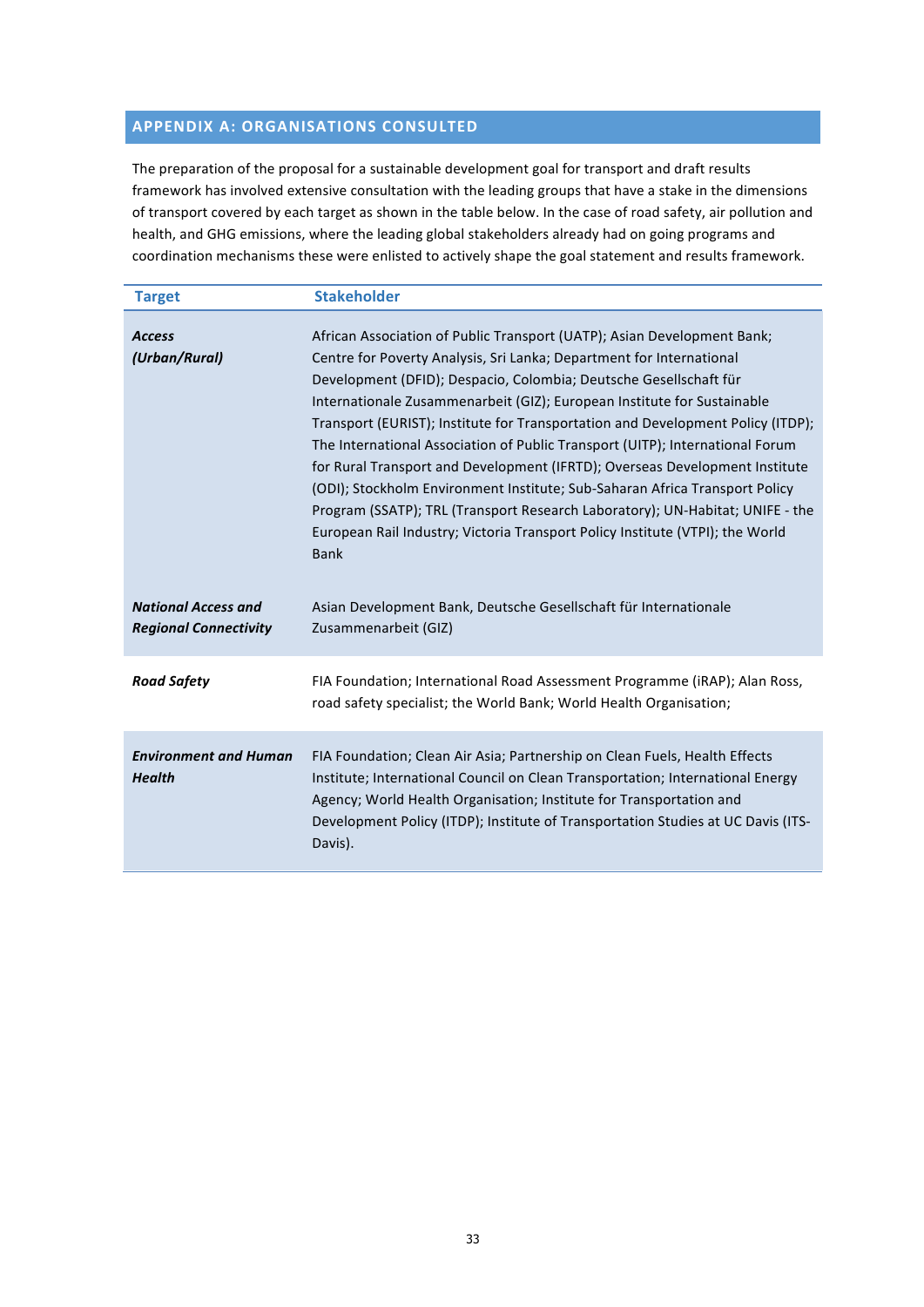## APPENDIX A: ORGANISATIONS CONSULTED

The preparation of the proposal for a sustainable development goal for transport and draft results framework has involved extensive consultation with the leading groups that have a stake in the dimensions of transport covered by each target as shown in the table below. In the case of road safety, air pollution and health, and GHG emissions, where the leading global stakeholders already had on going programs and coordination mechanisms these were enlisted to actively shape the goal statement and results framework.

| Target | Stakeholder |
|---|---|
| ***Access (Urban/Rural)*** | African Association of Public Transport (UATP); Asian Development Bank; Centre for Poverty Analysis, Sri Lanka; Department for International Development (DFID); Despacio, Colombia; Deutsche Gesellschaft für Internationale Zusammenarbeit (GIZ); European Institute for Sustainable Transport (EURIST); Institute for Transportation and Development Policy (ITDP); The International Association of Public Transport (UITP); International Forum for Rural Transport and Development (IFRTD); Overseas Development Institute (ODI); Stockholm Environment Institute; Sub-Saharan Africa Transport Policy Program (SSATP); TRL (Transport Research Laboratory); UN-Habitat; UNIFE - the European Rail Industry; Victoria Transport Policy Institute (VTPI); the World Bank |
| ***National Access and Regional Connectivity*** | Asian Development Bank, Deutsche Gesellschaft für Internationale Zusammenarbeit (GIZ) |
| ***Road Safety*** | FIA Foundation; International Road Assessment Programme (iRAP); Alan Ross, road safety specialist; the World Bank; World Health Organisation; |
| ***Environment and Human Health*** | FIA Foundation; Clean Air Asia; Partnership on Clean Fuels, Health Effects Institute; International Council on Clean Transportation; International Energy Agency; World Health Organisation; Institute for Transportation and Development Policy (ITDP); Institute of Transportation Studies at UC Davis (ITS-Davis). |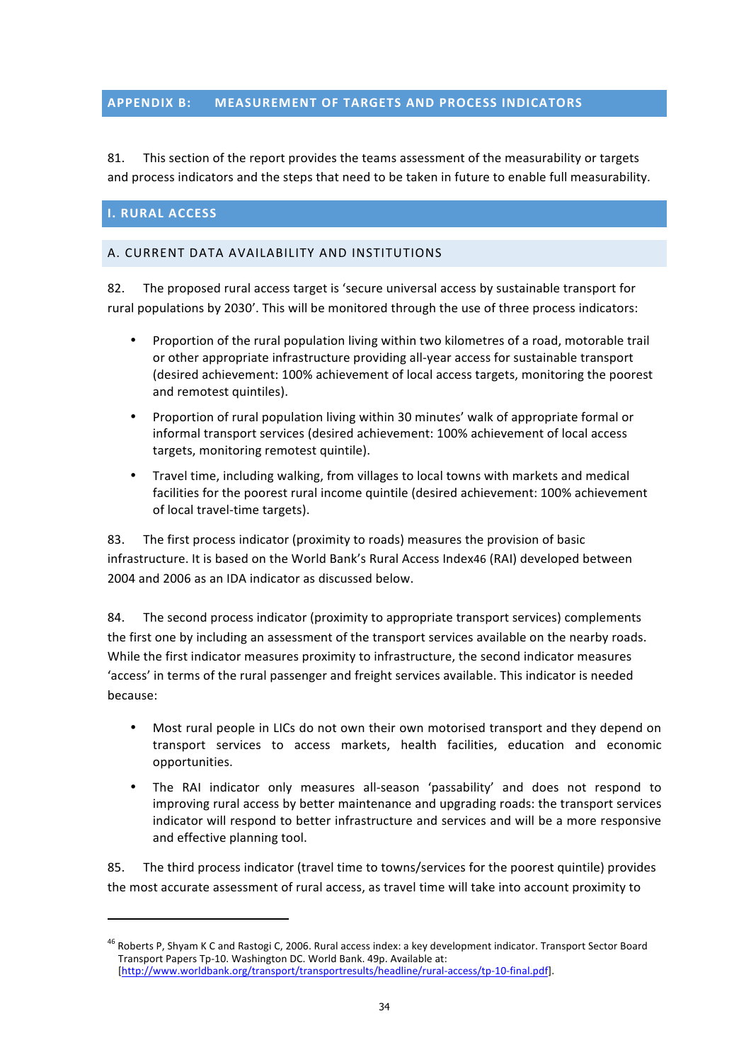## APPENDIX B: MEASUREMENT OF TARGETS AND PROCESS INDICATORS

81. This section of the report provides the teams assessment of the measurability or targets and process indicators and the steps that need to be taken in future to enable full measurability.

## I. RURAL ACCESS

### A. CURRENT DATA AVAILABILITY AND INSTITUTIONS

82. The proposed rural access target is 'secure universal access by sustainable transport for rural populations by 2030'. This will be monitored through the use of three process indicators:

- Proportion of the rural population living within two kilometres of a road, motorable trail or other appropriate infrastructure providing all-year access for sustainable transport (desired achievement: 100% achievement of local access targets, monitoring the poorest and remotest quintiles).
- Proportion of rural population living within 30 minutes' walk of appropriate formal or informal transport services (desired achievement: 100% achievement of local access targets, monitoring remotest quintile).
- Travel time, including walking, from villages to local towns with markets and medical facilities for the poorest rural income quintile (desired achievement: 100% achievement of local travel-time targets).

83. The first process indicator (proximity to roads) measures the provision of basic infrastructure. It is based on the World Bank's Rural Access Index[46] (RAI) developed between 2004 and 2006 as an IDA indicator as discussed below.

84. The second process indicator (proximity to appropriate transport services) complements the first one by including an assessment of the transport services available on the nearby roads. While the first indicator measures proximity to infrastructure, the second indicator measures 'access' in terms of the rural passenger and freight services available. This indicator is needed because:

- Most rural people in LICs do not own their own motorised transport and they depend on transport services to access markets, health facilities, education and economic opportunities.
- The RAI indicator only measures all-season 'passability' and does not respond to improving rural access by better maintenance and upgrading roads: the transport services indicator will respond to better infrastructure and services and will be a more responsive and effective planning tool.

85. The third process indicator (travel time to towns/services for the poorest quintile) provides the most accurate assessment of rural access, as travel time will take into account proximity to

---

[46] Roberts P, Shyam K C and Rastogi C, 2006. Rural access index: a key development indicator. Transport Sector Board Transport Papers Tp-10. Washington DC. World Bank. 49p. Available at: [http://www.worldbank.org/transport/transportresults/headline/rural-access/tp-10-final.pdf].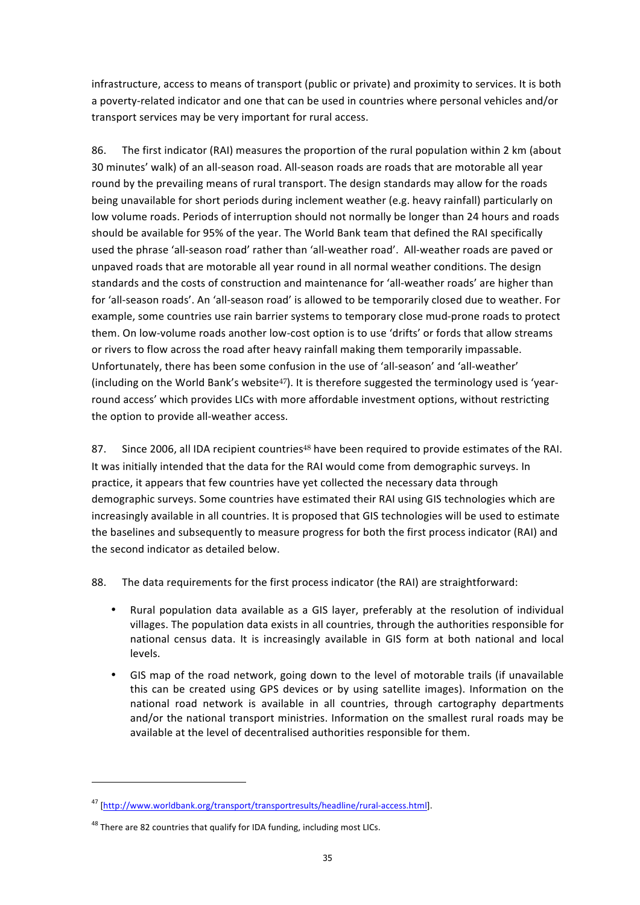infrastructure, access to means of transport (public or private) and proximity to services. It is both a poverty-related indicator and one that can be used in countries where personal vehicles and/or transport services may be very important for rural access.

86. The first indicator (RAI) measures the proportion of the rural population within 2 km (about 30 minutes' walk) of an all-season road. All-season roads are roads that are motorable all year round by the prevailing means of rural transport. The design standards may allow for the roads being unavailable for short periods during inclement weather (e.g. heavy rainfall) particularly on low volume roads. Periods of interruption should not normally be longer than 24 hours and roads should be available for 95% of the year. The World Bank team that defined the RAI specifically used the phrase 'all-season road' rather than 'all-weather road'. All-weather roads are paved or unpaved roads that are motorable all year round in all normal weather conditions. The design standards and the costs of construction and maintenance for 'all-weather roads' are higher than for 'all-season roads'. An 'all-season road' is allowed to be temporarily closed due to weather. For example, some countries use rain barrier systems to temporary close mud-prone roads to protect them. On low-volume roads another low-cost option is to use 'drifts' or fords that allow streams or rivers to flow across the road after heavy rainfall making them temporarily impassable. Unfortunately, there has been some confusion in the use of 'all-season' and 'all-weather' (including on the World Bank's website[47]). It is therefore suggested the terminology used is 'year-round access' which provides LICs with more affordable investment options, without restricting the option to provide all-weather access.

87. Since 2006, all IDA recipient countries[48] have been required to provide estimates of the RAI. It was initially intended that the data for the RAI would come from demographic surveys. In practice, it appears that few countries have yet collected the necessary data through demographic surveys. Some countries have estimated their RAI using GIS technologies which are increasingly available in all countries. It is proposed that GIS technologies will be used to estimate the baselines and subsequently to measure progress for both the first process indicator (RAI) and the second indicator as detailed below.

88. The data requirements for the first process indicator (the RAI) are straightforward:

- Rural population data available as a GIS layer, preferably at the resolution of individual villages. The population data exists in all countries, through the authorities responsible for national census data. It is increasingly available in GIS form at both national and local levels.
- GIS map of the road network, going down to the level of motorable trails (if unavailable this can be created using GPS devices or by using satellite images). Information on the national road network is available in all countries, through cartography departments and/or the national transport ministries. Information on the smallest rural roads may be available at the level of decentralised authorities responsible for them.

---

[47] [http://www.worldbank.org/transport/transportresults/headline/rural-access.html].

[48] There are 82 countries that qualify for IDA funding, including most LICs.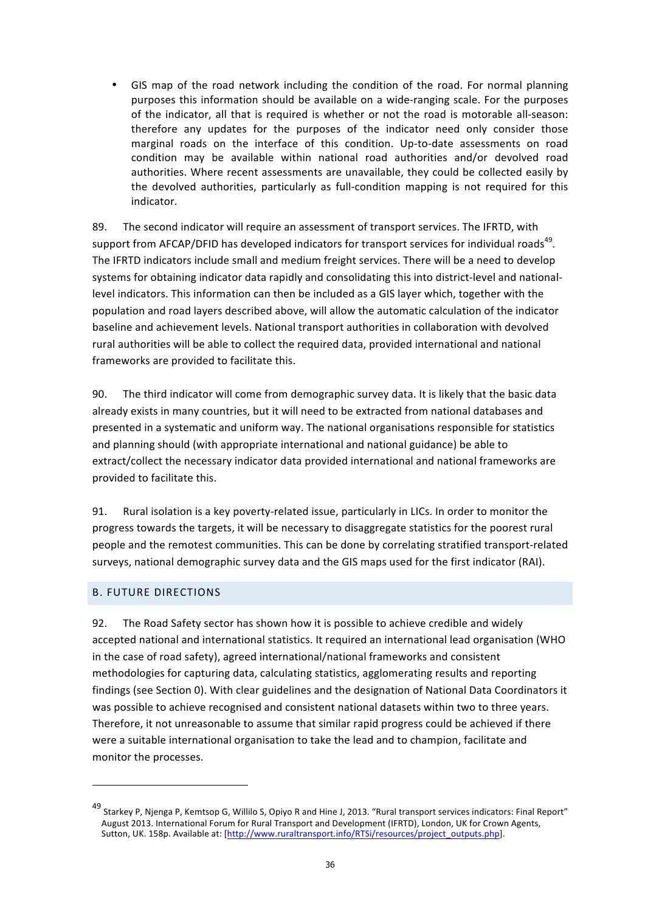- GIS map of the road network including the condition of the road. For normal planning purposes this information should be available on a wide-ranging scale. For the purposes of the indicator, all that is required is whether or not the road is motorable all-season: therefore any updates for the purposes of the indicator need only consider those marginal roads on the interface of this condition. Up-to-date assessments on road condition may be available within national road authorities and/or devolved road authorities. Where recent assessments are unavailable, they could be collected easily by the devolved authorities, particularly as full-condition mapping is not required for this indicator.

89. The second indicator will require an assessment of transport services. The IFRTD, with support from AFCAP/DFID has developed indicators for transport services for individual roads[49]. The IFRTD indicators include small and medium freight services. There will be a need to develop systems for obtaining indicator data rapidly and consolidating this into district-level and national-level indicators. This information can then be included as a GIS layer which, together with the population and road layers described above, will allow the automatic calculation of the indicator baseline and achievement levels. National transport authorities in collaboration with devolved rural authorities will be able to collect the required data, provided international and national frameworks are provided to facilitate this.

90. The third indicator will come from demographic survey data. It is likely that the basic data already exists in many countries, but it will need to be extracted from national databases and presented in a systematic and uniform way. The national organisations responsible for statistics and planning should (with appropriate international and national guidance) be able to extract/collect the necessary indicator data provided international and national frameworks are provided to facilitate this.

91. Rural isolation is a key poverty-related issue, particularly in LICs. In order to monitor the progress towards the targets, it will be necessary to disaggregate statistics for the poorest rural people and the remotest communities. This can be done by correlating stratified transport-related surveys, national demographic survey data and the GIS maps used for the first indicator (RAI).

## B. FUTURE DIRECTIONS

92. The Road Safety sector has shown how it is possible to achieve credible and widely accepted national and international statistics. It required an international lead organisation (WHO in the case of road safety), agreed international/national frameworks and consistent methodologies for capturing data, calculating statistics, agglomerating results and reporting findings (see Section 0). With clear guidelines and the designation of National Data Coordinators it was possible to achieve recognised and consistent national datasets within two to three years. Therefore, it not unreasonable to assume that similar rapid progress could be achieved if there were a suitable international organisation to take the lead and to champion, facilitate and monitor the processes.

---

[49] Starkey P, Njenga P, Kemtsop G, Willilo S, Opiyo R and Hine J, 2013. "Rural transport services indicators: Final Report" August 2013. International Forum for Rural Transport and Development (IFRTD), London, UK for Crown Agents, Sutton, UK. 158p. Available at: [http://www.ruraltransport.info/RTSi/resources/project_outputs.php].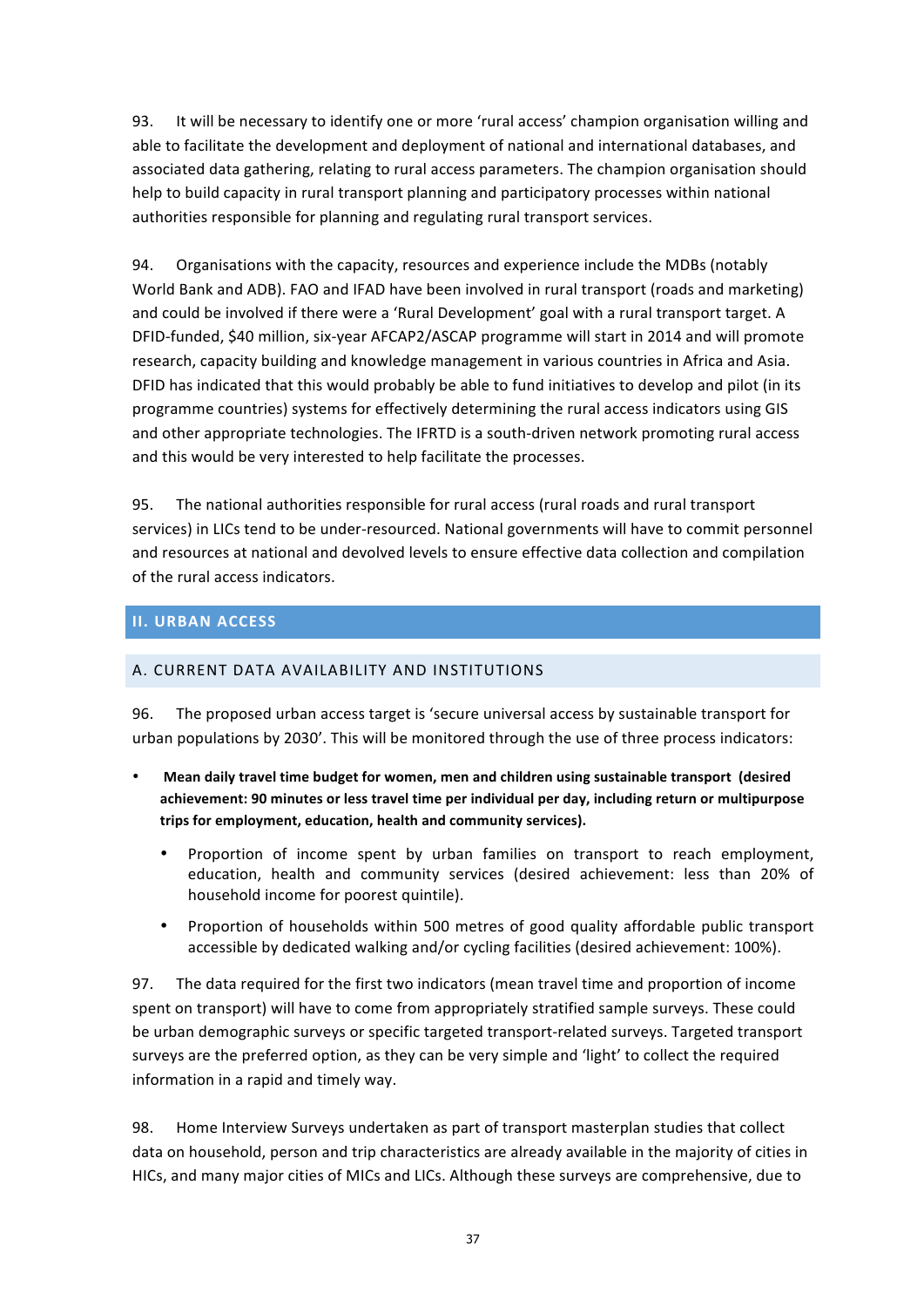93. It will be necessary to identify one or more 'rural access' champion organisation willing and able to facilitate the development and deployment of national and international databases, and associated data gathering, relating to rural access parameters. The champion organisation should help to build capacity in rural transport planning and participatory processes within national authorities responsible for planning and regulating rural transport services.

94. Organisations with the capacity, resources and experience include the MDBs (notably World Bank and ADB). FAO and IFAD have been involved in rural transport (roads and marketing) and could be involved if there were a 'Rural Development' goal with a rural transport target. A DFID-funded, $40 million, six-year AFCAP2/ASCAP programme will start in 2014 and will promote research, capacity building and knowledge management in various countries in Africa and Asia. DFID has indicated that this would probably be able to fund initiatives to develop and pilot (in its programme countries) systems for effectively determining the rural access indicators using GIS and other appropriate technologies. The IFRTD is a south-driven network promoting rural access and this would be very interested to help facilitate the processes.

95. The national authorities responsible for rural access (rural roads and rural transport services) in LICs tend to be under-resourced. National governments will have to commit personnel and resources at national and devolved levels to ensure effective data collection and compilation of the rural access indicators.

## II. URBAN ACCESS

### A. CURRENT DATA AVAILABILITY AND INSTITUTIONS

96. The proposed urban access target is 'secure universal access by sustainable transport for urban populations by 2030'. This will be monitored through the use of three process indicators:

- **Mean daily travel time budget for women, men and children using sustainable transport (desired achievement: 90 minutes or less travel time per individual per day, including return or multipurpose trips for employment, education, health and community services).**
  - Proportion of income spent by urban families on transport to reach employment, education, health and community services (desired achievement: less than 20% of household income for poorest quintile).
  - Proportion of households within 500 metres of good quality affordable public transport accessible by dedicated walking and/or cycling facilities (desired achievement: 100%).

97. The data required for the first two indicators (mean travel time and proportion of income spent on transport) will have to come from appropriately stratified sample surveys. These could be urban demographic surveys or specific targeted transport-related surveys. Targeted transport surveys are the preferred option, as they can be very simple and 'light' to collect the required information in a rapid and timely way.

98. Home Interview Surveys undertaken as part of transport masterplan studies that collect data on household, person and trip characteristics are already available in the majority of cities in HICs, and many major cities of MICs and LICs. Although these surveys are comprehensive, due to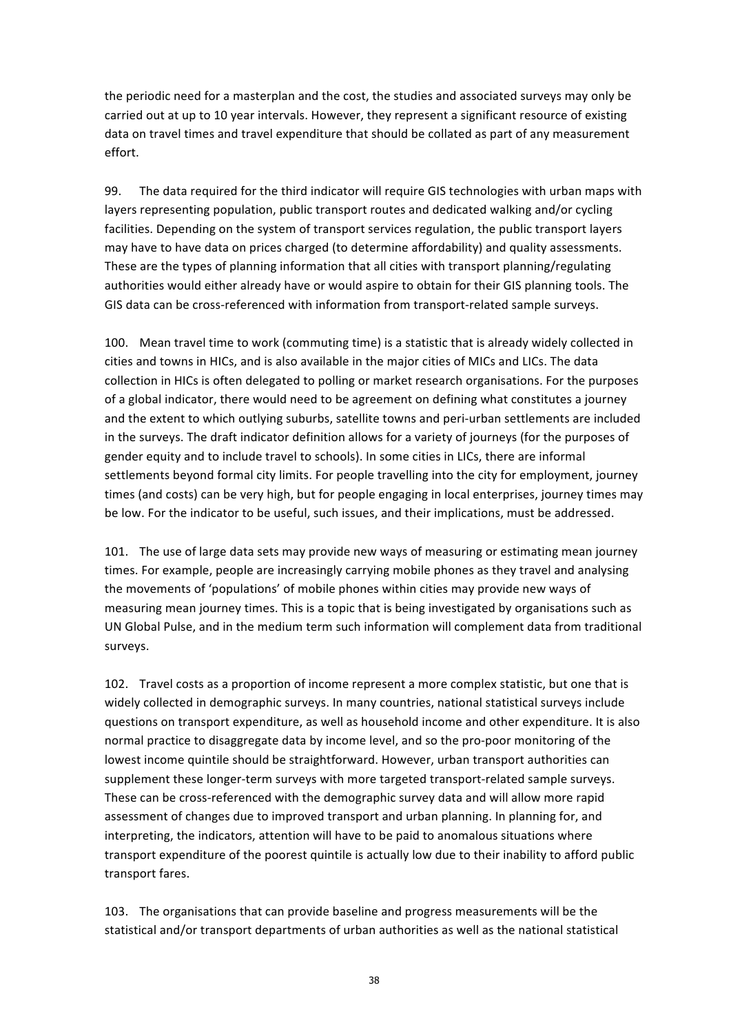the periodic need for a masterplan and the cost, the studies and associated surveys may only be carried out at up to 10 year intervals. However, they represent a significant resource of existing data on travel times and travel expenditure that should be collated as part of any measurement effort.

99. The data required for the third indicator will require GIS technologies with urban maps with layers representing population, public transport routes and dedicated walking and/or cycling facilities. Depending on the system of transport services regulation, the public transport layers may have to have data on prices charged (to determine affordability) and quality assessments. These are the types of planning information that all cities with transport planning/regulating authorities would either already have or would aspire to obtain for their GIS planning tools. The GIS data can be cross-referenced with information from transport-related sample surveys.

100. Mean travel time to work (commuting time) is a statistic that is already widely collected in cities and towns in HICs, and is also available in the major cities of MICs and LICs. The data collection in HICs is often delegated to polling or market research organisations. For the purposes of a global indicator, there would need to be agreement on defining what constitutes a journey and the extent to which outlying suburbs, satellite towns and peri-urban settlements are included in the surveys. The draft indicator definition allows for a variety of journeys (for the purposes of gender equity and to include travel to schools). In some cities in LICs, there are informal settlements beyond formal city limits. For people travelling into the city for employment, journey times (and costs) can be very high, but for people engaging in local enterprises, journey times may be low. For the indicator to be useful, such issues, and their implications, must be addressed.

101. The use of large data sets may provide new ways of measuring or estimating mean journey times. For example, people are increasingly carrying mobile phones as they travel and analysing the movements of 'populations' of mobile phones within cities may provide new ways of measuring mean journey times. This is a topic that is being investigated by organisations such as UN Global Pulse, and in the medium term such information will complement data from traditional surveys.

102. Travel costs as a proportion of income represent a more complex statistic, but one that is widely collected in demographic surveys. In many countries, national statistical surveys include questions on transport expenditure, as well as household income and other expenditure. It is also normal practice to disaggregate data by income level, and so the pro-poor monitoring of the lowest income quintile should be straightforward. However, urban transport authorities can supplement these longer-term surveys with more targeted transport-related sample surveys. These can be cross-referenced with the demographic survey data and will allow more rapid assessment of changes due to improved transport and urban planning. In planning for, and interpreting, the indicators, attention will have to be paid to anomalous situations where transport expenditure of the poorest quintile is actually low due to their inability to afford public transport fares.

103. The organisations that can provide baseline and progress measurements will be the statistical and/or transport departments of urban authorities as well as the national statistical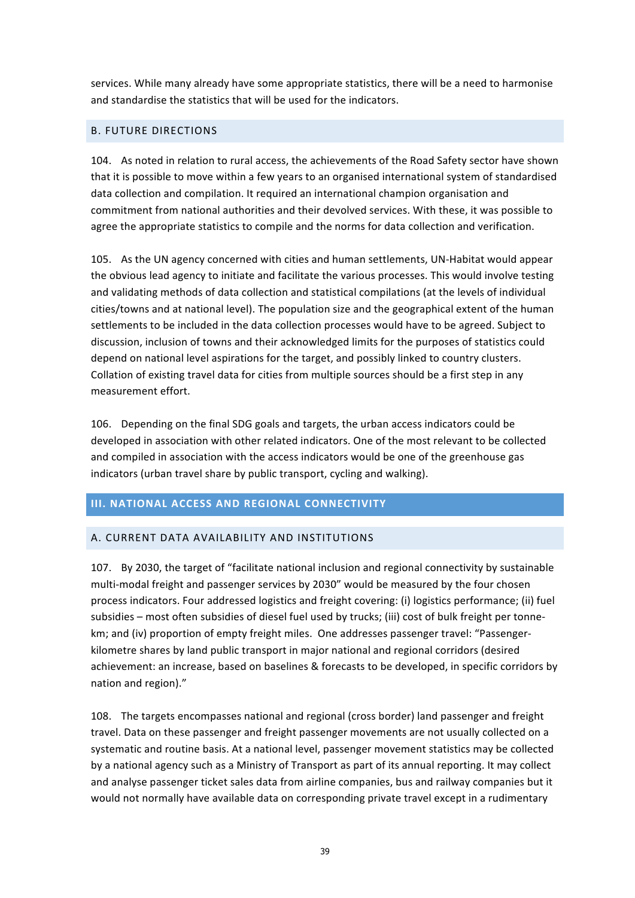services. While many already have some appropriate statistics, there will be a need to harmonise and standardise the statistics that will be used for the indicators.

### B. FUTURE DIRECTIONS

104. As noted in relation to rural access, the achievements of the Road Safety sector have shown that it is possible to move within a few years to an organised international system of standardised data collection and compilation. It required an international champion organisation and commitment from national authorities and their devolved services. With these, it was possible to agree the appropriate statistics to compile and the norms for data collection and verification.

105. As the UN agency concerned with cities and human settlements, UN-Habitat would appear the obvious lead agency to initiate and facilitate the various processes. This would involve testing and validating methods of data collection and statistical compilations (at the levels of individual cities/towns and at national level). The population size and the geographical extent of the human settlements to be included in the data collection processes would have to be agreed. Subject to discussion, inclusion of towns and their acknowledged limits for the purposes of statistics could depend on national level aspirations for the target, and possibly linked to country clusters. Collation of existing travel data for cities from multiple sources should be a first step in any measurement effort.

106. Depending on the final SDG goals and targets, the urban access indicators could be developed in association with other related indicators. One of the most relevant to be collected and compiled in association with the access indicators would be one of the greenhouse gas indicators (urban travel share by public transport, cycling and walking).

## III. NATIONAL ACCESS AND REGIONAL CONNECTIVITY

### A. CURRENT DATA AVAILABILITY AND INSTITUTIONS

107. By 2030, the target of "facilitate national inclusion and regional connectivity by sustainable multi-modal freight and passenger services by 2030" would be measured by the four chosen process indicators. Four addressed logistics and freight covering: (i) logistics performance; (ii) fuel subsidies – most often subsidies of diesel fuel used by trucks; (iii) cost of bulk freight per tonne-km; and (iv) proportion of empty freight miles. One addresses passenger travel: "Passenger-kilometre shares by land public transport in major national and regional corridors (desired achievement: an increase, based on baselines & forecasts to be developed, in specific corridors by nation and region)."

108. The targets encompasses national and regional (cross border) land passenger and freight travel. Data on these passenger and freight passenger movements are not usually collected on a systematic and routine basis. At a national level, passenger movement statistics may be collected by a national agency such as a Ministry of Transport as part of its annual reporting. It may collect and analyse passenger ticket sales data from airline companies, bus and railway companies but it would not normally have available data on corresponding private travel except in a rudimentary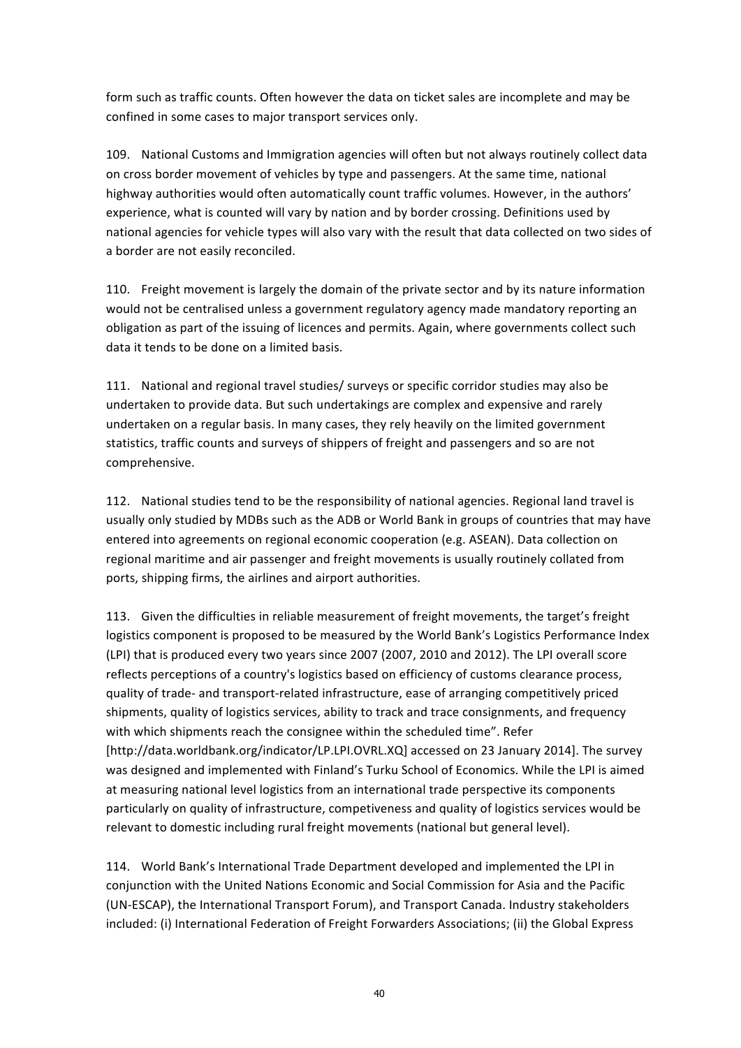form such as traffic counts. Often however the data on ticket sales are incomplete and may be confined in some cases to major transport services only.

109. National Customs and Immigration agencies will often but not always routinely collect data on cross border movement of vehicles by type and passengers. At the same time, national highway authorities would often automatically count traffic volumes. However, in the authors' experience, what is counted will vary by nation and by border crossing. Definitions used by national agencies for vehicle types will also vary with the result that data collected on two sides of a border are not easily reconciled.

110. Freight movement is largely the domain of the private sector and by its nature information would not be centralised unless a government regulatory agency made mandatory reporting an obligation as part of the issuing of licences and permits. Again, where governments collect such data it tends to be done on a limited basis.

111. National and regional travel studies/ surveys or specific corridor studies may also be undertaken to provide data. But such undertakings are complex and expensive and rarely undertaken on a regular basis. In many cases, they rely heavily on the limited government statistics, traffic counts and surveys of shippers of freight and passengers and so are not comprehensive.

112. National studies tend to be the responsibility of national agencies. Regional land travel is usually only studied by MDBs such as the ADB or World Bank in groups of countries that may have entered into agreements on regional economic cooperation (e.g. ASEAN). Data collection on regional maritime and air passenger and freight movements is usually routinely collated from ports, shipping firms, the airlines and airport authorities.

113. Given the difficulties in reliable measurement of freight movements, the target's freight logistics component is proposed to be measured by the World Bank's Logistics Performance Index (LPI) that is produced every two years since 2007 (2007, 2010 and 2012). The LPI overall score reflects perceptions of a country's logistics based on efficiency of customs clearance process, quality of trade- and transport-related infrastructure, ease of arranging competitively priced shipments, quality of logistics services, ability to track and trace consignments, and frequency with which shipments reach the consignee within the scheduled time". Refer [http://data.worldbank.org/indicator/LP.LPI.OVRL.XQ] accessed on 23 January 2014]. The survey was designed and implemented with Finland's Turku School of Economics. While the LPI is aimed at measuring national level logistics from an international trade perspective its components particularly on quality of infrastructure, competiveness and quality of logistics services would be relevant to domestic including rural freight movements (national but general level).

114. World Bank's International Trade Department developed and implemented the LPI in conjunction with the United Nations Economic and Social Commission for Asia and the Pacific (UN-ESCAP), the International Transport Forum), and Transport Canada. Industry stakeholders included: (i) International Federation of Freight Forwarders Associations; (ii) the Global Express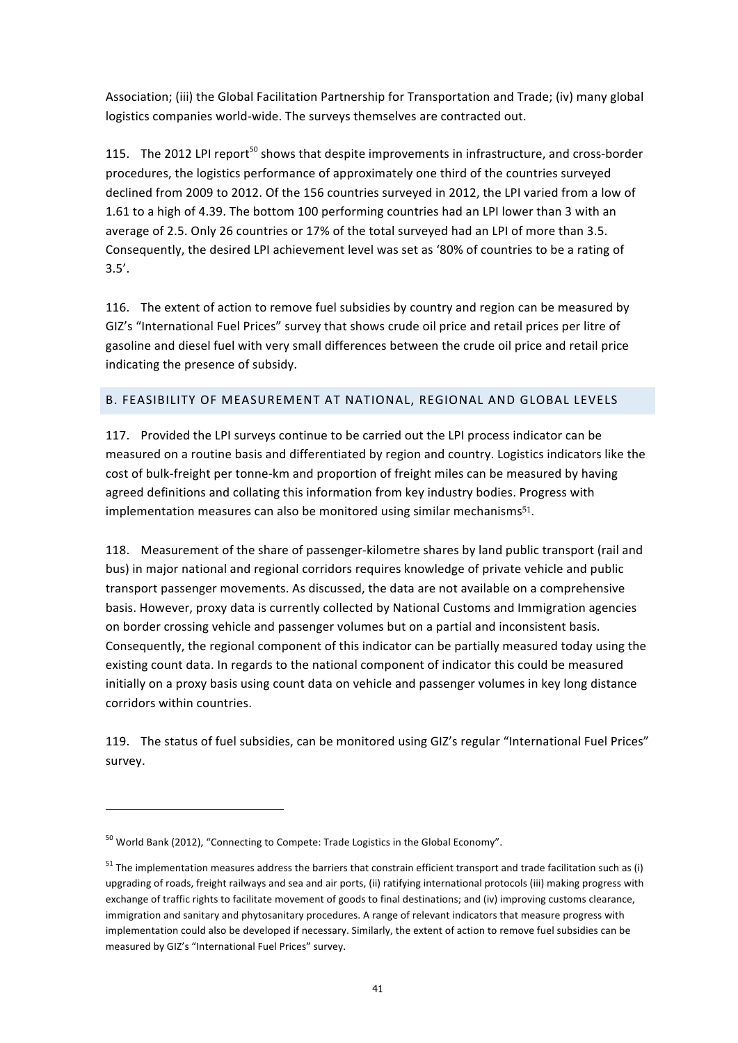Association; (iii) the Global Facilitation Partnership for Transportation and Trade; (iv) many global logistics companies world-wide. The surveys themselves are contracted out.

115. The 2012 LPI report[50] shows that despite improvements in infrastructure, and cross-border procedures, the logistics performance of approximately one third of the countries surveyed declined from 2009 to 2012. Of the 156 countries surveyed in 2012, the LPI varied from a low of 1.61 to a high of 4.39. The bottom 100 performing countries had an LPI lower than 3 with an average of 2.5. Only 26 countries or 17% of the total surveyed had an LPI of more than 3.5. Consequently, the desired LPI achievement level was set as '80% of countries to be a rating of 3.5'.

116. The extent of action to remove fuel subsidies by country and region can be measured by GIZ's "International Fuel Prices" survey that shows crude oil price and retail prices per litre of gasoline and diesel fuel with very small differences between the crude oil price and retail price indicating the presence of subsidy.

## B. FEASIBILITY OF MEASUREMENT AT NATIONAL, REGIONAL AND GLOBAL LEVELS

117. Provided the LPI surveys continue to be carried out the LPI process indicator can be measured on a routine basis and differentiated by region and country. Logistics indicators like the cost of bulk-freight per tonne-km and proportion of freight miles can be measured by having agreed definitions and collating this information from key industry bodies. Progress with implementation measures can also be monitored using similar mechanisms[51].

118. Measurement of the share of passenger-kilometre shares by land public transport (rail and bus) in major national and regional corridors requires knowledge of private vehicle and public transport passenger movements. As discussed, the data are not available on a comprehensive basis. However, proxy data is currently collected by National Customs and Immigration agencies on border crossing vehicle and passenger volumes but on a partial and inconsistent basis. Consequently, the regional component of this indicator can be partially measured today using the existing count data. In regards to the national component of indicator this could be measured initially on a proxy basis using count data on vehicle and passenger volumes in key long distance corridors within countries.

119. The status of fuel subsidies, can be monitored using GIZ's regular "International Fuel Prices" survey.

---

[50] World Bank (2012), "Connecting to Compete: Trade Logistics in the Global Economy".

[51] The implementation measures address the barriers that constrain efficient transport and trade facilitation such as (i) upgrading of roads, freight railways and sea and air ports, (ii) ratifying international protocols (iii) making progress with exchange of traffic rights to facilitate movement of goods to final destinations; and (iv) improving customs clearance, immigration and sanitary and phytosanitary procedures. A range of relevant indicators that measure progress with implementation could also be developed if necessary. Similarly, the extent of action to remove fuel subsidies can be measured by GIZ's "International Fuel Prices" survey.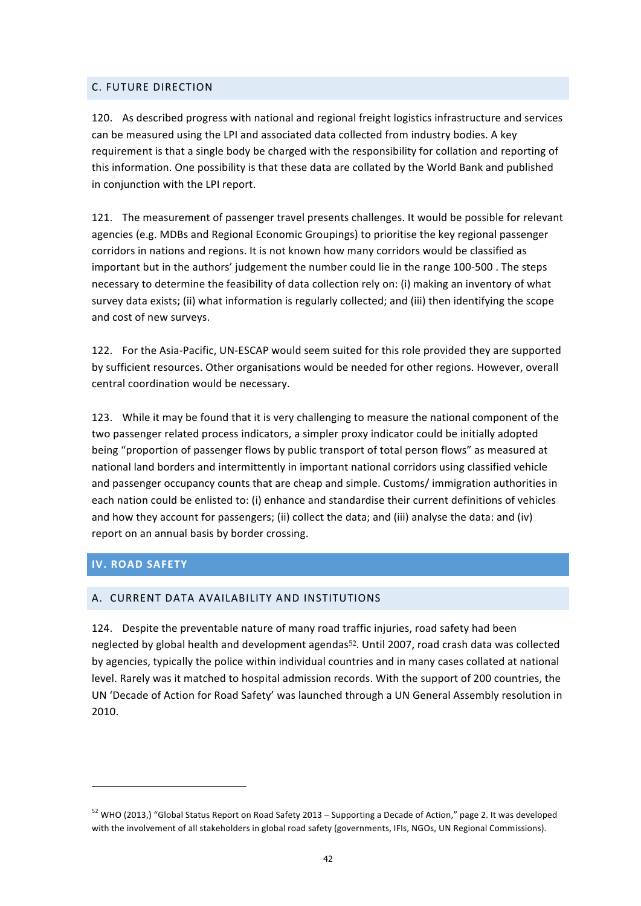## C. FUTURE DIRECTION

120. As described progress with national and regional freight logistics infrastructure and services can be measured using the LPI and associated data collected from industry bodies. A key requirement is that a single body be charged with the responsibility for collation and reporting of this information. One possibility is that these data are collated by the World Bank and published in conjunction with the LPI report.

121. The measurement of passenger travel presents challenges. It would be possible for relevant agencies (e.g. MDBs and Regional Economic Groupings) to prioritise the key regional passenger corridors in nations and regions. It is not known how many corridors would be classified as important but in the authors' judgement the number could lie in the range 100-500 . The steps necessary to determine the feasibility of data collection rely on: (i) making an inventory of what survey data exists; (ii) what information is regularly collected; and (iii) then identifying the scope and cost of new surveys.

122. For the Asia-Pacific, UN-ESCAP would seem suited for this role provided they are supported by sufficient resources. Other organisations would be needed for other regions. However, overall central coordination would be necessary.

123. While it may be found that it is very challenging to measure the national component of the two passenger related process indicators, a simpler proxy indicator could be initially adopted being "proportion of passenger flows by public transport of total person flows" as measured at national land borders and intermittently in important national corridors using classified vehicle and passenger occupancy counts that are cheap and simple. Customs/ immigration authorities in each nation could be enlisted to: (i) enhance and standardise their current definitions of vehicles and how they account for passengers; (ii) collect the data; and (iii) analyse the data: and (iv) report on an annual basis by border crossing.

# IV. ROAD SAFETY

## A. CURRENT DATA AVAILABILITY AND INSTITUTIONS

124. Despite the preventable nature of many road traffic injuries, road safety had been neglected by global health and development agendas[52]. Until 2007, road crash data was collected by agencies, typically the police within individual countries and in many cases collated at national level. Rarely was it matched to hospital admission records. With the support of 200 countries, the UN 'Decade of Action for Road Safety' was launched through a UN General Assembly resolution in 2010.

---

[52] WHO (2013,) "Global Status Report on Road Safety 2013 – Supporting a Decade of Action," page 2. It was developed with the involvement of all stakeholders in global road safety (governments, IFIs, NGOs, UN Regional Commissions).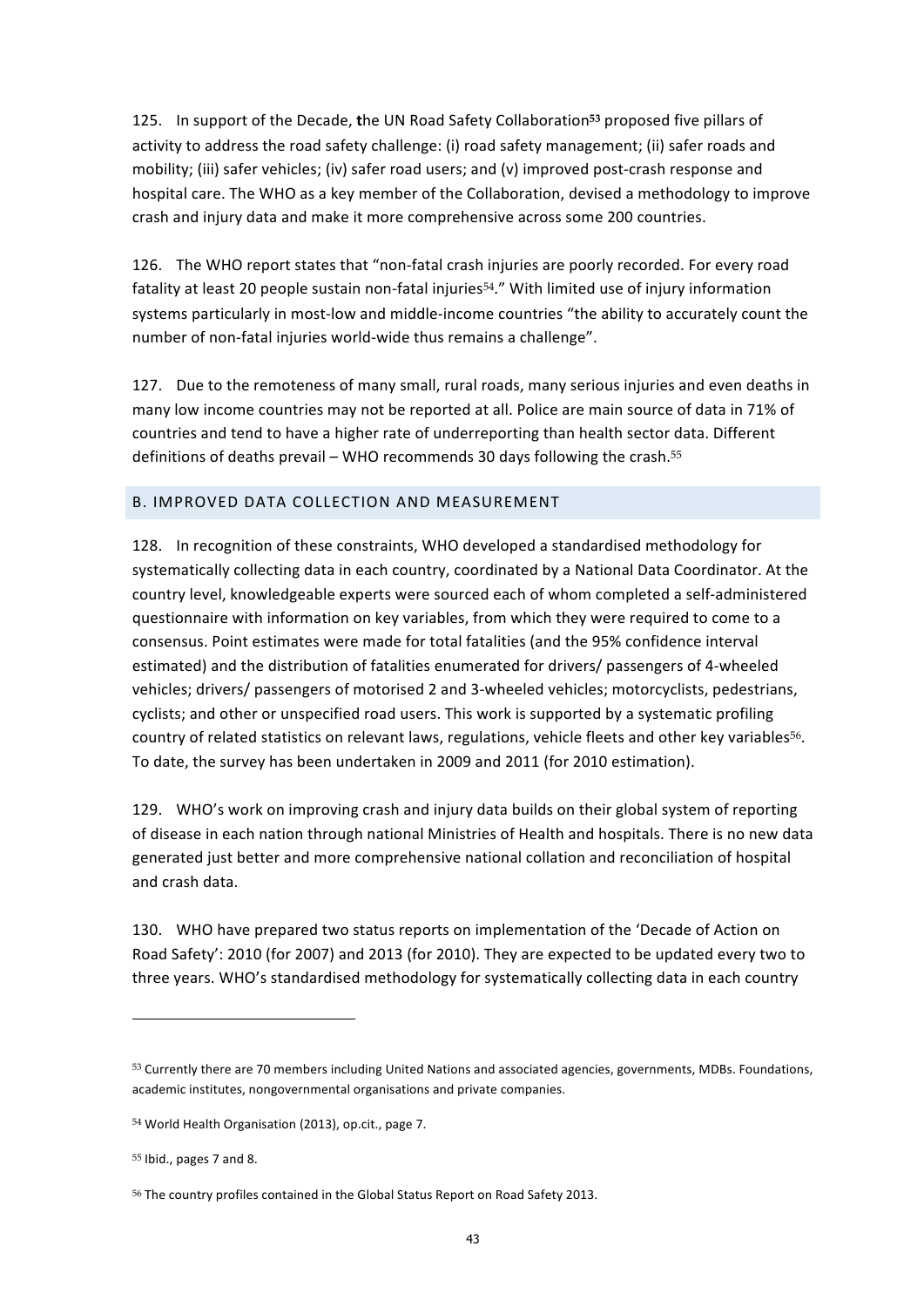125. In support of the Decade, **t**he UN Road Safety Collaboration[53] proposed five pillars of activity to address the road safety challenge: (i) road safety management; (ii) safer roads and mobility; (iii) safer vehicles; (iv) safer road users; and (v) improved post-crash response and hospital care. The WHO as a key member of the Collaboration, devised a methodology to improve crash and injury data and make it more comprehensive across some 200 countries.

126. The WHO report states that "non-fatal crash injuries are poorly recorded. For every road fatality at least 20 people sustain non-fatal injuries[54]." With limited use of injury information systems particularly in most-low and middle-income countries "the ability to accurately count the number of non-fatal injuries world-wide thus remains a challenge".

127. Due to the remoteness of many small, rural roads, many serious injuries and even deaths in many low income countries may not be reported at all. Police are main source of data in 71% of countries and tend to have a higher rate of underreporting than health sector data. Different definitions of deaths prevail – WHO recommends 30 days following the crash.[55]

## B. IMPROVED DATA COLLECTION AND MEASUREMENT

128. In recognition of these constraints, WHO developed a standardised methodology for systematically collecting data in each country, coordinated by a National Data Coordinator. At the country level, knowledgeable experts were sourced each of whom completed a self-administered questionnaire with information on key variables, from which they were required to come to a consensus. Point estimates were made for total fatalities (and the 95% confidence interval estimated) and the distribution of fatalities enumerated for drivers/ passengers of 4-wheeled vehicles; drivers/ passengers of motorised 2 and 3-wheeled vehicles; motorcyclists, pedestrians, cyclists; and other or unspecified road users. This work is supported by a systematic profiling country of related statistics on relevant laws, regulations, vehicle fleets and other key variables[56]. To date, the survey has been undertaken in 2009 and 2011 (for 2010 estimation).

129. WHO's work on improving crash and injury data builds on their global system of reporting of disease in each nation through national Ministries of Health and hospitals. There is no new data generated just better and more comprehensive national collation and reconciliation of hospital and crash data.

130. WHO have prepared two status reports on implementation of the 'Decade of Action on Road Safety': 2010 (for 2007) and 2013 (for 2010). They are expected to be updated every two to three years. WHO's standardised methodology for systematically collecting data in each country

---

[53] Currently there are 70 members including United Nations and associated agencies, governments, MDBs. Foundations, academic institutes, nongovernmental organisations and private companies.

[54] World Health Organisation (2013), op.cit., page 7.

[55] Ibid., pages 7 and 8.

[56] The country profiles contained in the Global Status Report on Road Safety 2013.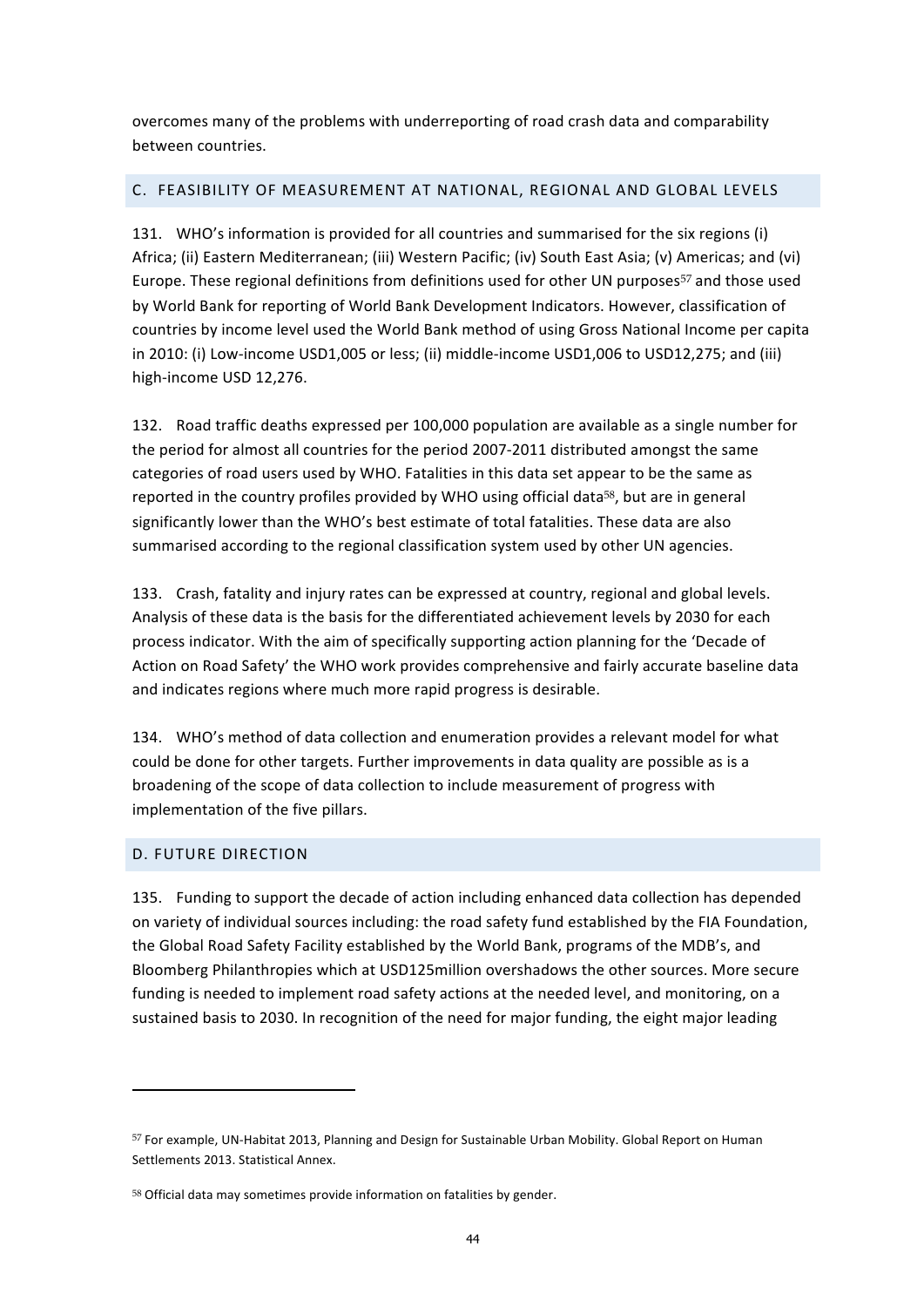overcomes many of the problems with underreporting of road crash data and comparability between countries.

## C. FEASIBILITY OF MEASUREMENT AT NATIONAL, REGIONAL AND GLOBAL LEVELS

131. WHO's information is provided for all countries and summarised for the six regions (i) Africa; (ii) Eastern Mediterranean; (iii) Western Pacific; (iv) South East Asia; (v) Americas; and (vi) Europe. These regional definitions from definitions used for other UN purposes[57] and those used by World Bank for reporting of World Bank Development Indicators. However, classification of countries by income level used the World Bank method of using Gross National Income per capita in 2010: (i) Low-income USD1,005 or less; (ii) middle-income USD1,006 to USD12,275; and (iii) high-income USD 12,276.

132. Road traffic deaths expressed per 100,000 population are available as a single number for the period for almost all countries for the period 2007-2011 distributed amongst the same categories of road users used by WHO. Fatalities in this data set appear to be the same as reported in the country profiles provided by WHO using official data[58], but are in general significantly lower than the WHO's best estimate of total fatalities. These data are also summarised according to the regional classification system used by other UN agencies.

133. Crash, fatality and injury rates can be expressed at country, regional and global levels. Analysis of these data is the basis for the differentiated achievement levels by 2030 for each process indicator. With the aim of specifically supporting action planning for the 'Decade of Action on Road Safety' the WHO work provides comprehensive and fairly accurate baseline data and indicates regions where much more rapid progress is desirable.

134. WHO's method of data collection and enumeration provides a relevant model for what could be done for other targets. Further improvements in data quality are possible as is a broadening of the scope of data collection to include measurement of progress with implementation of the five pillars.

## D. FUTURE DIRECTION

135. Funding to support the decade of action including enhanced data collection has depended on variety of individual sources including: the road safety fund established by the FIA Foundation, the Global Road Safety Facility established by the World Bank, programs of the MDB's, and Bloomberg Philanthropies which at USD125million overshadows the other sources. More secure funding is needed to implement road safety actions at the needed level, and monitoring, on a sustained basis to 2030. In recognition of the need for major funding, the eight major leading

---

[57] For example, UN-Habitat 2013, Planning and Design for Sustainable Urban Mobility. Global Report on Human Settlements 2013. Statistical Annex.

[58] Official data may sometimes provide information on fatalities by gender.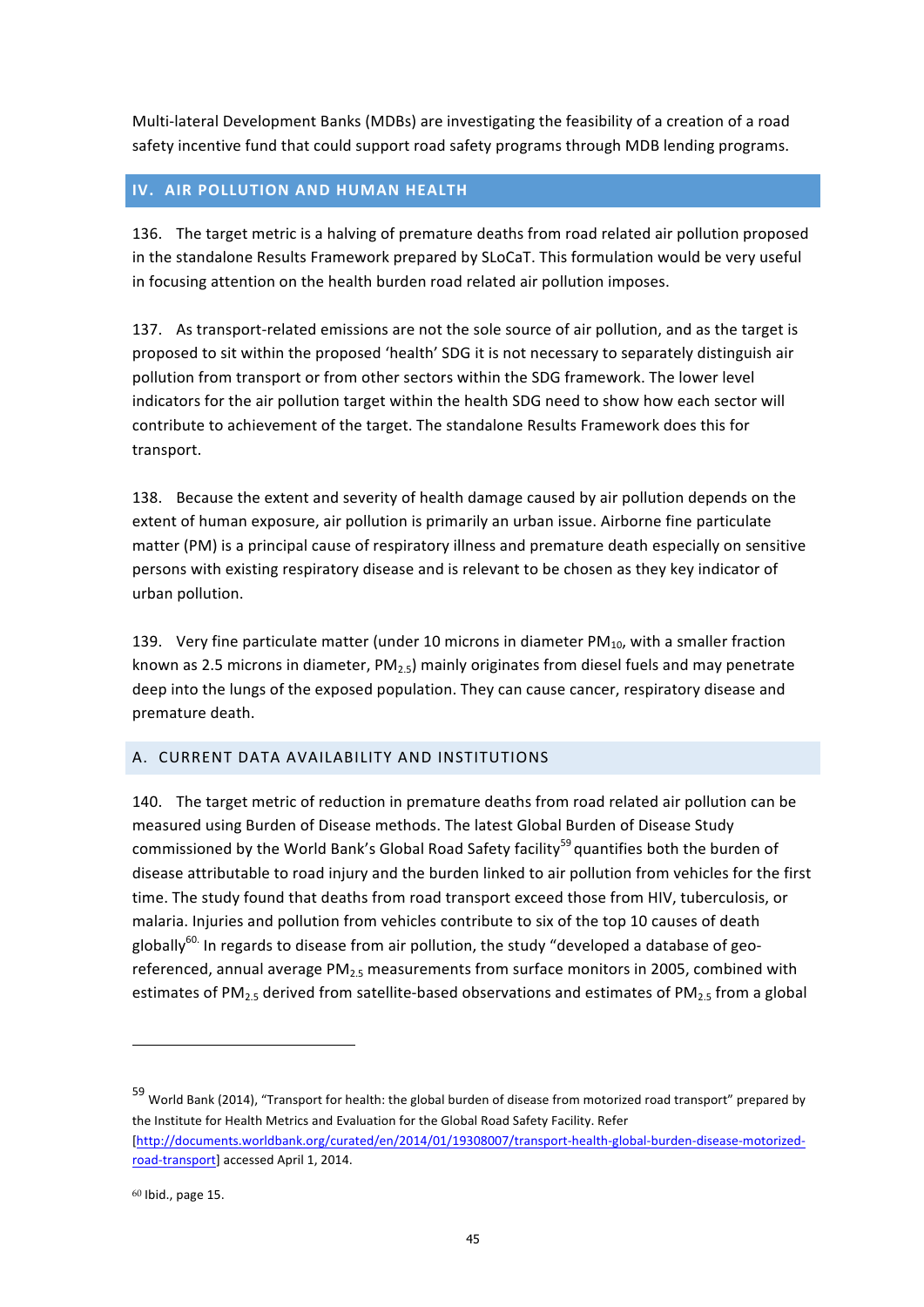Multi-lateral Development Banks (MDBs) are investigating the feasibility of a creation of a road safety incentive fund that could support road safety programs through MDB lending programs.

## IV. AIR POLLUTION AND HUMAN HEALTH

136. The target metric is a halving of premature deaths from road related air pollution proposed in the standalone Results Framework prepared by SLoCaT. This formulation would be very useful in focusing attention on the health burden road related air pollution imposes.

137. As transport-related emissions are not the sole source of air pollution, and as the target is proposed to sit within the proposed 'health' SDG it is not necessary to separately distinguish air pollution from transport or from other sectors within the SDG framework. The lower level indicators for the air pollution target within the health SDG need to show how each sector will contribute to achievement of the target. The standalone Results Framework does this for transport.

138. Because the extent and severity of health damage caused by air pollution depends on the extent of human exposure, air pollution is primarily an urban issue. Airborne fine particulate matter (PM) is a principal cause of respiratory illness and premature death especially on sensitive persons with existing respiratory disease and is relevant to be chosen as they key indicator of urban pollution.

139. Very fine particulate matter (under 10 microns in diameter $PM_{10}$, with a smaller fraction known as 2.5 microns in diameter, $PM_{2.5}$) mainly originates from diesel fuels and may penetrate deep into the lungs of the exposed population. They can cause cancer, respiratory disease and premature death.

### A. CURRENT DATA AVAILABILITY AND INSTITUTIONS

140. The target metric of reduction in premature deaths from road related air pollution can be measured using Burden of Disease methods. The latest Global Burden of Disease Study commissioned by the World Bank's Global Road Safety facility[59] quantifies both the burden of disease attributable to road injury and the burden linked to air pollution from vehicles for the first time. The study found that deaths from road transport exceed those from HIV, tuberculosis, or malaria. Injuries and pollution from vehicles contribute to six of the top 10 causes of death globally[60]. In regards to disease from air pollution, the study "developed a database of geo-referenced, annual average $PM_{2.5}$ measurements from surface monitors in 2005, combined with estimates of $PM_{2.5}$ derived from satellite-based observations and estimates of $PM_{2.5}$ from a global

---

[59] World Bank (2014), "Transport for health: the global burden of disease from motorized road transport" prepared by the Institute for Health Metrics and Evaluation for the Global Road Safety Facility. Refer [http://documents.worldbank.org/curated/en/2014/01/19308007/transport-health-global-burden-disease-motorized-road-transport] accessed April 1, 2014.

[60] Ibid., page 15.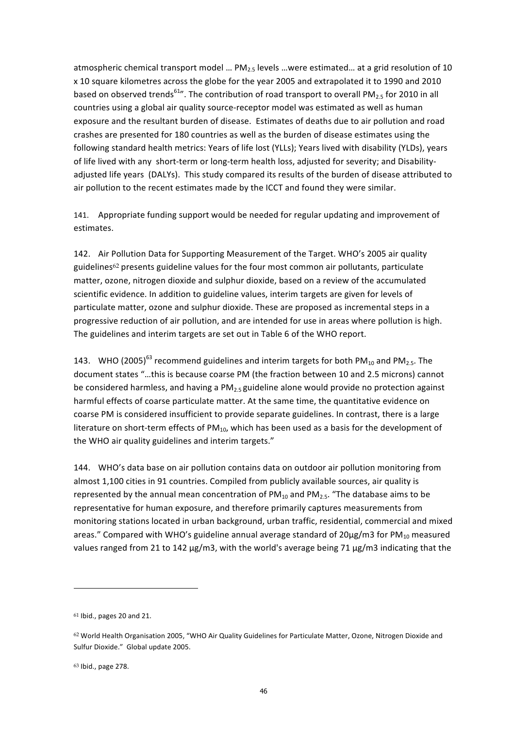atmospheric chemical transport model … $PM_{2.5}$ levels …were estimated… at a grid resolution of 10 x 10 square kilometres across the globe for the year 2005 and extrapolated it to 1990 and 2010 based on observed trends[61]". The contribution of road transport to overall $PM_{2.5}$ for 2010 in all countries using a global air quality source-receptor model was estimated as well as human exposure and the resultant burden of disease. Estimates of deaths due to air pollution and road crashes are presented for 180 countries as well as the burden of disease estimates using the following standard health metrics: Years of life lost (YLLs); Years lived with disability (YLDs), years of life lived with any short-term or long-term health loss, adjusted for severity; and Disability-adjusted life years (DALYs). This study compared its results of the burden of disease attributed to air pollution to the recent estimates made by the ICCT and found they were similar.

141. Appropriate funding support would be needed for regular updating and improvement of estimates.

142. Air Pollution Data for Supporting Measurement of the Target. WHO's 2005 air quality guidelines[62] presents guideline values for the four most common air pollutants, particulate matter, ozone, nitrogen dioxide and sulphur dioxide, based on a review of the accumulated scientific evidence. In addition to guideline values, interim targets are given for levels of particulate matter, ozone and sulphur dioxide. These are proposed as incremental steps in a progressive reduction of air pollution, and are intended for use in areas where pollution is high. The guidelines and interim targets are set out in Table 6 of the WHO report.

143. WHO (2005)[63] recommend guidelines and interim targets for both $PM_{10}$ and $PM_{2.5}$. The document states "…this is because coarse PM (the fraction between 10 and 2.5 microns) cannot be considered harmless, and having a $PM_{2.5}$ guideline alone would provide no protection against harmful effects of coarse particulate matter. At the same time, the quantitative evidence on coarse PM is considered insufficient to provide separate guidelines. In contrast, there is a large literature on short-term effects of $PM_{10}$, which has been used as a basis for the development of the WHO air quality guidelines and interim targets."

144. WHO's data base on air pollution contains data on outdoor air pollution monitoring from almost 1,100 cities in 91 countries. Compiled from publicly available sources, air quality is represented by the annual mean concentration of $PM_{10}$ and $PM_{2.5}$. "The database aims to be representative for human exposure, and therefore primarily captures measurements from monitoring stations located in urban background, urban traffic, residential, commercial and mixed areas." Compared with WHO's guideline annual average standard of 20μg/m3 for $PM_{10}$ measured values ranged from 21 to 142 μg/m3, with the world's average being 71 μg/m3 indicating that the

---

[61] Ibid., pages 20 and 21.

[62] World Health Organisation 2005, "WHO Air Quality Guidelines for Particulate Matter, Ozone, Nitrogen Dioxide and Sulfur Dioxide." Global update 2005.

[63] Ibid., page 278.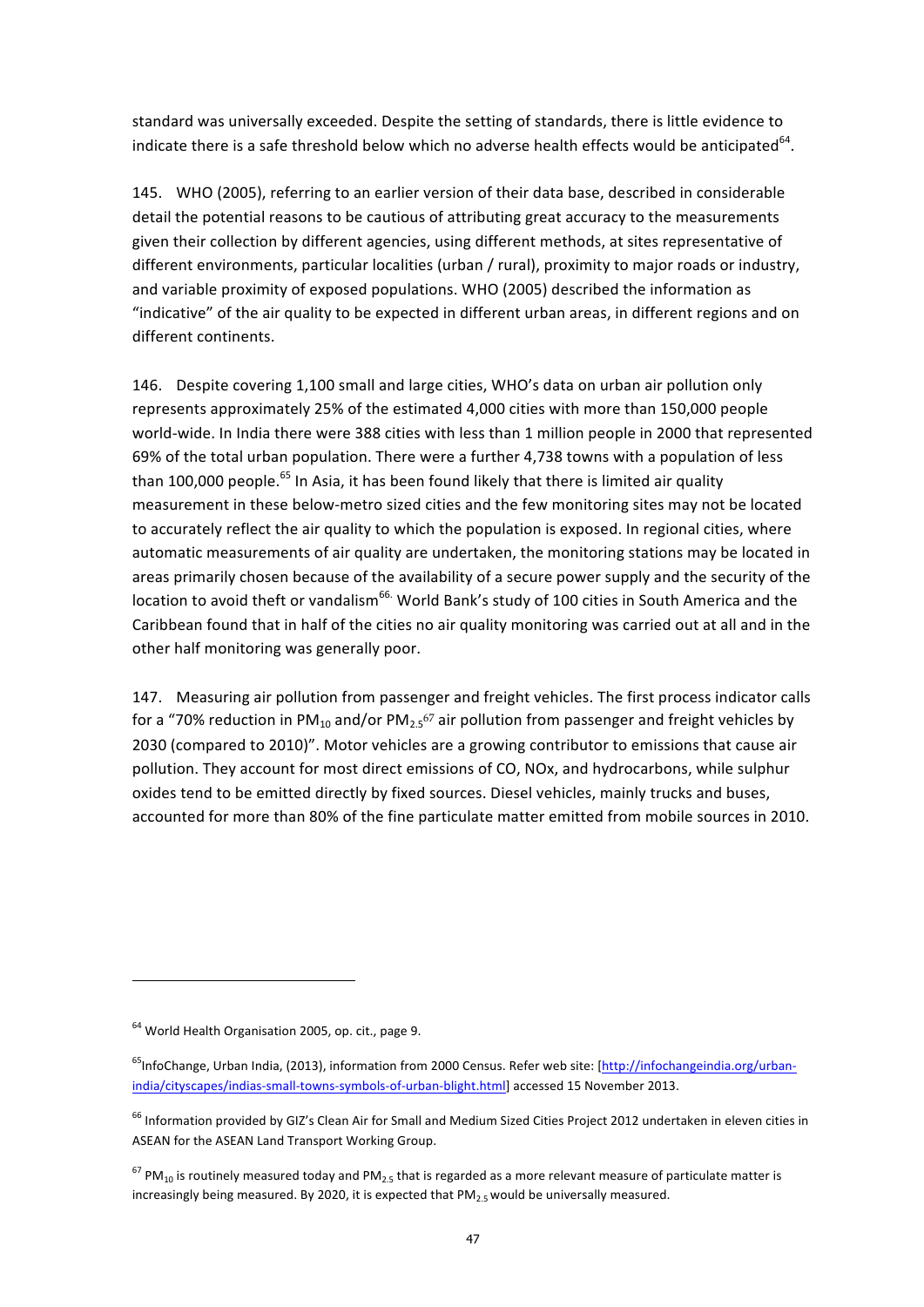standard was universally exceeded. Despite the setting of standards, there is little evidence to indicate there is a safe threshold below which no adverse health effects would be anticipated[64].

145. WHO (2005), referring to an earlier version of their data base, described in considerable detail the potential reasons to be cautious of attributing great accuracy to the measurements given their collection by different agencies, using different methods, at sites representative of different environments, particular localities (urban / rural), proximity to major roads or industry, and variable proximity of exposed populations. WHO (2005) described the information as "indicative" of the air quality to be expected in different urban areas, in different regions and on different continents.

146. Despite covering 1,100 small and large cities, WHO's data on urban air pollution only represents approximately 25% of the estimated 4,000 cities with more than 150,000 people world-wide. In India there were 388 cities with less than 1 million people in 2000 that represented 69% of the total urban population. There were a further 4,738 towns with a population of less than 100,000 people.[65] In Asia, it has been found likely that there is limited air quality measurement in these below-metro sized cities and the few monitoring sites may not be located to accurately reflect the air quality to which the population is exposed. In regional cities, where automatic measurements of air quality are undertaken, the monitoring stations may be located in areas primarily chosen because of the availability of a secure power supply and the security of the location to avoid theft or vandalism[66]. World Bank's study of 100 cities in South America and the Caribbean found that in half of the cities no air quality monitoring was carried out at all and in the other half monitoring was generally poor.

147. Measuring air pollution from passenger and freight vehicles. The first process indicator calls for a "70% reduction in $PM_{10}$ and/or $PM_{2.5}$[67] air pollution from passenger and freight vehicles by 2030 (compared to 2010)". Motor vehicles are a growing contributor to emissions that cause air pollution. They account for most direct emissions of CO, NOx, and hydrocarbons, while sulphur oxides tend to be emitted directly by fixed sources. Diesel vehicles, mainly trucks and buses, accounted for more than 80% of the fine particulate matter emitted from mobile sources in 2010.

---

[64] World Health Organisation 2005, op. cit., page 9.

[65] InfoChange, Urban India, (2013), information from 2000 Census. Refer web site: [http://infochangeindia.org/urban-india/cityscapes/indias-small-towns-symbols-of-urban-blight.html] accessed 15 November 2013.

[66] Information provided by GIZ's Clean Air for Small and Medium Sized Cities Project 2012 undertaken in eleven cities in ASEAN for the ASEAN Land Transport Working Group.

[67] $PM_{10}$ is routinely measured today and $PM_{2.5}$ that is regarded as a more relevant measure of particulate matter is increasingly being measured. By 2020, it is expected that $PM_{2.5}$ would be universally measured.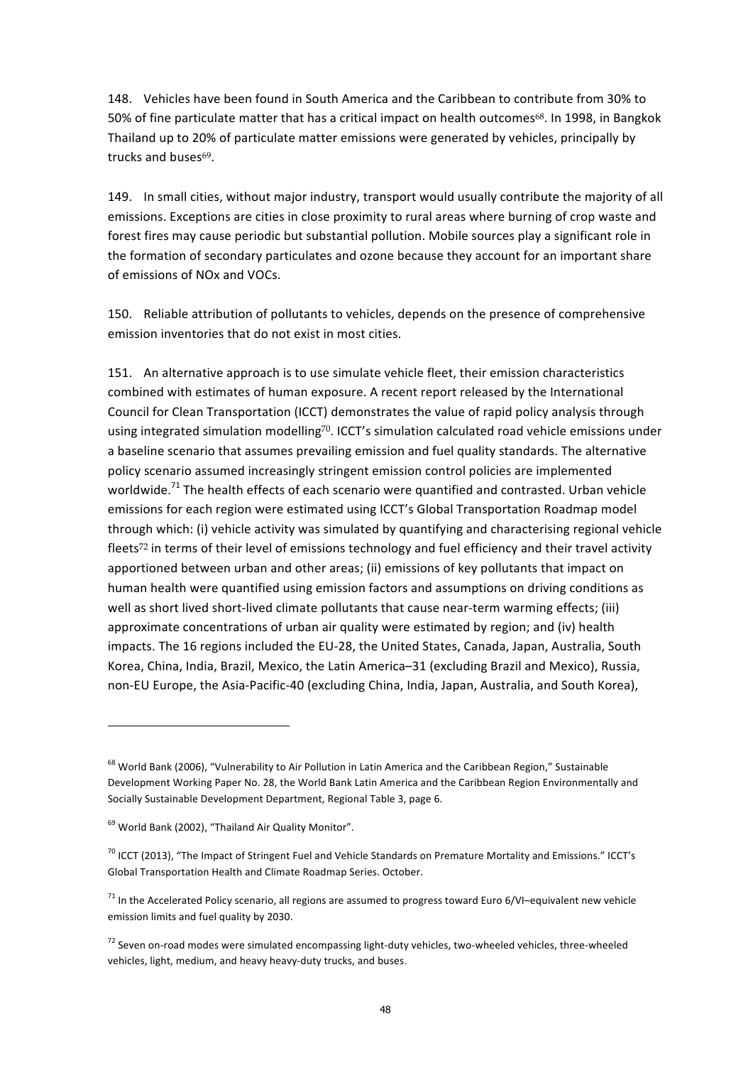148. Vehicles have been found in South America and the Caribbean to contribute from 30% to 50% of fine particulate matter that has a critical impact on health outcomes[68]. In 1998, in Bangkok Thailand up to 20% of particulate matter emissions were generated by vehicles, principally by trucks and buses[69].

149. In small cities, without major industry, transport would usually contribute the majority of all emissions. Exceptions are cities in close proximity to rural areas where burning of crop waste and forest fires may cause periodic but substantial pollution. Mobile sources play a significant role in the formation of secondary particulates and ozone because they account for an important share of emissions of NOx and VOCs.

150. Reliable attribution of pollutants to vehicles, depends on the presence of comprehensive emission inventories that do not exist in most cities.

151. An alternative approach is to use simulate vehicle fleet, their emission characteristics combined with estimates of human exposure. A recent report released by the International Council for Clean Transportation (ICCT) demonstrates the value of rapid policy analysis through using integrated simulation modelling[70]. ICCT's simulation calculated road vehicle emissions under a baseline scenario that assumes prevailing emission and fuel quality standards. The alternative policy scenario assumed increasingly stringent emission control policies are implemented worldwide.[71] The health effects of each scenario were quantified and contrasted. Urban vehicle emissions for each region were estimated using ICCT's Global Transportation Roadmap model through which: (i) vehicle activity was simulated by quantifying and characterising regional vehicle fleets[72] in terms of their level of emissions technology and fuel efficiency and their travel activity apportioned between urban and other areas; (ii) emissions of key pollutants that impact on human health were quantified using emission factors and assumptions on driving conditions as well as short lived short-lived climate pollutants that cause near-term warming effects; (iii) approximate concentrations of urban air quality were estimated by region; and (iv) health impacts. The 16 regions included the EU-28, the United States, Canada, Japan, Australia, South Korea, China, India, Brazil, Mexico, the Latin America–31 (excluding Brazil and Mexico), Russia, non-EU Europe, the Asia-Pacific-40 (excluding China, India, Japan, Australia, and South Korea),

---

[68] World Bank (2006), "Vulnerability to Air Pollution in Latin America and the Caribbean Region," Sustainable Development Working Paper No. 28, the World Bank Latin America and the Caribbean Region Environmentally and Socially Sustainable Development Department, Regional Table 3, page 6.

[69] World Bank (2002), "Thailand Air Quality Monitor".

[70] ICCT (2013), "The Impact of Stringent Fuel and Vehicle Standards on Premature Mortality and Emissions." ICCT's Global Transportation Health and Climate Roadmap Series. October.

[71] In the Accelerated Policy scenario, all regions are assumed to progress toward Euro 6/VI–equivalent new vehicle emission limits and fuel quality by 2030.

[72] Seven on-road modes were simulated encompassing light-duty vehicles, two-wheeled vehicles, three-wheeled vehicles, light, medium, and heavy heavy-duty trucks, and buses.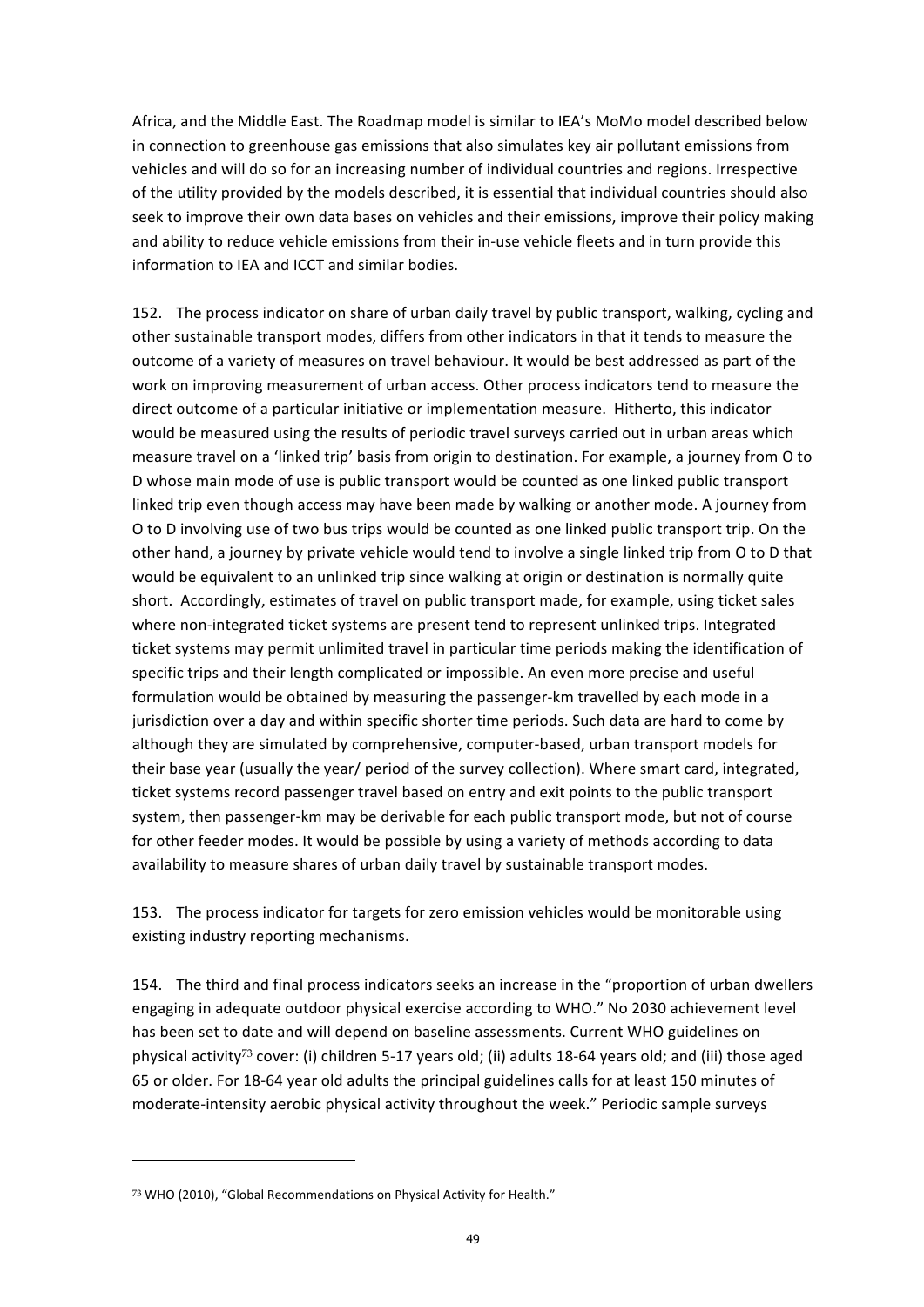Africa, and the Middle East. The Roadmap model is similar to IEA's MoMo model described below in connection to greenhouse gas emissions that also simulates key air pollutant emissions from vehicles and will do so for an increasing number of individual countries and regions. Irrespective of the utility provided by the models described, it is essential that individual countries should also seek to improve their own data bases on vehicles and their emissions, improve their policy making and ability to reduce vehicle emissions from their in-use vehicle fleets and in turn provide this information to IEA and ICCT and similar bodies.

152. The process indicator on share of urban daily travel by public transport, walking, cycling and other sustainable transport modes, differs from other indicators in that it tends to measure the outcome of a variety of measures on travel behaviour. It would be best addressed as part of the work on improving measurement of urban access. Other process indicators tend to measure the direct outcome of a particular initiative or implementation measure. Hitherto, this indicator would be measured using the results of periodic travel surveys carried out in urban areas which measure travel on a 'linked trip' basis from origin to destination. For example, a journey from O to D whose main mode of use is public transport would be counted as one linked public transport linked trip even though access may have been made by walking or another mode. A journey from O to D involving use of two bus trips would be counted as one linked public transport trip. On the other hand, a journey by private vehicle would tend to involve a single linked trip from O to D that would be equivalent to an unlinked trip since walking at origin or destination is normally quite short. Accordingly, estimates of travel on public transport made, for example, using ticket sales where non-integrated ticket systems are present tend to represent unlinked trips. Integrated ticket systems may permit unlimited travel in particular time periods making the identification of specific trips and their length complicated or impossible. An even more precise and useful formulation would be obtained by measuring the passenger-km travelled by each mode in a jurisdiction over a day and within specific shorter time periods. Such data are hard to come by although they are simulated by comprehensive, computer-based, urban transport models for their base year (usually the year/ period of the survey collection). Where smart card, integrated, ticket systems record passenger travel based on entry and exit points to the public transport system, then passenger-km may be derivable for each public transport mode, but not of course for other feeder modes. It would be possible by using a variety of methods according to data availability to measure shares of urban daily travel by sustainable transport modes.

153. The process indicator for targets for zero emission vehicles would be monitorable using existing industry reporting mechanisms.

154. The third and final process indicators seeks an increase in the "proportion of urban dwellers engaging in adequate outdoor physical exercise according to WHO." No 2030 achievement level has been set to date and will depend on baseline assessments. Current WHO guidelines on physical activity[73] cover: (i) children 5-17 years old; (ii) adults 18-64 years old; and (iii) those aged 65 or older. For 18-64 year old adults the principal guidelines calls for at least 150 minutes of moderate-intensity aerobic physical activity throughout the week." Periodic sample surveys

---

[73] WHO (2010), "Global Recommendations on Physical Activity for Health."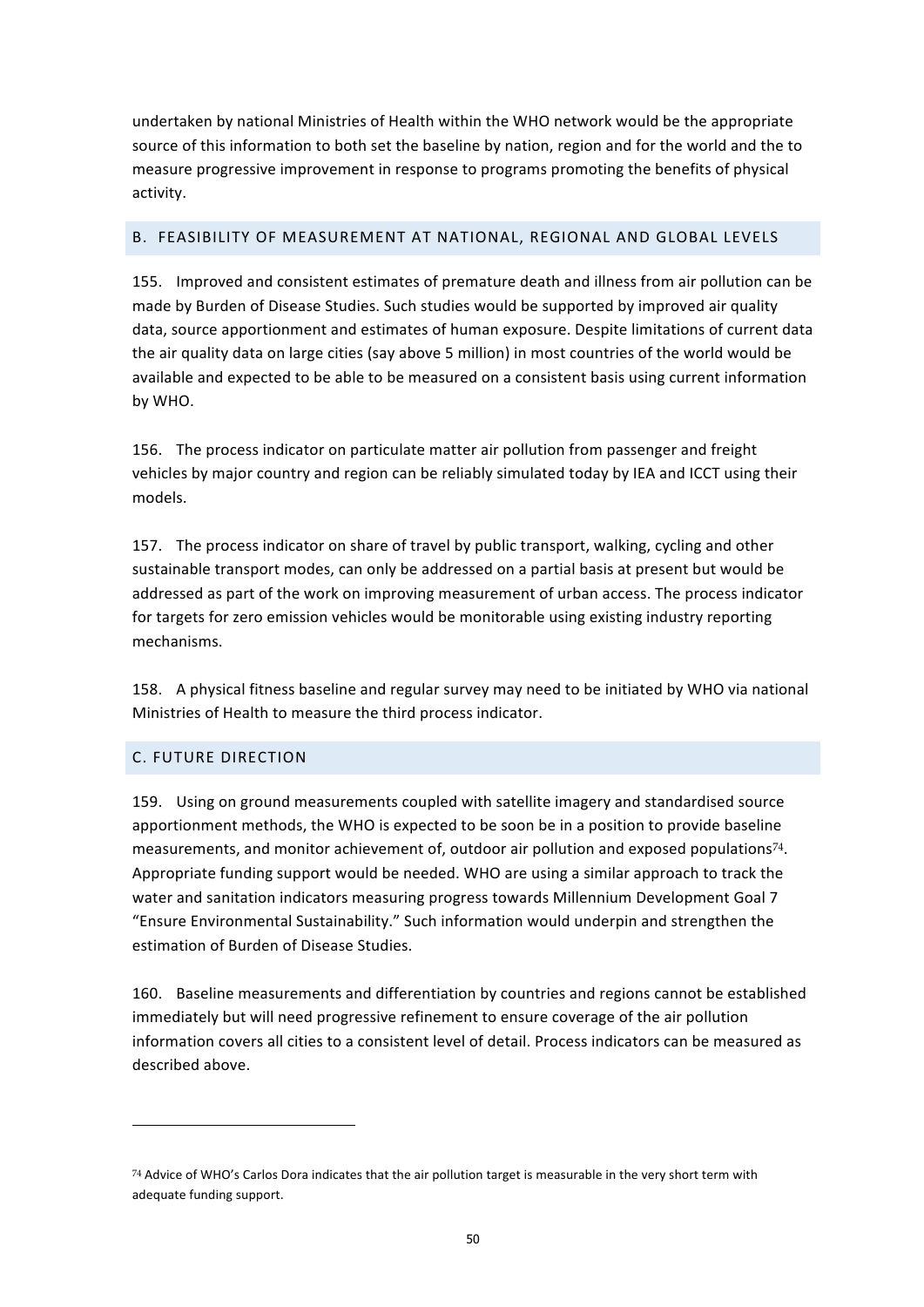undertaken by national Ministries of Health within the WHO network would be the appropriate source of this information to both set the baseline by nation, region and for the world and the to measure progressive improvement in response to programs promoting the benefits of physical activity.

## B. FEASIBILITY OF MEASUREMENT AT NATIONAL, REGIONAL AND GLOBAL LEVELS

155. Improved and consistent estimates of premature death and illness from air pollution can be made by Burden of Disease Studies. Such studies would be supported by improved air quality data, source apportionment and estimates of human exposure. Despite limitations of current data the air quality data on large cities (say above 5 million) in most countries of the world would be available and expected to be able to be measured on a consistent basis using current information by WHO.

156. The process indicator on particulate matter air pollution from passenger and freight vehicles by major country and region can be reliably simulated today by IEA and ICCT using their models.

157. The process indicator on share of travel by public transport, walking, cycling and other sustainable transport modes, can only be addressed on a partial basis at present but would be addressed as part of the work on improving measurement of urban access. The process indicator for targets for zero emission vehicles would be monitorable using existing industry reporting mechanisms.

158. A physical fitness baseline and regular survey may need to be initiated by WHO via national Ministries of Health to measure the third process indicator.

## C. FUTURE DIRECTION

159. Using on ground measurements coupled with satellite imagery and standardised source apportionment methods, the WHO is expected to be soon be in a position to provide baseline measurements, and monitor achievement of, outdoor air pollution and exposed populations[74]. Appropriate funding support would be needed. WHO are using a similar approach to track the water and sanitation indicators measuring progress towards Millennium Development Goal 7 "Ensure Environmental Sustainability." Such information would underpin and strengthen the estimation of Burden of Disease Studies.

160. Baseline measurements and differentiation by countries and regions cannot be established immediately but will need progressive refinement to ensure coverage of the air pollution information covers all cities to a consistent level of detail. Process indicators can be measured as described above.

---

[74] Advice of WHO's Carlos Dora indicates that the air pollution target is measurable in the very short term with adequate funding support.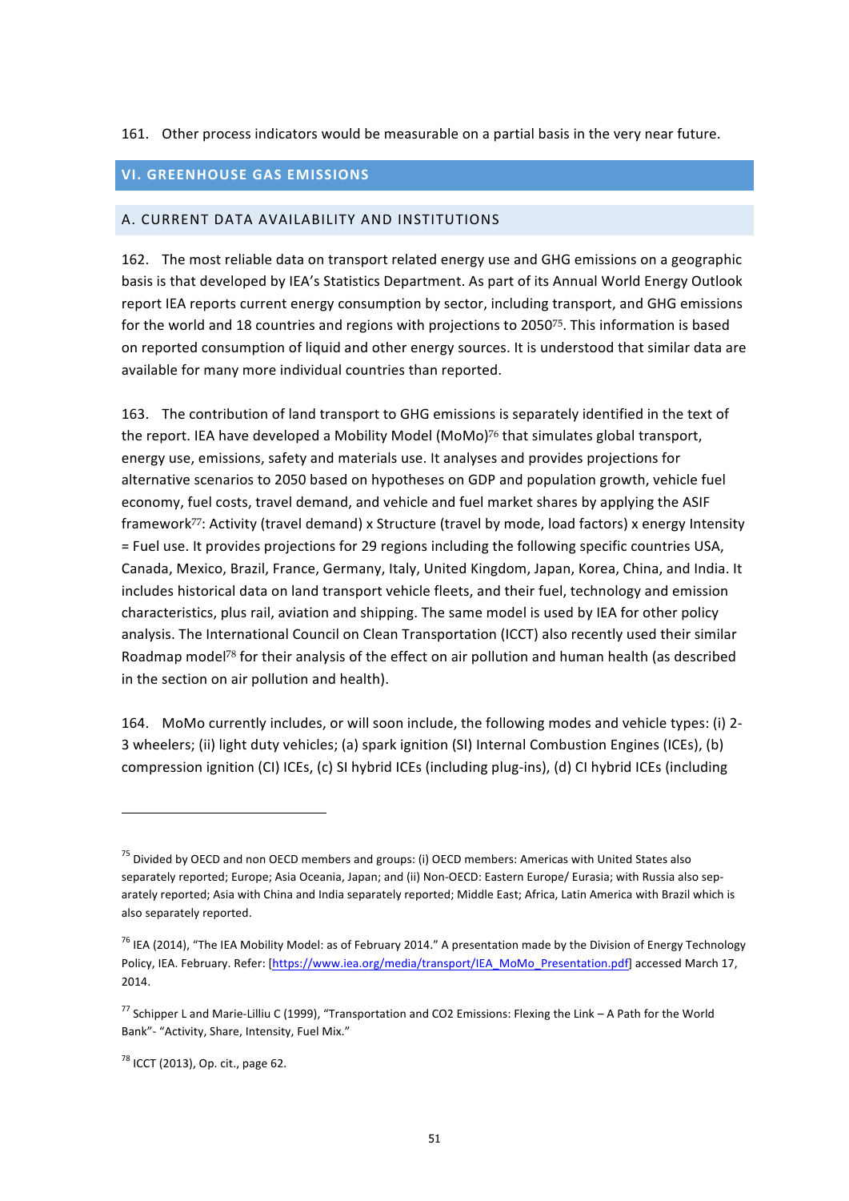161. Other process indicators would be measurable on a partial basis in the very near future.

## VI. GREENHOUSE GAS EMISSIONS

### A. CURRENT DATA AVAILABILITY AND INSTITUTIONS

162. The most reliable data on transport related energy use and GHG emissions on a geographic basis is that developed by IEA's Statistics Department. As part of its Annual World Energy Outlook report IEA reports current energy consumption by sector, including transport, and GHG emissions for the world and 18 countries and regions with projections to 2050[75]. This information is based on reported consumption of liquid and other energy sources. It is understood that similar data are available for many more individual countries than reported.

163. The contribution of land transport to GHG emissions is separately identified in the text of the report. IEA have developed a Mobility Model (MoMo)[76] that simulates global transport, energy use, emissions, safety and materials use. It analyses and provides projections for alternative scenarios to 2050 based on hypotheses on GDP and population growth, vehicle fuel economy, fuel costs, travel demand, and vehicle and fuel market shares by applying the ASIF framework[77]: Activity (travel demand) x Structure (travel by mode, load factors) x energy Intensity = Fuel use. It provides projections for 29 regions including the following specific countries USA, Canada, Mexico, Brazil, France, Germany, Italy, United Kingdom, Japan, Korea, China, and India. It includes historical data on land transport vehicle fleets, and their fuel, technology and emission characteristics, plus rail, aviation and shipping. The same model is used by IEA for other policy analysis. The International Council on Clean Transportation (ICCT) also recently used their similar Roadmap model[78] for their analysis of the effect on air pollution and human health (as described in the section on air pollution and health).

164. MoMo currently includes, or will soon include, the following modes and vehicle types: (i) 2-3 wheelers; (ii) light duty vehicles; (a) spark ignition (SI) Internal Combustion Engines (ICEs), (b) compression ignition (CI) ICEs, (c) SI hybrid ICEs (including plug-ins), (d) CI hybrid ICEs (including

---

[75] Divided by OECD and non OECD members and groups: (i) OECD members: Americas with United States also separately reported; Europe; Asia Oceania, Japan; and (ii) Non-OECD: Eastern Europe/ Eurasia; with Russia also separately reported; Asia with China and India separately reported; Middle East; Africa, Latin America with Brazil which is also separately reported.

[76] IEA (2014), "The IEA Mobility Model: as of February 2014." A presentation made by the Division of Energy Technology Policy, IEA. February. Refer: [https://www.iea.org/media/transport/IEA_MoMo_Presentation.pdf] accessed March 17, 2014.

[77] Schipper L and Marie-Lilliu C (1999), "Transportation and CO2 Emissions: Flexing the Link – A Path for the World Bank"- "Activity, Share, Intensity, Fuel Mix."

[78] ICCT (2013), Op. cit., page 62.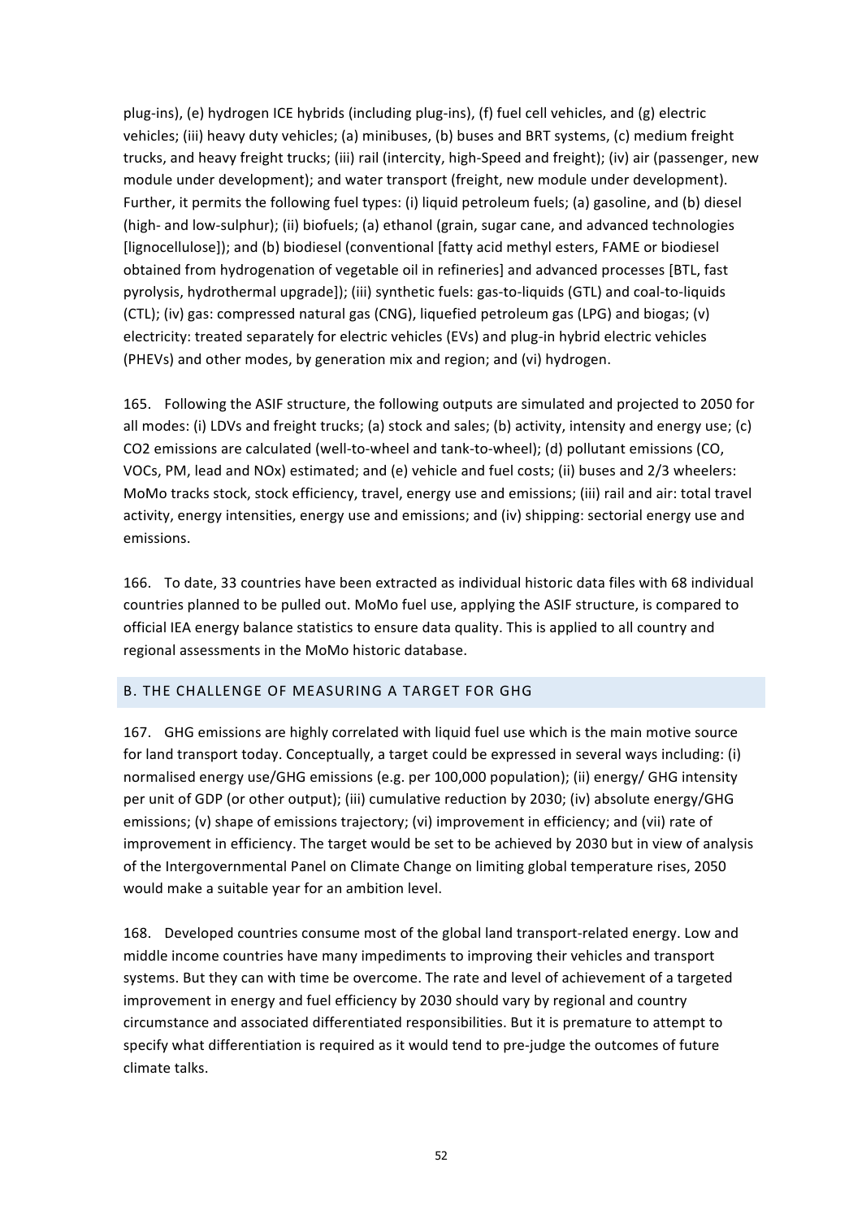plug-ins), (e) hydrogen ICE hybrids (including plug-ins), (f) fuel cell vehicles, and (g) electric vehicles; (iii) heavy duty vehicles; (a) minibuses, (b) buses and BRT systems, (c) medium freight trucks, and heavy freight trucks; (iii) rail (intercity, high-Speed and freight); (iv) air (passenger, new module under development); and water transport (freight, new module under development). Further, it permits the following fuel types: (i) liquid petroleum fuels; (a) gasoline, and (b) diesel (high- and low-sulphur); (ii) biofuels; (a) ethanol (grain, sugar cane, and advanced technologies [lignocellulose]); and (b) biodiesel (conventional [fatty acid methyl esters, FAME or biodiesel obtained from hydrogenation of vegetable oil in refineries] and advanced processes [BTL, fast pyrolysis, hydrothermal upgrade]); (iii) synthetic fuels: gas-to-liquids (GTL) and coal-to-liquids (CTL); (iv) gas: compressed natural gas (CNG), liquefied petroleum gas (LPG) and biogas; (v) electricity: treated separately for electric vehicles (EVs) and plug-in hybrid electric vehicles (PHEVs) and other modes, by generation mix and region; and (vi) hydrogen.

165. Following the ASIF structure, the following outputs are simulated and projected to 2050 for all modes: (i) LDVs and freight trucks; (a) stock and sales; (b) activity, intensity and energy use; (c) CO2 emissions are calculated (well-to-wheel and tank-to-wheel); (d) pollutant emissions (CO, VOCs, PM, lead and NOx) estimated; and (e) vehicle and fuel costs; (ii) buses and 2/3 wheelers: MoMo tracks stock, stock efficiency, travel, energy use and emissions; (iii) rail and air: total travel activity, energy intensities, energy use and emissions; and (iv) shipping: sectorial energy use and emissions.

166. To date, 33 countries have been extracted as individual historic data files with 68 individual countries planned to be pulled out. MoMo fuel use, applying the ASIF structure, is compared to official IEA energy balance statistics to ensure data quality. This is applied to all country and regional assessments in the MoMo historic database.

## B. THE CHALLENGE OF MEASURING A TARGET FOR GHG

167. GHG emissions are highly correlated with liquid fuel use which is the main motive source for land transport today. Conceptually, a target could be expressed in several ways including: (i) normalised energy use/GHG emissions (e.g. per 100,000 population); (ii) energy/ GHG intensity per unit of GDP (or other output); (iii) cumulative reduction by 2030; (iv) absolute energy/GHG emissions; (v) shape of emissions trajectory; (vi) improvement in efficiency; and (vii) rate of improvement in efficiency. The target would be set to be achieved by 2030 but in view of analysis of the Intergovernmental Panel on Climate Change on limiting global temperature rises, 2050 would make a suitable year for an ambition level.

168. Developed countries consume most of the global land transport-related energy. Low and middle income countries have many impediments to improving their vehicles and transport systems. But they can with time be overcome. The rate and level of achievement of a targeted improvement in energy and fuel efficiency by 2030 should vary by regional and country circumstance and associated differentiated responsibilities. But it is premature to attempt to specify what differentiation is required as it would tend to pre-judge the outcomes of future climate talks.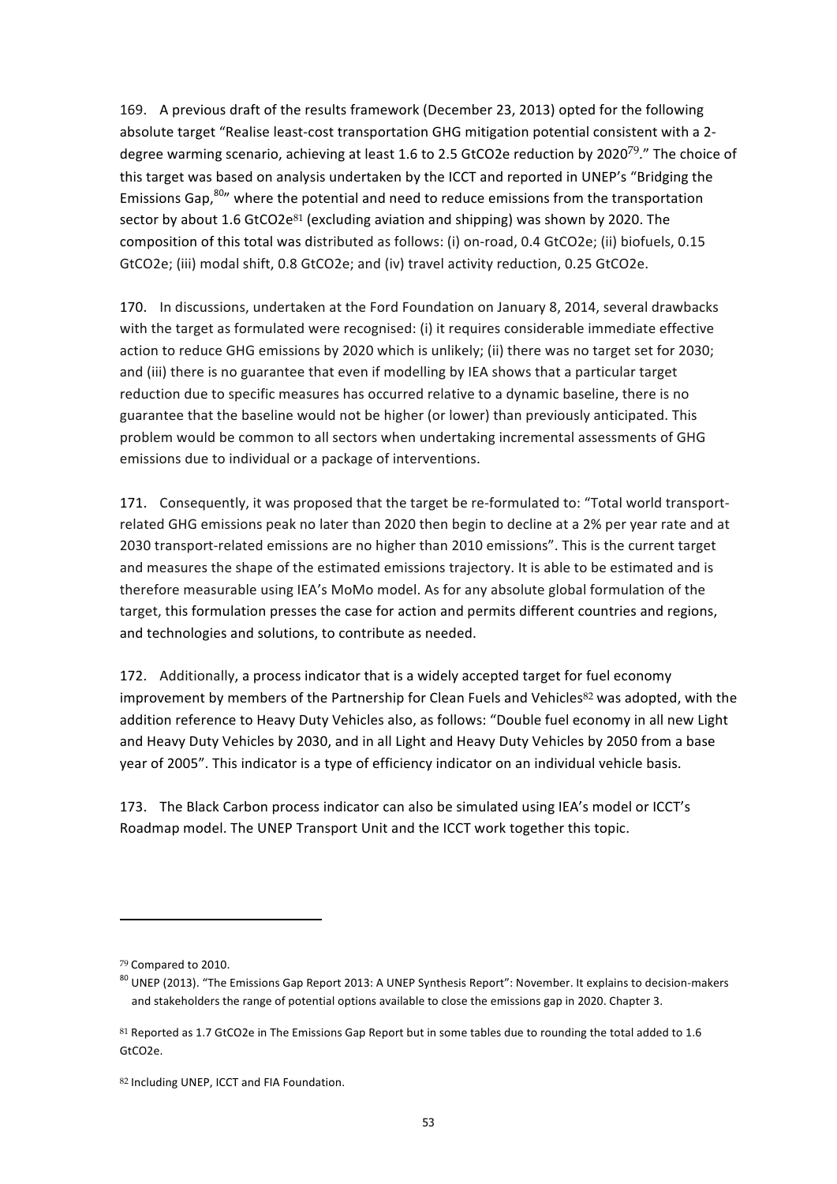169. A previous draft of the results framework (December 23, 2013) opted for the following absolute target "Realise least-cost transportation GHG mitigation potential consistent with a 2-degree warming scenario, achieving at least 1.6 to 2.5 GtCO2e reduction by 2020[79]." The choice of this target was based on analysis undertaken by the ICCT and reported in UNEP's "Bridging the Emissions Gap,[80]" where the potential and need to reduce emissions from the transportation sector by about 1.6 GtCO2e[81] (excluding aviation and shipping) was shown by 2020. The composition of this total was distributed as follows: (i) on-road, 0.4 GtCO2e; (ii) biofuels, 0.15 GtCO2e; (iii) modal shift, 0.8 GtCO2e; and (iv) travel activity reduction, 0.25 GtCO2e.

170. In discussions, undertaken at the Ford Foundation on January 8, 2014, several drawbacks with the target as formulated were recognised: (i) it requires considerable immediate effective action to reduce GHG emissions by 2020 which is unlikely; (ii) there was no target set for 2030; and (iii) there is no guarantee that even if modelling by IEA shows that a particular target reduction due to specific measures has occurred relative to a dynamic baseline, there is no guarantee that the baseline would not be higher (or lower) than previously anticipated. This problem would be common to all sectors when undertaking incremental assessments of GHG emissions due to individual or a package of interventions.

171. Consequently, it was proposed that the target be re-formulated to: "Total world transport-related GHG emissions peak no later than 2020 then begin to decline at a 2% per year rate and at 2030 transport-related emissions are no higher than 2010 emissions". This is the current target and measures the shape of the estimated emissions trajectory. It is able to be estimated and is therefore measurable using IEA's MoMo model. As for any absolute global formulation of the target, this formulation presses the case for action and permits different countries and regions, and technologies and solutions, to contribute as needed.

172. Additionally, a process indicator that is a widely accepted target for fuel economy improvement by members of the Partnership for Clean Fuels and Vehicles[82] was adopted, with the addition reference to Heavy Duty Vehicles also, as follows: "Double fuel economy in all new Light and Heavy Duty Vehicles by 2030, and in all Light and Heavy Duty Vehicles by 2050 from a base year of 2005". This indicator is a type of efficiency indicator on an individual vehicle basis.

173. The Black Carbon process indicator can also be simulated using IEA's model or ICCT's Roadmap model. The UNEP Transport Unit and the ICCT work together this topic.

---

[79] Compared to 2010.

[80] UNEP (2013). "The Emissions Gap Report 2013: A UNEP Synthesis Report": November. It explains to decision-makers and stakeholders the range of potential options available to close the emissions gap in 2020. Chapter 3.

[81] Reported as 1.7 GtCO2e in The Emissions Gap Report but in some tables due to rounding the total added to 1.6 GtCO2e.

[82] Including UNEP, ICCT and FIA Foundation.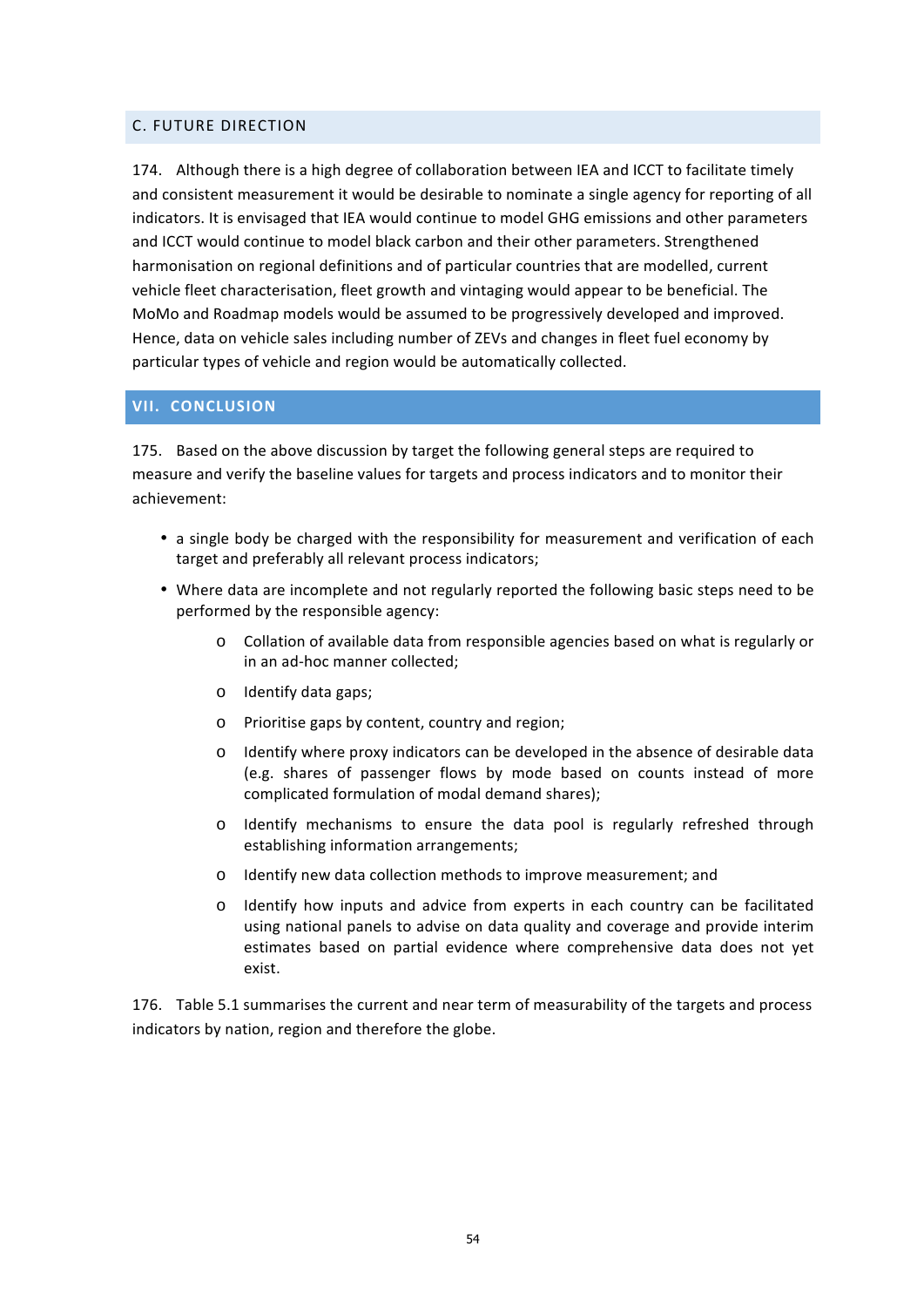## C. FUTURE DIRECTION

174. Although there is a high degree of collaboration between IEA and ICCT to facilitate timely and consistent measurement it would be desirable to nominate a single agency for reporting of all indicators. It is envisaged that IEA would continue to model GHG emissions and other parameters and ICCT would continue to model black carbon and their other parameters. Strengthened harmonisation on regional definitions and of particular countries that are modelled, current vehicle fleet characterisation, fleet growth and vintaging would appear to be beneficial. The MoMo and Roadmap models would be assumed to be progressively developed and improved. Hence, data on vehicle sales including number of ZEVs and changes in fleet fuel economy by particular types of vehicle and region would be automatically collected.

# VII. CONCLUSION

175. Based on the above discussion by target the following general steps are required to measure and verify the baseline values for targets and process indicators and to monitor their achievement:

- a single body be charged with the responsibility for measurement and verification of each target and preferably all relevant process indicators;
- Where data are incomplete and not regularly reported the following basic steps need to be performed by the responsible agency:
    - Collation of available data from responsible agencies based on what is regularly or in an ad-hoc manner collected;
    - Identify data gaps;
    - Prioritise gaps by content, country and region;
    - Identify where proxy indicators can be developed in the absence of desirable data (e.g. shares of passenger flows by mode based on counts instead of more complicated formulation of modal demand shares);
    - Identify mechanisms to ensure the data pool is regularly refreshed through establishing information arrangements;
    - Identify new data collection methods to improve measurement; and
    - Identify how inputs and advice from experts in each country can be facilitated using national panels to advise on data quality and coverage and provide interim estimates based on partial evidence where comprehensive data does not yet exist.

176. Table 5.1 summarises the current and near term of measurability of the targets and process indicators by nation, region and therefore the globe.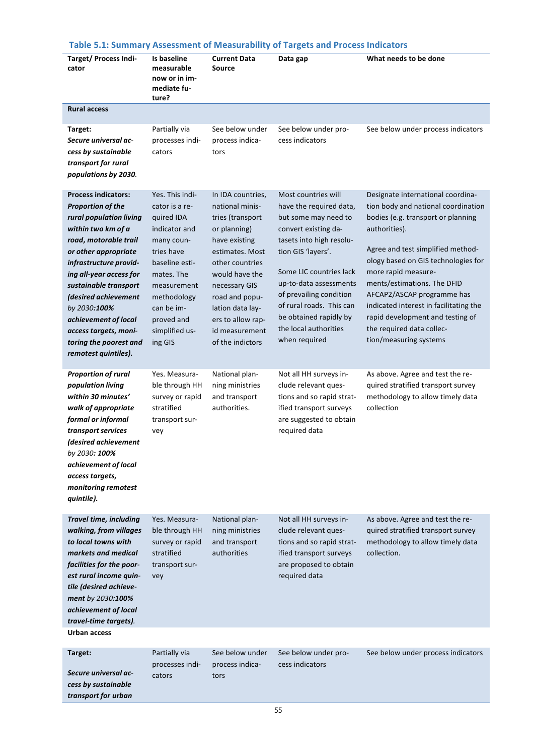## Table 5.1: Summary Assessment of Measurability of Targets and Process Indicators

| Target/ Process Indicator | Is baseline measurable now or in immediate future? | Current Data Source | Data gap | What needs to be done |
|---|---|---|---|---|
| **Rural access** | | | | |
| **Target:** ***Secure universal access by sustainable transport for rural populations by 2030.*** | Partially via processes indicators | See below under process indicators | See below under process indicators | See below under process indicators |
| **Process indicators:** ***Proportion of the rural population living within two km of a road, motorable trail or other appropriate infrastructure providing all-year access for sustainable transport (desired achievement*** *by 2030:* ***100% achievement of local access targets, monitoring the poorest and remotest quintiles).*** | Yes. This indicator is a required IDA indicator and many countries have baseline estimates. The measurement methodology can be improved and simplified using GIS | In IDA countries, national ministries (transport or planning) have existing estimates. Most other countries would have the necessary GIS road and population data layers to allow rapid measurement of the indictors | Most countries will have the required data, but some may need to convert existing datasets into high resolution GIS 'layers'.<br><br>Some LIC countries lack up-to-data assessments of prevailing condition of rural roads. This can be obtained rapidly by the local authorities when required | Designate international coordination body and national coordination bodies (e.g. transport or planning authorities).<br><br>Agree and test simplified methodology based on GIS technologies for more rapid measurements/estimations. The DFID AFCAP2/ASCAP programme has indicated interest in facilitating the rapid development and testing of the required data collection/measuring systems |
| ***Proportion of rural population living within 30 minutes' walk of appropriate formal or informal transport services (desired achievement*** *by 2030:* ***100% achievement of local access targets, monitoring remotest quintile).*** | Yes. Measurable through HH survey or rapid stratified transport survey | National planning ministries and transport authorities. | Not all HH surveys include relevant questions and so rapid stratified transport surveys are suggested to obtain required data | As above. Agree and test the required stratified transport survey methodology to allow timely data collection |
| ***Travel time, including walking, from villages to local towns with markets and medical facilities for the poorest rural income quintile (desired achievement*** *by 2030:* ***100% achievement of local travel-time targets).*** | Yes. Measurable through HH survey or rapid stratified transport survey | National planning ministries and transport authorities | Not all HH surveys include relevant questions and so rapid stratified transport surveys are proposed to obtain required data | As above. Agree and test the required stratified transport survey methodology to allow timely data collection. |
| **Urban access** | | | | |
| **Target:** ***Secure universal access by sustainable transport for urban*** | Partially via processes indicators | See below under process indicators | See below under process indicators | See below under process indicators |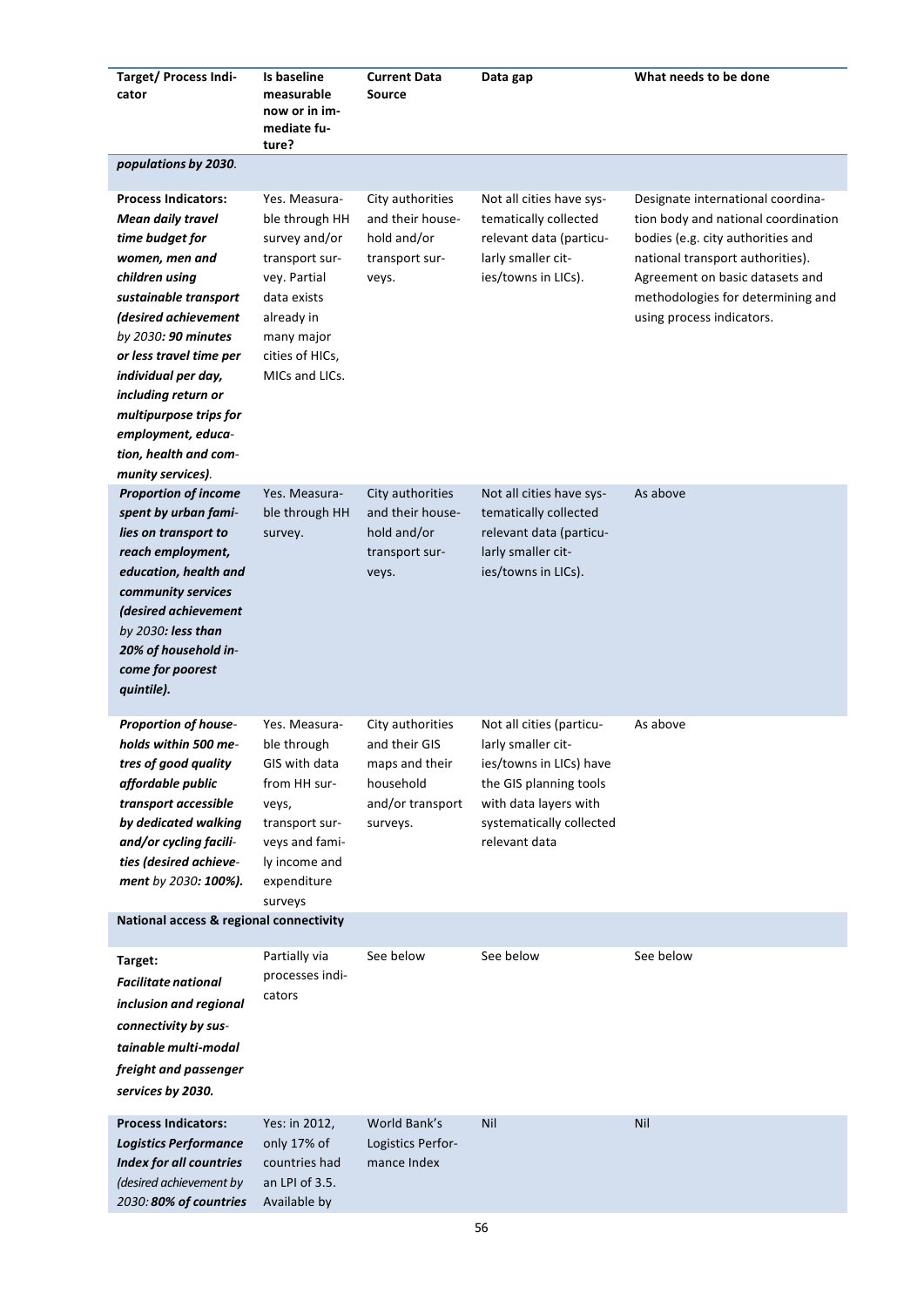| Target/ Process Indicator | Is baseline measurable now or in immediate future? | Current Data Source | Data gap | What needs to be done |
|---|---|---|---|---|
| ***populations by 2030*.** | | | | |
| **Process Indicators:** ***Mean daily travel time budget for women, men and children using sustainable transport (desired achievement by 2030: 90 minutes or less travel time per individual per day, including return or multipurpose trips for employment, education, health and community services)*.** | Yes. Measurable through HH survey and/or transport survey. Partial data exists already in many major cities of HICs, MICs and LICs. | City authorities and their household and/or transport surveys. | Not all cities have systematically collected relevant data (particularly smaller cities/towns in LICs). | Designate international coordination body and national coordination bodies (e.g. city authorities and national transport authorities). Agreement on basic datasets and methodologies for determining and using process indicators. |
| ***Proportion of income spent by urban families on transport to reach employment, education, health and community services (desired achievement by 2030: less than 20% of household income for poorest quintile).*** | Yes. Measurable through HH survey. | City authorities and their household and/or transport surveys. | Not all cities have systematically collected relevant data (particularly smaller cities/towns in LICs). | As above |
| ***Proportion of households within 500 metres of good quality affordable public transport accessible by dedicated walking and/or cycling facilities (desired achievement by 2030: 100%).*** | Yes. Measurable through GIS with data from HH surveys, transport surveys and family income and expenditure surveys | City authorities and their GIS maps and their household and/or transport surveys. | Not all cities (particularly smaller cities/towns in LICs) have the GIS planning tools with data layers with systematically collected relevant data | As above |
| **National access & regional connectivity** | | | | |
| **Target:** ***Facilitate national inclusion and regional connectivity by sustainable multi-modal freight and passenger services by 2030.*** | Partially via processes indicators | See below | See below | See below |
| **Process Indicators:** ***Logistics Performance Index for all countries (desired achievement by 2030: 80% of countries*** | Yes: in 2012, only 17% of countries had an LPI of 3.5. Available by | World Bank's Logistics Performance Index | Nil | Nil |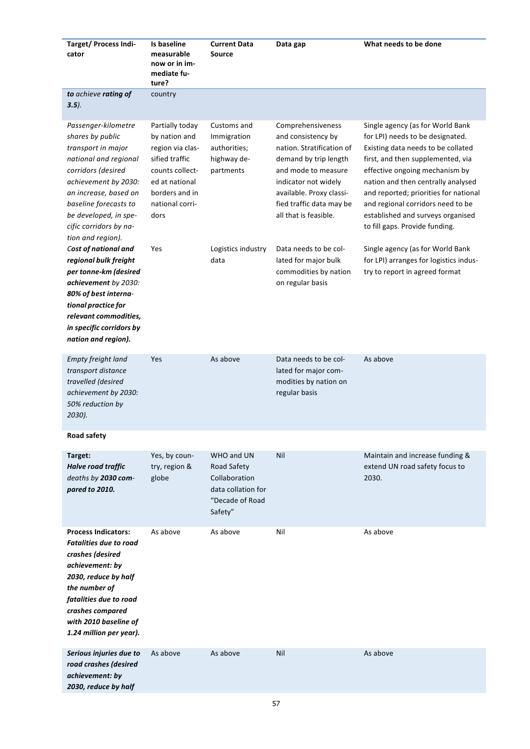| Target/ Process Indicator | Is baseline measurable now or in immediate future? | Current Data Source | Data gap | What needs to be done |
|---|---|---|---|---|
| *to achieve **rating of 3.5**).* | country | | | |
| *Passenger-kilometre shares by public transport in major national and regional corridors (desired achievement by 2030: an increase, based on baseline forecasts to be developed, in specific corridors by nation and region).* | Partially today by nation and region via classified traffic counts collected at national borders and in national corridors | Customs and Immigration authorities; highway departments | Comprehensiveness and consistency by nation. Stratification of demand by trip length and mode to measure indicator not widely available. Proxy classified traffic data may be all that is feasible. | Single agency (as for World Bank for LPI) needs to be designated. Existing data needs to be collated first, and then supplemented, via effective ongoing mechanism by nation and then centrally analysed and reported; priorities for national and regional corridors need to be established and surveys organised to fill gaps. Provide funding. |
| ***Cost of national and regional bulk freight per tonne-km (desired achievement** by 2030: **80% of best international practice for relevant commodities, in specific corridors by nation and region).*** | Yes | Logistics industry data | Data needs to be collated for major bulk commodities by nation on regular basis | Single agency (as for World Bank for LPI) arranges for logistics industry to report in agreed format |
| *Empty freight land transport distance travelled (desired achievement by 2030: 50% reduction by 2030).* | Yes | As above | Data needs to be collated for major commodities by nation on regular basis | As above |
| **Road safety** | | | | |
| **Target:** ***Halve road traffic** deaths by **2030 compared to 2010.*** | Yes, by country, region & globe | WHO and UN Road Safety Collaboration data collation for "Decade of Road Safety" | Nil | Maintain and increase funding & extend UN road safety focus to 2030. |
| **Process Indicators:** ***Fatalities due to road crashes (desired achievement: by 2030, reduce by half the number of fatalities due to road crashes compared with 2010 baseline of 1.24 million per year).*** | As above | As above | Nil | As above |
| ***Serious injuries due to road crashes (desired achievement: by 2030, reduce by half*** | As above | As above | Nil | As above |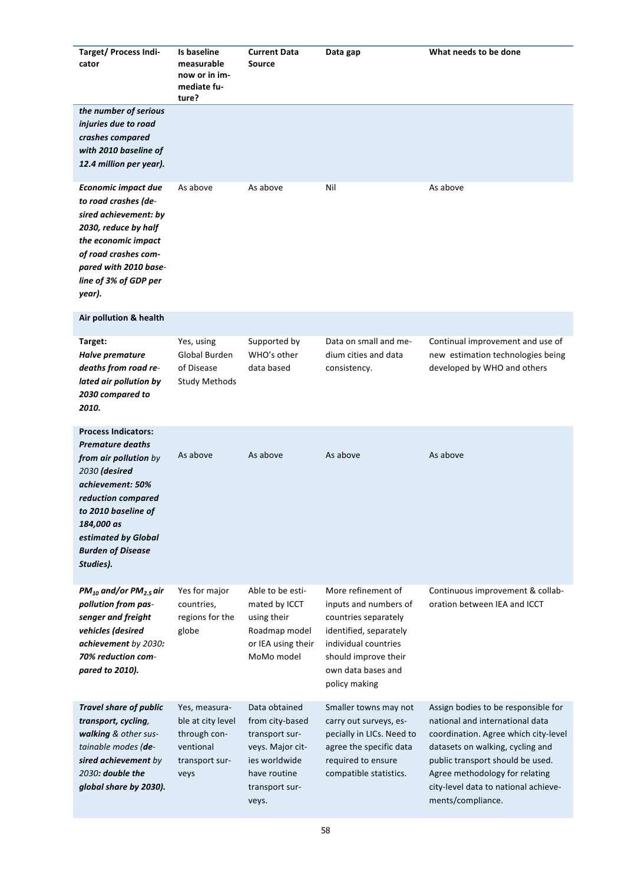| Target/ Process Indicator | Is baseline measurable now or in immediate future? | Current Data Source | Data gap | What needs to be done |
|---|---|---|---|---|
| ***the number of serious injuries due to road crashes compared with 2010 baseline of 12.4 million per year).*** | | | | |
| ***Economic impact due to road crashes (desired achievement: by 2030, reduce by half the economic impact of road crashes compared with 2010 baseline of 3% of GDP per year).*** | As above | As above | Nil | As above |
| **Air pollution & health** | | | | |
| **Target:** ***Halve premature deaths from road related air pollution by 2030 compared to 2010.*** | Yes, using Global Burden of Disease Study Methods | Supported by WHO's other data based | Data on small and medium cities and data consistency. | Continual improvement and use of new estimation technologies being developed by WHO and others |
| **Process Indicators:** ***Premature deaths from air pollution** by 2030 **(desired achievement: 50% reduction compared to 2010 baseline of 184,000 as estimated by Global Burden of Disease Studies).*** | As above | As above | As above | As above |
| ***$PM_{10}$ and/or $PM_{2.5}$ air pollution from passenger and freight vehicles (desired achievement** by 2030: **70% reduction compared to 2010).*** | Yes for major countries, regions for the globe | Able to be estimated by ICCT using their Roadmap model or IEA using their MoMo model | More refinement of inputs and numbers of countries separately identified, separately individual countries should improve their own data bases and policy making | Continuous improvement & collaboration between IEA and ICCT |
| ***Travel share of public transport, cycling, walking** & other sustainable modes **(desired achievement** by 2030: **double the global share by 2030).*** | Yes, measurable at city level through conventional transport surveys | Data obtained from city-based transport surveys. Major cities worldwide have routine transport surveys. | Smaller towns may not carry out surveys, especially in LICs. Need to agree the specific data required to ensure compatible statistics. | Assign bodies to be responsible for national and international data coordination. Agree which city-level datasets on walking, cycling and public transport should be used. Agree methodology for relating city-level data to national achievements/compliance. |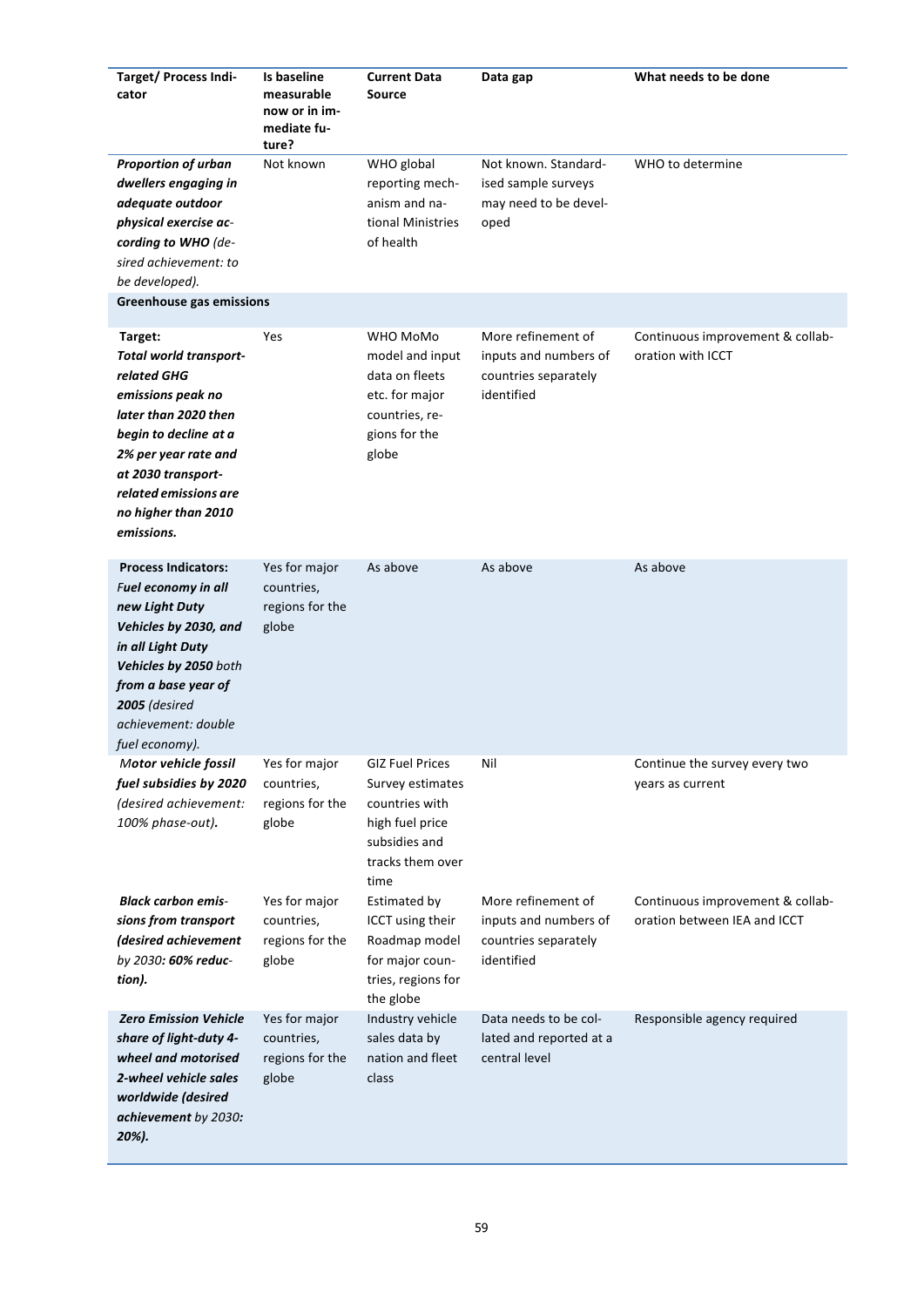| Target/ Process Indicator | Is baseline measurable now or in immediate future? | Current Data Source | Data gap | What needs to be done |
|---|---|---|---|---|
| ***Proportion of urban dwellers engaging in adequate outdoor physical exercise according to WHO*** *(desired achievement: to be developed).* | Not known | WHO global reporting mechanism and national Ministries of health | Not known. Standardised sample surveys may need to be developed | WHO to determine |
| **Greenhouse gas emissions** | | | | |
| **Target:** ***Total world transport-related GHG emissions peak no later than 2020 then begin to decline at a 2% per year rate and at 2030 transport-related emissions are no higher than 2010 emissions.*** | Yes | WHO MoMo model and input data on fleets etc. for major countries, regions for the globe | More refinement of inputs and numbers of countries separately identified | Continuous improvement & collaboration with ICCT |
| **Process Indicators:** ***Fuel economy in all new Light Duty Vehicles by 2030, and in all Light Duty Vehicles by 2050*** *both* ***from a base year of 2005*** *(desired achievement: double fuel economy).* | Yes for major countries, regions for the globe | As above | As above | As above |
| ***Motor vehicle fossil fuel subsidies by 2020*** *(desired achievement: 100% phase-out)****.*** | Yes for major countries, regions for the globe | GIZ Fuel Prices Survey estimates countries with high fuel price subsidies and tracks them over time | Nil | Continue the survey every two years as current |
| ***Black carbon emissions from transport (desired achievement by 2030: 60% reduction).*** | Yes for major countries, regions for the globe | Estimated by ICCT using their Roadmap model for major countries, regions for the globe | More refinement of inputs and numbers of countries separately identified | Continuous improvement & collaboration between IEA and ICCT |
| ***Zero Emission Vehicle share of light-duty 4-wheel and motorised 2-wheel vehicle sales worldwide (desired achievement*** *by 2030:* ***20%).*** | Yes for major countries, regions for the globe | Industry vehicle sales data by nation and fleet class | Data needs to be collated and reported at a central level | Responsible agency required |